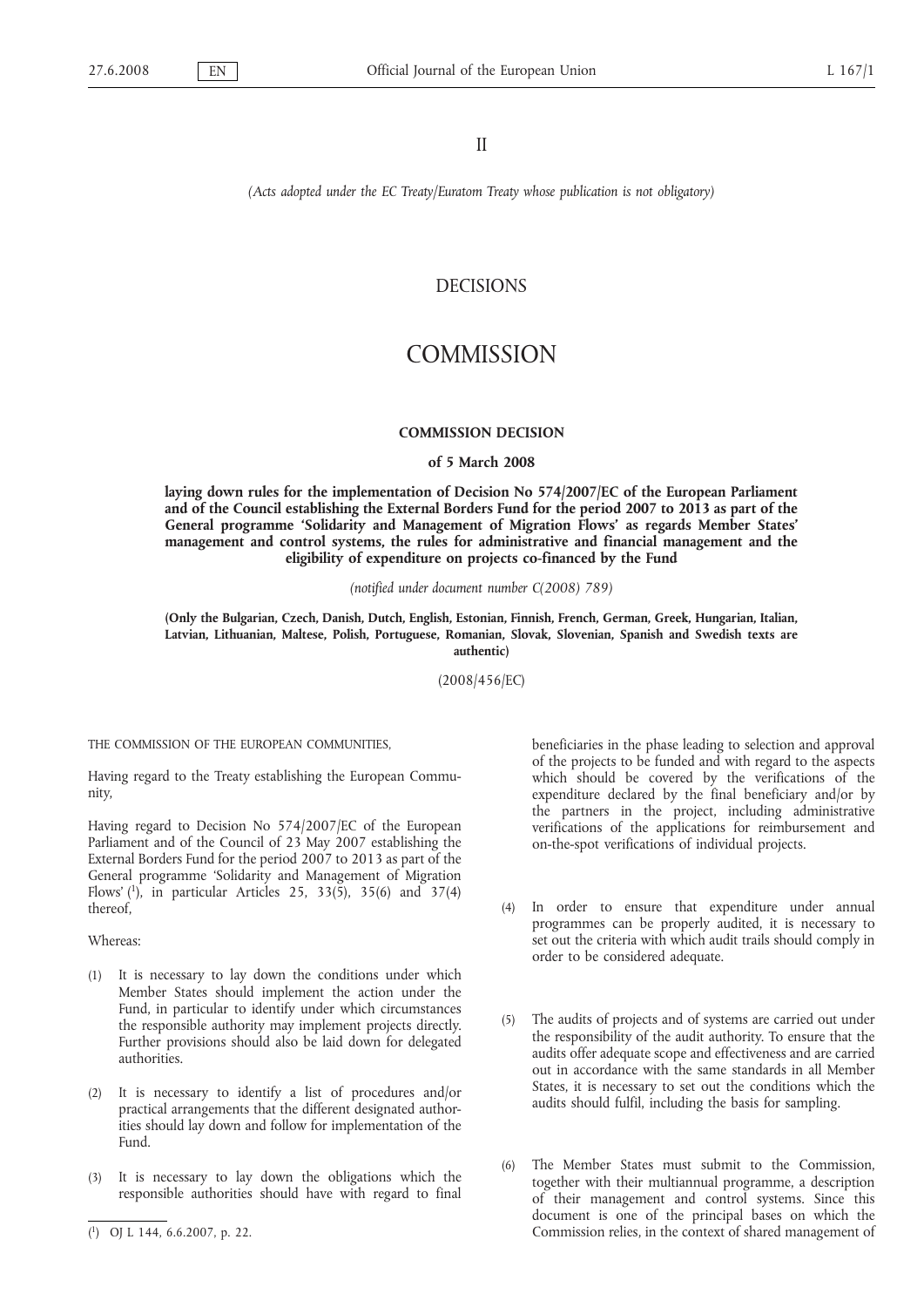II

*(Acts adopted under the EC Treaty/Euratom Treaty whose publication is not obligatory)*

# DECISIONS

# COMMISSION

## COMMISSION DECISION

### of 5 March 2008

**laying down rules for the implementation of Decision No 574/2007/EC of the European Parliament and of the Council establishing the External Borders Fund for the period 2007 to 2013 as part of the General programme 'Solidarity and Management of Migration Flows' as regards Member States' management and control systems, the rules for administrative and financial management and the eligibility of expenditure on projects co-financed by the Fund**

*(notified under document number C(2008) 789)*

**(Only the Bulgarian, Czech, Danish, Dutch, English, Estonian, Finnish, French, German, Greek, Hungarian, Italian, Latvian, Lithuanian, Maltese, Polish, Portuguese, Romanian, Slovak, Slovenian, Spanish and Swedish texts are authentic)**

(2008/456/EC)

THE COMMISSION OF THE EUROPEAN COMMUNITIES,

Having regard to the Treaty establishing the European Community,

Having regard to Decision No 574/2007/EC of the European Parliament and of the Council of 23 May 2007 establishing the External Borders Fund for the period 2007 to 2013 as part of the General programme 'Solidarity and Management of Migration Flows' [1], in particular Articles 25, 33(5), 35(6) and 37(4) thereof,

Whereas:

(1) It is necessary to lay down the conditions under which Member States should implement the action under the Fund, in particular to identify under which circumstances the responsible authority may implement projects directly. Further provisions should also be laid down for delegated authorities.

(2) It is necessary to identify a list of procedures and/or practical arrangements that the different designated authorities should lay down and follow for implementation of the Fund.

(3) It is necessary to lay down the obligations which the responsible authorities should have with regard to final beneficiaries in the phase leading to selection and approval of the projects to be funded and with regard to the aspects which should be covered by the verifications of the expenditure declared by the final beneficiary and/or by the partners in the project, including administrative verifications of the applications for reimbursement and on-the-spot verifications of individual projects.

(4) In order to ensure that expenditure under annual programmes can be properly audited, it is necessary to set out the criteria with which audit trails should comply in order to be considered adequate.

(5) The audits of projects and of systems are carried out under the responsibility of the audit authority. To ensure that the audits offer adequate scope and effectiveness and are carried out in accordance with the same standards in all Member States, it is necessary to set out the conditions which the audits should fulfil, including the basis for sampling.

(6) The Member States must submit to the Commission, together with their multiannual programme, a description of their management and control systems. Since this document is one of the principal bases on which the Commission relies, in the context of shared management of

[1] OJ L 144, 6.6.2007, p. 22.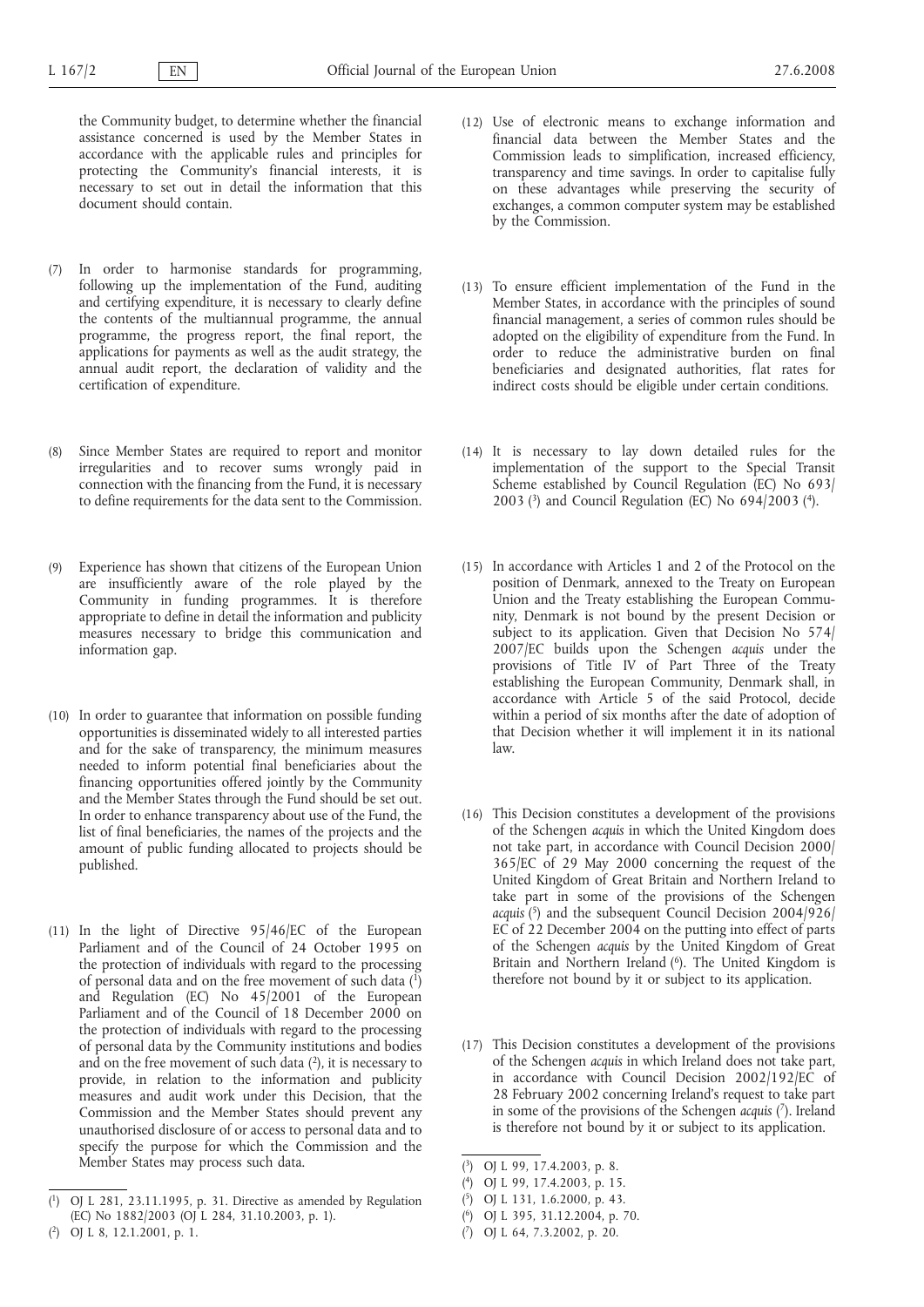the Community budget, to determine whether the financial assistance concerned is used by the Member States in accordance with the applicable rules and principles for protecting the Community's financial interests, it is necessary to set out in detail the information that this document should contain.

(7) In order to harmonise standards for programming, following up the implementation of the Fund, auditing and certifying expenditure, it is necessary to clearly define the contents of the multiannual programme, the annual programme, the progress report, the final report, the applications for payments as well as the audit strategy, the annual audit report, the declaration of validity and the certification of expenditure.

(8) Since Member States are required to report and monitor irregularities and to recover sums wrongly paid in connection with the financing from the Fund, it is necessary to define requirements for the data sent to the Commission.

(9) Experience has shown that citizens of the European Union are insufficiently aware of the role played by the Community in funding programmes. It is therefore appropriate to define in detail the information and publicity measures necessary to bridge this communication and information gap.

(10) In order to guarantee that information on possible funding opportunities is disseminated widely to all interested parties and for the sake of transparency, the minimum measures needed to inform potential final beneficiaries about the financing opportunities offered jointly by the Community and the Member States through the Fund should be set out. In order to enhance transparency about use of the Fund, the list of final beneficiaries, the names of the projects and the amount of public funding allocated to projects should be published.

(11) In the light of Directive 95/46/EC of the European Parliament and of the Council of 24 October 1995 on the protection of individuals with regard to the processing of personal data and on the free movement of such data ([1]) and Regulation (EC) No 45/2001 of the European Parliament and of the Council of 18 December 2000 on the protection of individuals with regard to the processing of personal data by the Community institutions and bodies and on the free movement of such data ([2]), it is necessary to provide, in relation to the information and publicity measures and audit work under this Decision, that the Commission and the Member States should prevent any unauthorised disclosure of or access to personal data and to specify the purpose for which the Commission and the Member States may process such data.

(12) Use of electronic means to exchange information and financial data between the Member States and the Commission leads to simplification, increased efficiency, transparency and time savings. In order to capitalise fully on these advantages while preserving the security of exchanges, a common computer system may be established by the Commission.

(13) To ensure efficient implementation of the Fund in the Member States, in accordance with the principles of sound financial management, a series of common rules should be adopted on the eligibility of expenditure from the Fund. In order to reduce the administrative burden on final beneficiaries and designated authorities, flat rates for indirect costs should be eligible under certain conditions.

(14) It is necessary to lay down detailed rules for the implementation of the support to the Special Transit Scheme established by Council Regulation (EC) No 693/2003 ([3]) and Council Regulation (EC) No 694/2003 ([4]).

(15) In accordance with Articles 1 and 2 of the Protocol on the position of Denmark, annexed to the Treaty on European Union and the Treaty establishing the European Community, Denmark is not bound by the present Decision or subject to its application. Given that Decision No 574/2007/EC builds upon the Schengen *acquis* under the provisions of Title IV of Part Three of the Treaty establishing the European Community, Denmark shall, in accordance with Article 5 of the said Protocol, decide within a period of six months after the date of adoption of that Decision whether it will implement it in its national law.

(16) This Decision constitutes a development of the provisions of the Schengen *acquis* in which the United Kingdom does not take part, in accordance with Council Decision 2000/365/EC of 29 May 2000 concerning the request of the United Kingdom of Great Britain and Northern Ireland to take part in some of the provisions of the Schengen *acquis* ([5]) and the subsequent Council Decision 2004/926/EC of 22 December 2004 on the putting into effect of parts of the Schengen *acquis* by the United Kingdom of Great Britain and Northern Ireland ([6]). The United Kingdom is therefore not bound by it or subject to its application.

(17) This Decision constitutes a development of the provisions of the Schengen *acquis* in which Ireland does not take part, in accordance with Council Decision 2002/192/EC of 28 February 2002 concerning Ireland's request to take part in some of the provisions of the Schengen *acquis* ([7]). Ireland is therefore not bound by it or subject to its application.

---

([1]) OJ L 281, 23.11.1995, p. 31. Directive as amended by Regulation (EC) No 1882/2003 (OJ L 284, 31.10.2003, p. 1).

([2]) OJ L 8, 12.1.2001, p. 1.

([3]) OJ L 99, 17.4.2003, p. 8.

([4]) OJ L 99, 17.4.2003, p. 15.

([5]) OJ L 131, 1.6.2000, p. 43.

([6]) OJ L 395, 31.12.2004, p. 70.

([7]) OJ L 64, 7.3.2002, p. 20.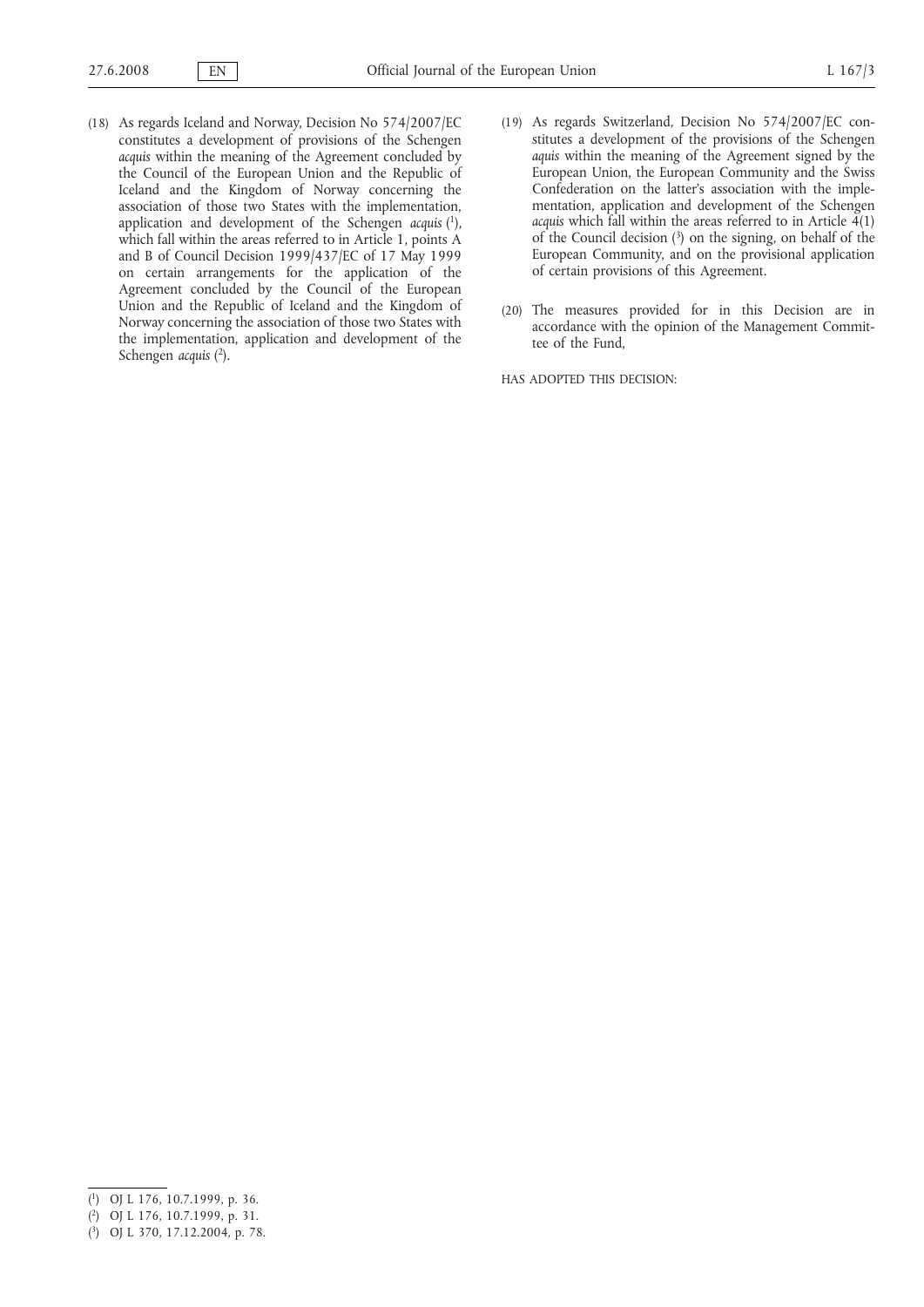(18) As regards Iceland and Norway, Decision No 574/2007/EC constitutes a development of provisions of the Schengen *acquis* within the meaning of the Agreement concluded by the Council of the European Union and the Republic of Iceland and the Kingdom of Norway concerning the association of those two States with the implementation, application and development of the Schengen *acquis* [1], which fall within the areas referred to in Article 1, points A and B of Council Decision 1999/437/EC of 17 May 1999 on certain arrangements for the application of the Agreement concluded by the Council of the European Union and the Republic of Iceland and the Kingdom of Norway concerning the association of those two States with the implementation, application and development of the Schengen *acquis* [2].

(19) As regards Switzerland, Decision No 574/2007/EC constitutes a development of the provisions of the Schengen *aquis* within the meaning of the Agreement signed by the European Union, the European Community and the Swiss Confederation on the latter's association with the implementation, application and development of the Schengen *acquis* which fall within the areas referred to in Article 4(1) of the Council decision [3] on the signing, on behalf of the European Community, and on the provisional application of certain provisions of this Agreement.

(20) The measures provided for in this Decision are in accordance with the opinion of the Management Committee of the Fund,

HAS ADOPTED THIS DECISION:

---

[1] OJ L 176, 10.7.1999, p. 36.

[2] OJ L 176, 10.7.1999, p. 31.

[3] OJ L 370, 17.12.2004, p. 78.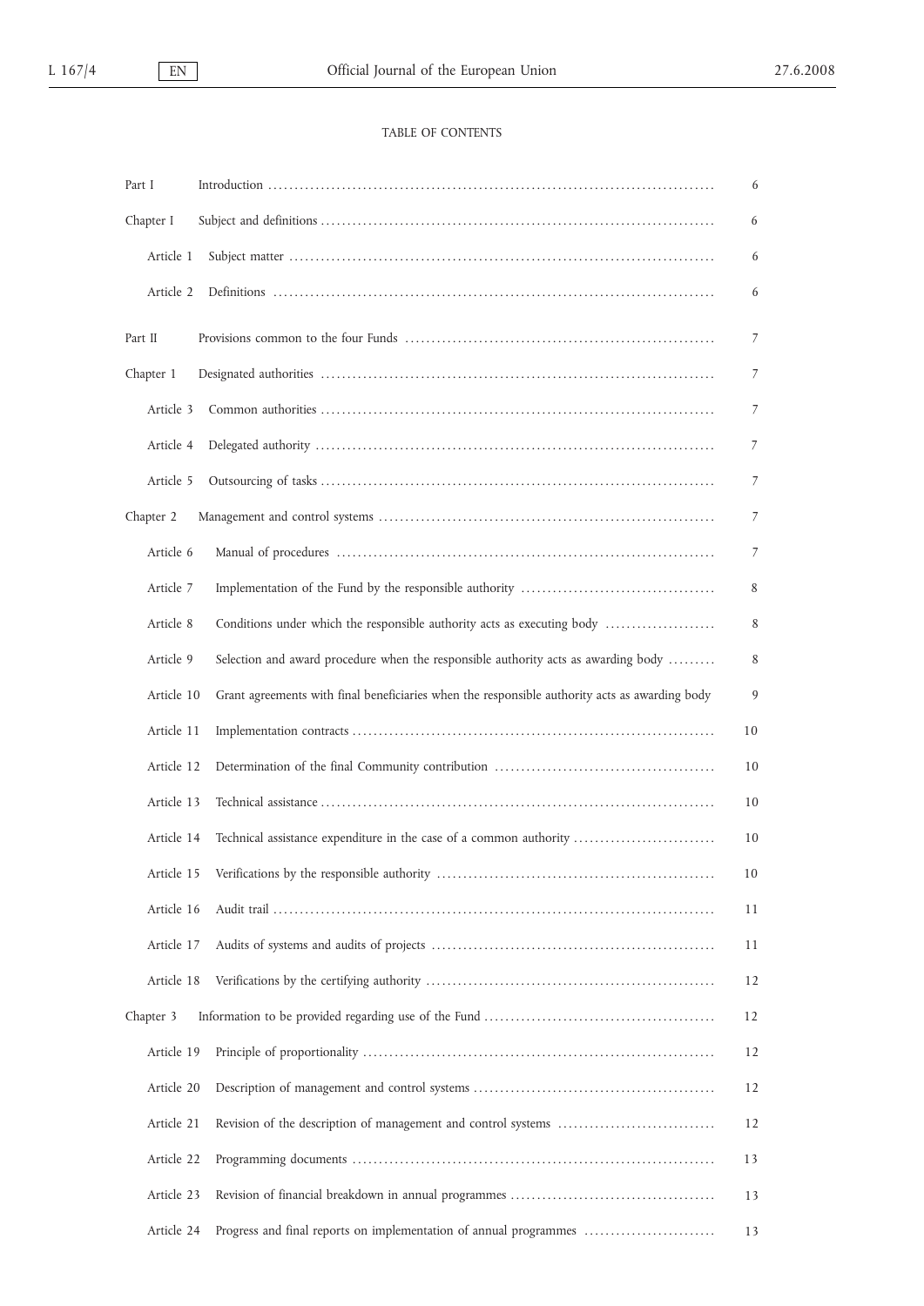TABLE OF CONTENTS

| | | |
|---|---|---|
| Part I | Introduction | 6 |
| Chapter I | Subject and definitions | 6 |
| Article 1 | Subject matter | 6 |
| Article 2 | Definitions | 6 |
| Part II | Provisions common to the four Funds | 7 |
| Chapter 1 | Designated authorities | 7 |
| Article 3 | Common authorities | 7 |
| Article 4 | Delegated authority | 7 |
| Article 5 | Outsourcing of tasks | 7 |
| Chapter 2 | Management and control systems | 7 |
| Article 6 | Manual of procedures | 7 |
| Article 7 | Implementation of the Fund by the responsible authority | 8 |
| Article 8 | Conditions under which the responsible authority acts as executing body | 8 |
| Article 9 | Selection and award procedure when the responsible authority acts as awarding body | 8 |
| Article 10 | Grant agreements with final beneficiaries when the responsible authority acts as awarding body | 9 |
| Article 11 | Implementation contracts | 10 |
| Article 12 | Determination of the final Community contribution | 10 |
| Article 13 | Technical assistance | 10 |
| Article 14 | Technical assistance expenditure in the case of a common authority | 10 |
| Article 15 | Verifications by the responsible authority | 10 |
| Article 16 | Audit trail | 11 |
| Article 17 | Audits of systems and audits of projects | 11 |
| Article 18 | Verifications by the certifying authority | 12 |
| Chapter 3 | Information to be provided regarding use of the Fund | 12 |
| Article 19 | Principle of proportionality | 12 |
| Article 20 | Description of management and control systems | 12 |
| Article 21 | Revision of the description of management and control systems | 12 |
| Article 22 | Programming documents | 13 |
| Article 23 | Revision of financial breakdown in annual programmes | 13 |
| Article 24 | Progress and final reports on implementation of annual programmes | 13 |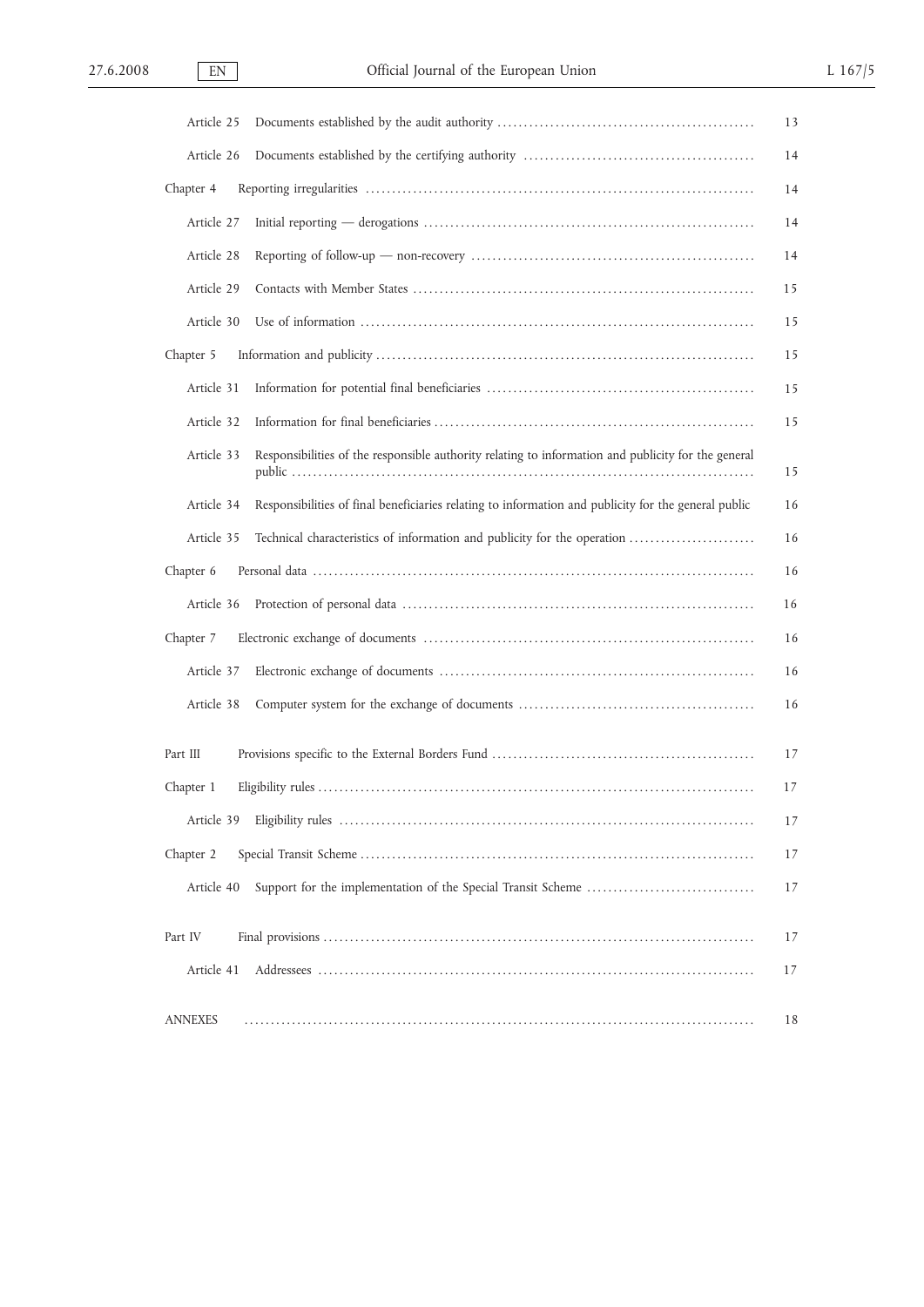| | | |
|---|---|---|
| Article 25 | Documents established by the audit authority | 13 |
| Article 26 | Documents established by the certifying authority | 14 |
| Chapter 4 | Reporting irregularities | 14 |
| Article 27 | Initial reporting — derogations | 14 |
| Article 28 | Reporting of follow-up — non-recovery | 14 |
| Article 29 | Contacts with Member States | 15 |
| Article 30 | Use of information | 15 |
| Chapter 5 | Information and publicity | 15 |
| Article 31 | Information for potential final beneficiaries | 15 |
| Article 32 | Information for final beneficiaries | 15 |
| Article 33 | Responsibilities of the responsible authority relating to information and publicity for the general public | 15 |
| Article 34 | Responsibilities of final beneficiaries relating to information and publicity for the general public | 16 |
| Article 35 | Technical characteristics of information and publicity for the operation | 16 |
| Chapter 6 | Personal data | 16 |
| Article 36 | Protection of personal data | 16 |
| Chapter 7 | Electronic exchange of documents | 16 |
| Article 37 | Electronic exchange of documents | 16 |
| Article 38 | Computer system for the exchange of documents | 16 |
| Part III | Provisions specific to the External Borders Fund | 17 |
| Chapter 1 | Eligibility rules | 17 |
| Article 39 | Eligibility rules | 17 |
| Chapter 2 | Special Transit Scheme | 17 |
| Article 40 | Support for the implementation of the Special Transit Scheme | 17 |
| Part IV | Final provisions | 17 |
| Article 41 | Addressees | 17 |
| ANNEXES | | 18 |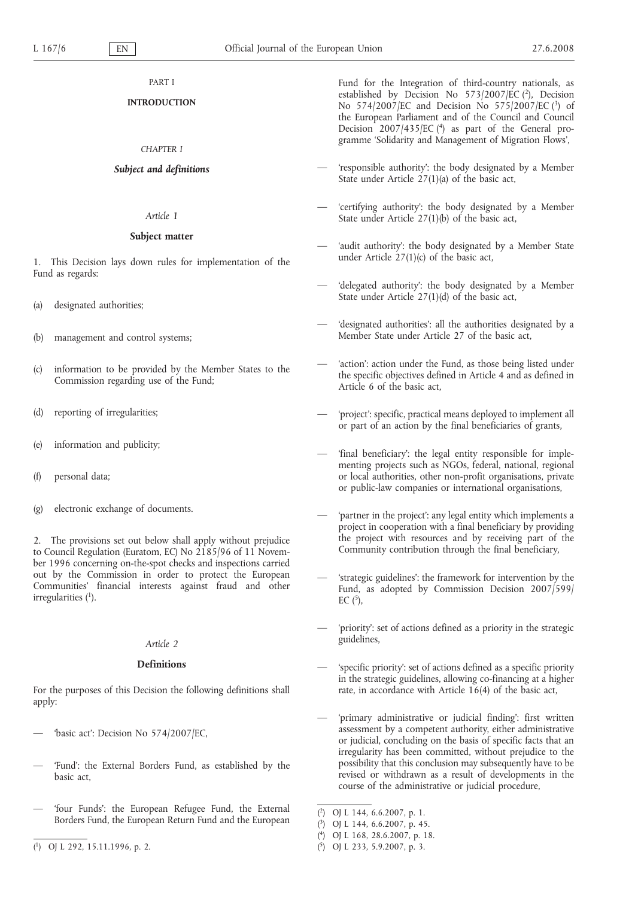PART I

**INTRODUCTION**

*CHAPTER I*

***Subject and definitions***

*Article 1*

**Subject matter**

1. This Decision lays down rules for implementation of the Fund as regards:

(a) designated authorities;

(b) management and control systems;

(c) information to be provided by the Member States to the Commission regarding use of the Fund;

(d) reporting of irregularities;

(e) information and publicity;

(f) personal data;

(g) electronic exchange of documents.

2. The provisions set out below shall apply without prejudice to Council Regulation (Euratom, EC) No 2185/96 of 11 November 1996 concerning on-the-spot checks and inspections carried out by the Commission in order to protect the European Communities' financial interests against fraud and other irregularities [1].

*Article 2*

**Definitions**

For the purposes of this Decision the following definitions shall apply:

— 'basic act': Decision No 574/2007/EC,

— 'Fund': the External Borders Fund, as established by the basic act,

— 'four Funds': the European Refugee Fund, the External Borders Fund, the European Return Fund and the European Fund for the Integration of third-country nationals, as established by Decision No 573/2007/EC [2], Decision No 574/2007/EC and Decision No 575/2007/EC [3] of the European Parliament and of the Council and Council Decision 2007/435/EC [4] as part of the General programme 'Solidarity and Management of Migration Flows',

— 'responsible authority': the body designated by a Member State under Article 27(1)(a) of the basic act,

— 'certifying authority': the body designated by a Member State under Article 27(1)(b) of the basic act,

— 'audit authority': the body designated by a Member State under Article 27(1)(c) of the basic act,

— 'delegated authority': the body designated by a Member State under Article 27(1)(d) of the basic act,

— 'designated authorities': all the authorities designated by a Member State under Article 27 of the basic act,

— 'action': action under the Fund, as those being listed under the specific objectives defined in Article 4 and as defined in Article 6 of the basic act,

— 'project': specific, practical means deployed to implement all or part of an action by the final beneficiaries of grants,

— 'final beneficiary': the legal entity responsible for implementing projects such as NGOs, federal, national, regional or local authorities, other non-profit organisations, private or public-law companies or international organisations,

— 'partner in the project': any legal entity which implements a project in cooperation with a final beneficiary by providing the project with resources and by receiving part of the Community contribution through the final beneficiary,

— 'strategic guidelines': the framework for intervention by the Fund, as adopted by Commission Decision 2007/599/EC [5],

— 'priority': set of actions defined as a priority in the strategic guidelines,

— 'specific priority': set of actions defined as a specific priority in the strategic guidelines, allowing co-financing at a higher rate, in accordance with Article 16(4) of the basic act,

— 'primary administrative or judicial finding': first written assessment by a competent authority, either administrative or judicial, concluding on the basis of specific facts that an irregularity has been committed, without prejudice to the possibility that this conclusion may subsequently have to be revised or withdrawn as a result of developments in the course of the administrative or judicial procedure,

---

[1] OJ L 292, 15.11.1996, p. 2.

[2] OJ L 144, 6.6.2007, p. 1.

[3] OJ L 144, 6.6.2007, p. 45.

[4] OJ L 168, 28.6.2007, p. 18.

[5] OJ L 233, 5.9.2007, p. 3.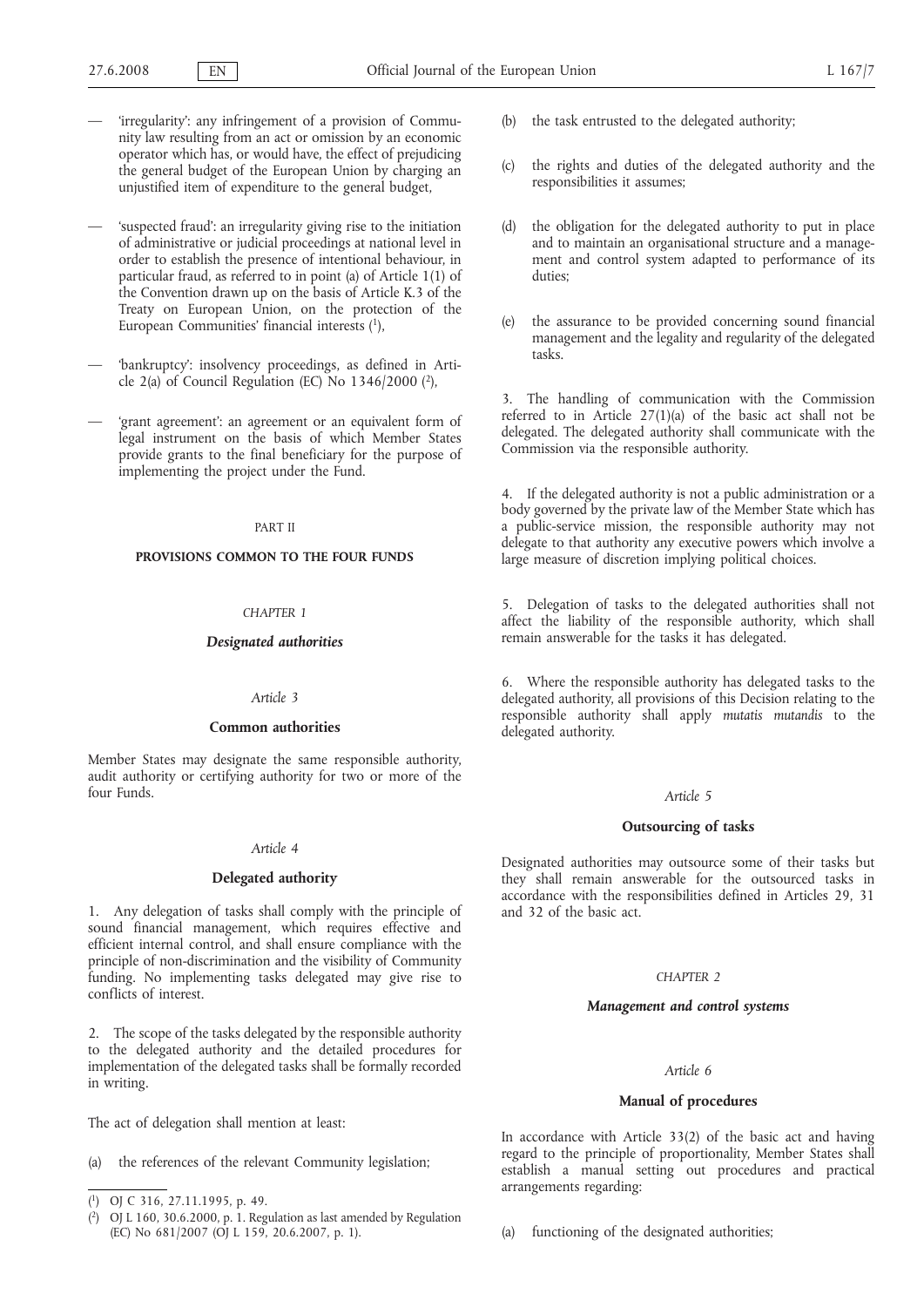— 'irregularity': any infringement of a provision of Community law resulting from an act or omission by an economic operator which has, or would have, the effect of prejudicing the general budget of the European Union by charging an unjustified item of expenditure to the general budget,

— 'suspected fraud': an irregularity giving rise to the initiation of administrative or judicial proceedings at national level in order to establish the presence of intentional behaviour, in particular fraud, as referred to in point (a) of Article 1(1) of the Convention drawn up on the basis of Article K.3 of the Treaty on European Union, on the protection of the European Communities' financial interests [1],

— 'bankruptcy': insolvency proceedings, as defined in Article 2(a) of Council Regulation (EC) No 1346/2000 [2],

— 'grant agreement': an agreement or an equivalent form of legal instrument on the basis of which Member States provide grants to the final beneficiary for the purpose of implementing the project under the Fund.

PART II

## PROVISIONS COMMON TO THE FOUR FUNDS

*CHAPTER 1*

### *Designated authorities*

*Article 3*

#### Common authorities

Member States may designate the same responsible authority, audit authority or certifying authority for two or more of the four Funds.

*Article 4*

#### Delegated authority

1. Any delegation of tasks shall comply with the principle of sound financial management, which requires effective and efficient internal control, and shall ensure compliance with the principle of non-discrimination and the visibility of Community funding. No implementing tasks delegated may give rise to conflicts of interest.

2. The scope of the tasks delegated by the responsible authority to the delegated authority and the detailed procedures for implementation of the delegated tasks shall be formally recorded in writing.

The act of delegation shall mention at least:

(a) the references of the relevant Community legislation;

(b) the task entrusted to the delegated authority;

(c) the rights and duties of the delegated authority and the responsibilities it assumes;

(d) the obligation for the delegated authority to put in place and to maintain an organisational structure and a management and control system adapted to performance of its duties;

(e) the assurance to be provided concerning sound financial management and the legality and regularity of the delegated tasks.

3. The handling of communication with the Commission referred to in Article 27(1)(a) of the basic act shall not be delegated. The delegated authority shall communicate with the Commission via the responsible authority.

4. If the delegated authority is not a public administration or a body governed by the private law of the Member State which has a public-service mission, the responsible authority may not delegate to that authority any executive powers which involve a large measure of discretion implying political choices.

5. Delegation of tasks to the delegated authorities shall not affect the liability of the responsible authority, which shall remain answerable for the tasks it has delegated.

6. Where the responsible authority has delegated tasks to the delegated authority, all provisions of this Decision relating to the responsible authority shall apply *mutatis mutandis* to the delegated authority.

*Article 5*

#### Outsourcing of tasks

Designated authorities may outsource some of their tasks but they shall remain answerable for the outsourced tasks in accordance with the responsibilities defined in Articles 29, 31 and 32 of the basic act.

*CHAPTER 2*

### *Management and control systems*

*Article 6*

#### Manual of procedures

In accordance with Article 33(2) of the basic act and having regard to the principle of proportionality, Member States shall establish a manual setting out procedures and practical arrangements regarding:

(a) functioning of the designated authorities;

---

[1] OJ C 316, 27.11.1995, p. 49.

[2] OJ L 160, 30.6.2000, p. 1. Regulation as last amended by Regulation (EC) No 681/2007 (OJ L 159, 20.6.2007, p. 1).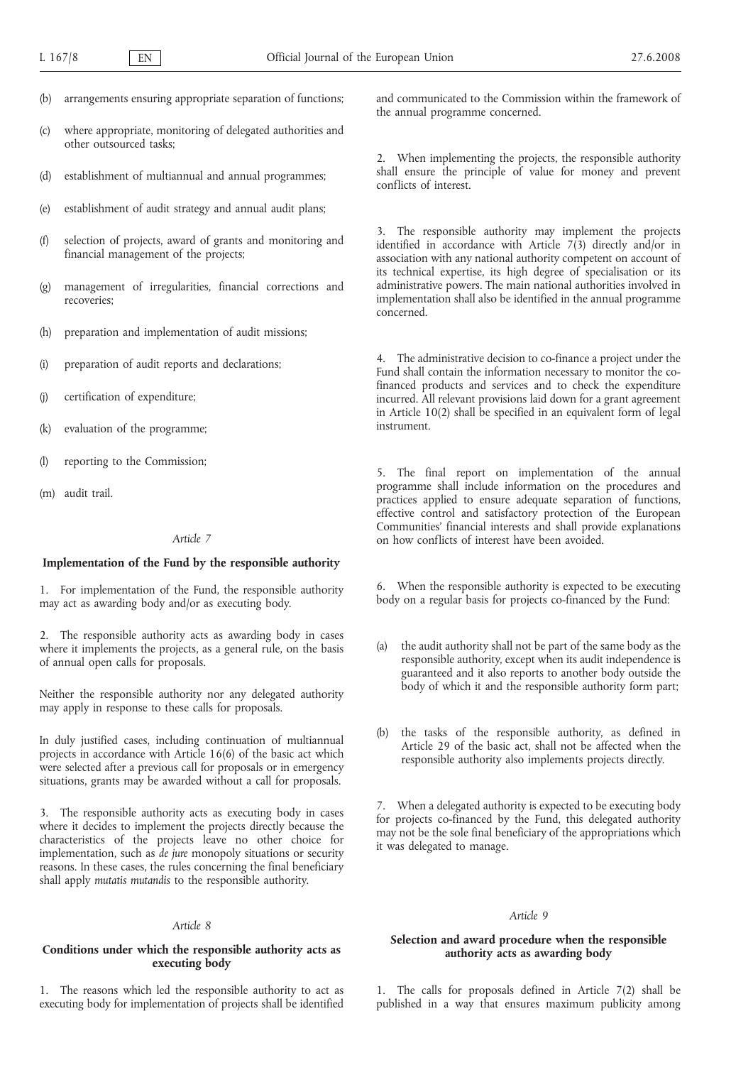(b) arrangements ensuring appropriate separation of functions;

(c) where appropriate, monitoring of delegated authorities and other outsourced tasks;

(d) establishment of multiannual and annual programmes;

(e) establishment of audit strategy and annual audit plans;

(f) selection of projects, award of grants and monitoring and financial management of the projects;

(g) management of irregularities, financial corrections and recoveries;

(h) preparation and implementation of audit missions;

(i) preparation of audit reports and declarations;

(j) certification of expenditure;

(k) evaluation of the programme;

(l) reporting to the Commission;

(m) audit trail.

*Article 7*

**Implementation of the Fund by the responsible authority**

1. For implementation of the Fund, the responsible authority may act as awarding body and/or as executing body.

2. The responsible authority acts as awarding body in cases where it implements the projects, as a general rule, on the basis of annual open calls for proposals.

Neither the responsible authority nor any delegated authority may apply in response to these calls for proposals.

In duly justified cases, including continuation of multiannual projects in accordance with Article 16(6) of the basic act which were selected after a previous call for proposals or in emergency situations, grants may be awarded without a call for proposals.

3. The responsible authority acts as executing body in cases where it decides to implement the projects directly because the characteristics of the projects leave no other choice for implementation, such as *de jure* monopoly situations or security reasons. In these cases, the rules concerning the final beneficiary shall apply *mutatis mutandis* to the responsible authority.

*Article 8*

**Conditions under which the responsible authority acts as executing body**

1. The reasons which led the responsible authority to act as executing body for implementation of projects shall be identified and communicated to the Commission within the framework of the annual programme concerned.

2. When implementing the projects, the responsible authority shall ensure the principle of value for money and prevent conflicts of interest.

3. The responsible authority may implement the projects identified in accordance with Article 7(3) directly and/or in association with any national authority competent on account of its technical expertise, its high degree of specialisation or its administrative powers. The main national authorities involved in implementation shall also be identified in the annual programme concerned.

4. The administrative decision to co-finance a project under the Fund shall contain the information necessary to monitor the co-financed products and services and to check the expenditure incurred. All relevant provisions laid down for a grant agreement in Article 10(2) shall be specified in an equivalent form of legal instrument.

5. The final report on implementation of the annual programme shall include information on the procedures and practices applied to ensure adequate separation of functions, effective control and satisfactory protection of the European Communities' financial interests and shall provide explanations on how conflicts of interest have been avoided.

6. When the responsible authority is expected to be executing body on a regular basis for projects co-financed by the Fund:

(a) the audit authority shall not be part of the same body as the responsible authority, except when its audit independence is guaranteed and it also reports to another body outside the body of which it and the responsible authority form part;

(b) the tasks of the responsible authority, as defined in Article 29 of the basic act, shall not be affected when the responsible authority also implements projects directly.

7. When a delegated authority is expected to be executing body for projects co-financed by the Fund, this delegated authority may not be the sole final beneficiary of the appropriations which it was delegated to manage.

*Article 9*

**Selection and award procedure when the responsible authority acts as awarding body**

1. The calls for proposals defined in Article 7(2) shall be published in a way that ensures maximum publicity among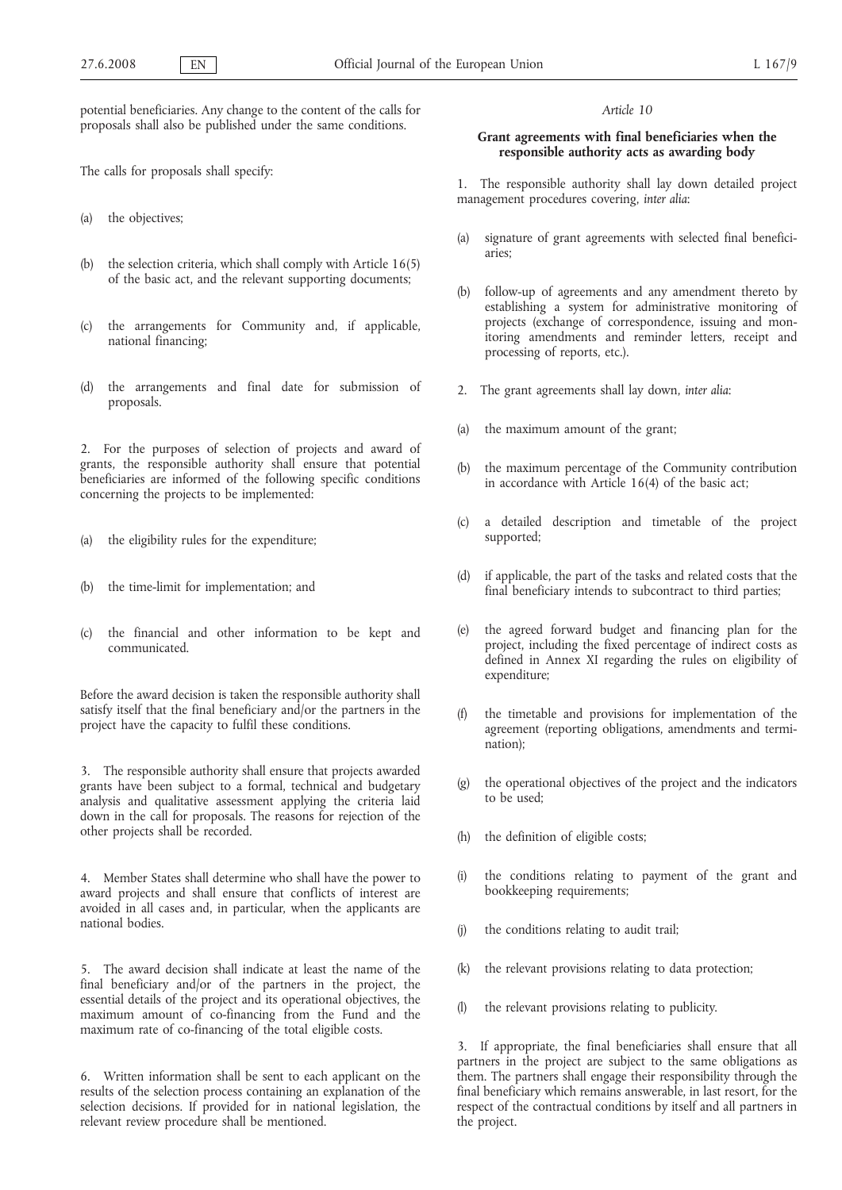potential beneficiaries. Any change to the content of the calls for proposals shall also be published under the same conditions.

The calls for proposals shall specify:

(a) the objectives;

(b) the selection criteria, which shall comply with Article 16(5) of the basic act, and the relevant supporting documents;

(c) the arrangements for Community and, if applicable, national financing;

(d) the arrangements and final date for submission of proposals.

2. For the purposes of selection of projects and award of grants, the responsible authority shall ensure that potential beneficiaries are informed of the following specific conditions concerning the projects to be implemented:

(a) the eligibility rules for the expenditure;

(b) the time-limit for implementation; and

(c) the financial and other information to be kept and communicated.

Before the award decision is taken the responsible authority shall satisfy itself that the final beneficiary and/or the partners in the project have the capacity to fulfil these conditions.

3. The responsible authority shall ensure that projects awarded grants have been subject to a formal, technical and budgetary analysis and qualitative assessment applying the criteria laid down in the call for proposals. The reasons for rejection of the other projects shall be recorded.

4. Member States shall determine who shall have the power to award projects and shall ensure that conflicts of interest are avoided in all cases and, in particular, when the applicants are national bodies.

5. The award decision shall indicate at least the name of the final beneficiary and/or of the partners in the project, the essential details of the project and its operational objectives, the maximum amount of co-financing from the Fund and the maximum rate of co-financing of the total eligible costs.

6. Written information shall be sent to each applicant on the results of the selection process containing an explanation of the selection decisions. If provided for in national legislation, the relevant review procedure shall be mentioned.

*Article 10*

**Grant agreements with final beneficiaries when the responsible authority acts as awarding body**

1. The responsible authority shall lay down detailed project management procedures covering, *inter alia*:

(a) signature of grant agreements with selected final beneficiaries;

(b) follow-up of agreements and any amendment thereto by establishing a system for administrative monitoring of projects (exchange of correspondence, issuing and monitoring amendments and reminder letters, receipt and processing of reports, etc.).

2. The grant agreements shall lay down, *inter alia*:

(a) the maximum amount of the grant;

(b) the maximum percentage of the Community contribution in accordance with Article 16(4) of the basic act;

(c) a detailed description and timetable of the project supported;

(d) if applicable, the part of the tasks and related costs that the final beneficiary intends to subcontract to third parties;

(e) the agreed forward budget and financing plan for the project, including the fixed percentage of indirect costs as defined in Annex XI regarding the rules on eligibility of expenditure;

(f) the timetable and provisions for implementation of the agreement (reporting obligations, amendments and termination);

(g) the operational objectives of the project and the indicators to be used;

(h) the definition of eligible costs;

(i) the conditions relating to payment of the grant and bookkeeping requirements;

(j) the conditions relating to audit trail;

(k) the relevant provisions relating to data protection;

(l) the relevant provisions relating to publicity.

3. If appropriate, the final beneficiaries shall ensure that all partners in the project are subject to the same obligations as them. The partners shall engage their responsibility through the final beneficiary which remains answerable, in last resort, for the respect of the contractual conditions by itself and all partners in the project.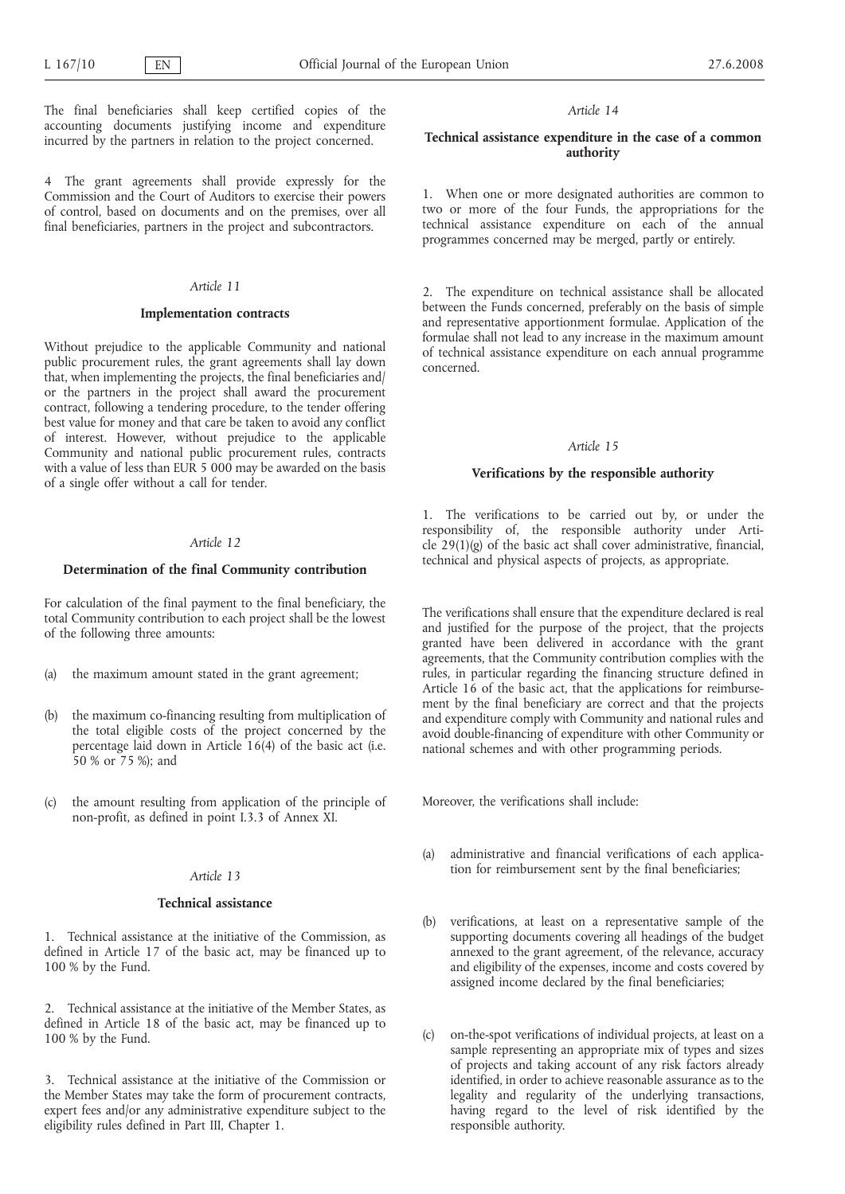The final beneficiaries shall keep certified copies of the accounting documents justifying income and expenditure incurred by the partners in relation to the project concerned.

4 The grant agreements shall provide expressly for the Commission and the Court of Auditors to exercise their powers of control, based on documents and on the premises, over all final beneficiaries, partners in the project and subcontractors.

*Article 11*

**Implementation contracts**

Without prejudice to the applicable Community and national public procurement rules, the grant agreements shall lay down that, when implementing the projects, the final beneficiaries and/ or the partners in the project shall award the procurement contract, following a tendering procedure, to the tender offering best value for money and that care be taken to avoid any conflict of interest. However, without prejudice to the applicable Community and national public procurement rules, contracts with a value of less than EUR 5 000 may be awarded on the basis of a single offer without a call for tender.

*Article 12*

**Determination of the final Community contribution**

For calculation of the final payment to the final beneficiary, the total Community contribution to each project shall be the lowest of the following three amounts:

(a) the maximum amount stated in the grant agreement;

(b) the maximum co-financing resulting from multiplication of the total eligible costs of the project concerned by the percentage laid down in Article 16(4) of the basic act (i.e. 50 % or 75 %); and

(c) the amount resulting from application of the principle of non-profit, as defined in point I.3.3 of Annex XI.

*Article 13*

**Technical assistance**

1. Technical assistance at the initiative of the Commission, as defined in Article 17 of the basic act, may be financed up to 100 % by the Fund.

2. Technical assistance at the initiative of the Member States, as defined in Article 18 of the basic act, may be financed up to 100 % by the Fund.

3. Technical assistance at the initiative of the Commission or the Member States may take the form of procurement contracts, expert fees and/or any administrative expenditure subject to the eligibility rules defined in Part III, Chapter 1.

*Article 14*

**Technical assistance expenditure in the case of a common authority**

1. When one or more designated authorities are common to two or more of the four Funds, the appropriations for the technical assistance expenditure on each of the annual programmes concerned may be merged, partly or entirely.

2. The expenditure on technical assistance shall be allocated between the Funds concerned, preferably on the basis of simple and representative apportionment formulae. Application of the formulae shall not lead to any increase in the maximum amount of technical assistance expenditure on each annual programme concerned.

*Article 15*

**Verifications by the responsible authority**

1. The verifications to be carried out by, or under the responsibility of, the responsible authority under Article 29(1)(g) of the basic act shall cover administrative, financial, technical and physical aspects of projects, as appropriate.

The verifications shall ensure that the expenditure declared is real and justified for the purpose of the project, that the projects granted have been delivered in accordance with the grant agreements, that the Community contribution complies with the rules, in particular regarding the financing structure defined in Article 16 of the basic act, that the applications for reimbursement by the final beneficiary are correct and that the projects and expenditure comply with Community and national rules and avoid double-financing of expenditure with other Community or national schemes and with other programming periods.

Moreover, the verifications shall include:

(a) administrative and financial verifications of each application for reimbursement sent by the final beneficiaries;

(b) verifications, at least on a representative sample of the supporting documents covering all headings of the budget annexed to the grant agreement, of the relevance, accuracy and eligibility of the expenses, income and costs covered by assigned income declared by the final beneficiaries;

(c) on-the-spot verifications of individual projects, at least on a sample representing an appropriate mix of types and sizes of projects and taking account of any risk factors already identified, in order to achieve reasonable assurance as to the legality and regularity of the underlying transactions, having regard to the level of risk identified by the responsible authority.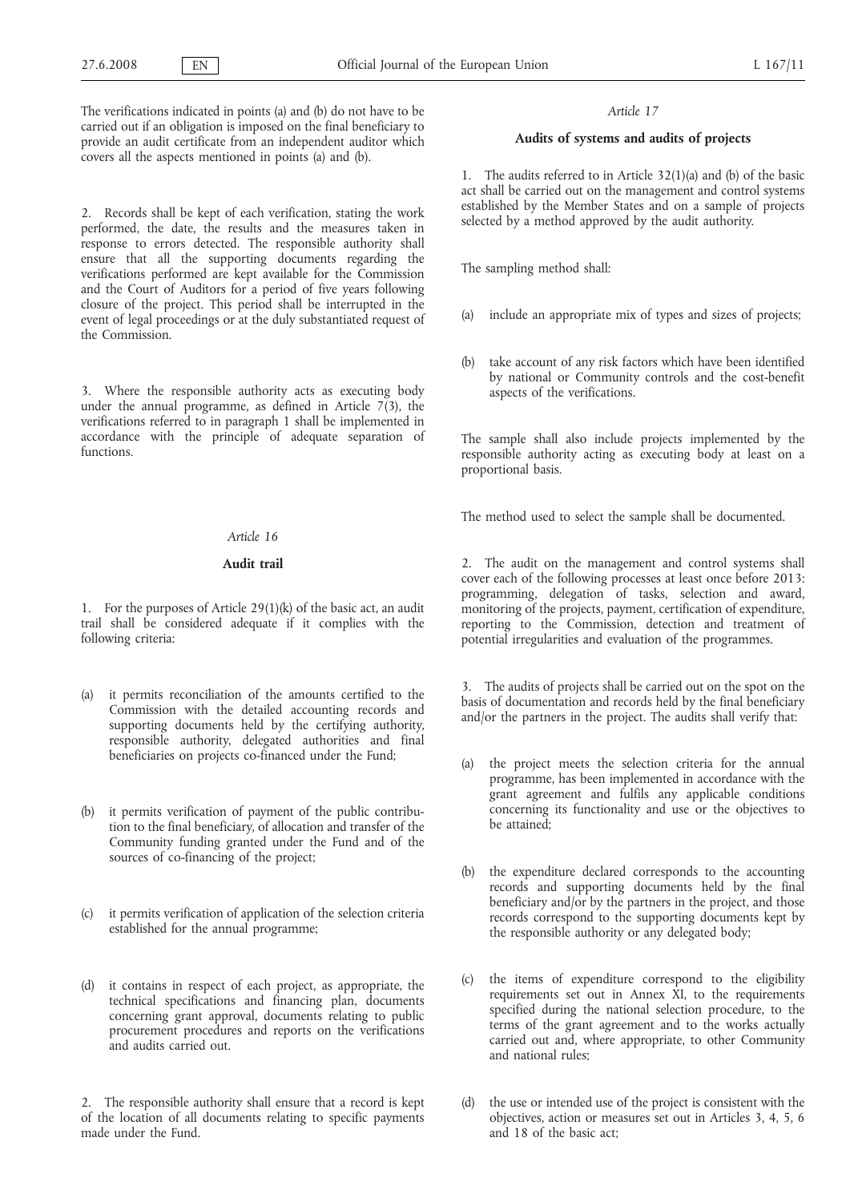The verifications indicated in points (a) and (b) do not have to be carried out if an obligation is imposed on the final beneficiary to provide an audit certificate from an independent auditor which covers all the aspects mentioned in points (a) and (b).

2. Records shall be kept of each verification, stating the work performed, the date, the results and the measures taken in response to errors detected. The responsible authority shall ensure that all the supporting documents regarding the verifications performed are kept available for the Commission and the Court of Auditors for a period of five years following closure of the project. This period shall be interrupted in the event of legal proceedings or at the duly substantiated request of the Commission.

3. Where the responsible authority acts as executing body under the annual programme, as defined in Article 7(3), the verifications referred to in paragraph 1 shall be implemented in accordance with the principle of adequate separation of functions.

*Article 16*

**Audit trail**

1. For the purposes of Article 29(1)(k) of the basic act, an audit trail shall be considered adequate if it complies with the following criteria:

(a) it permits reconciliation of the amounts certified to the Commission with the detailed accounting records and supporting documents held by the certifying authority, responsible authority, delegated authorities and final beneficiaries on projects co-financed under the Fund;

(b) it permits verification of payment of the public contribution to the final beneficiary, of allocation and transfer of the Community funding granted under the Fund and of the sources of co-financing of the project;

(c) it permits verification of application of the selection criteria established for the annual programme;

(d) it contains in respect of each project, as appropriate, the technical specifications and financing plan, documents concerning grant approval, documents relating to public procurement procedures and reports on the verifications and audits carried out.

2. The responsible authority shall ensure that a record is kept of the location of all documents relating to specific payments made under the Fund.

*Article 17*

**Audits of systems and audits of projects**

1. The audits referred to in Article 32(1)(a) and (b) of the basic act shall be carried out on the management and control systems established by the Member States and on a sample of projects selected by a method approved by the audit authority.

The sampling method shall:

(a) include an appropriate mix of types and sizes of projects;

(b) take account of any risk factors which have been identified by national or Community controls and the cost-benefit aspects of the verifications.

The sample shall also include projects implemented by the responsible authority acting as executing body at least on a proportional basis.

The method used to select the sample shall be documented.

2. The audit on the management and control systems shall cover each of the following processes at least once before 2013: programming, delegation of tasks, selection and award, monitoring of the projects, payment, certification of expenditure, reporting to the Commission, detection and treatment of potential irregularities and evaluation of the programmes.

3. The audits of projects shall be carried out on the spot on the basis of documentation and records held by the final beneficiary and/or the partners in the project. The audits shall verify that:

(a) the project meets the selection criteria for the annual programme, has been implemented in accordance with the grant agreement and fulfils any applicable conditions concerning its functionality and use or the objectives to be attained;

(b) the expenditure declared corresponds to the accounting records and supporting documents held by the final beneficiary and/or by the partners in the project, and those records correspond to the supporting documents kept by the responsible authority or any delegated body;

(c) the items of expenditure correspond to the eligibility requirements set out in Annex XI, to the requirements specified during the national selection procedure, to the terms of the grant agreement and to the works actually carried out and, where appropriate, to other Community and national rules;

(d) the use or intended use of the project is consistent with the objectives, action or measures set out in Articles 3, 4, 5, 6 and 18 of the basic act;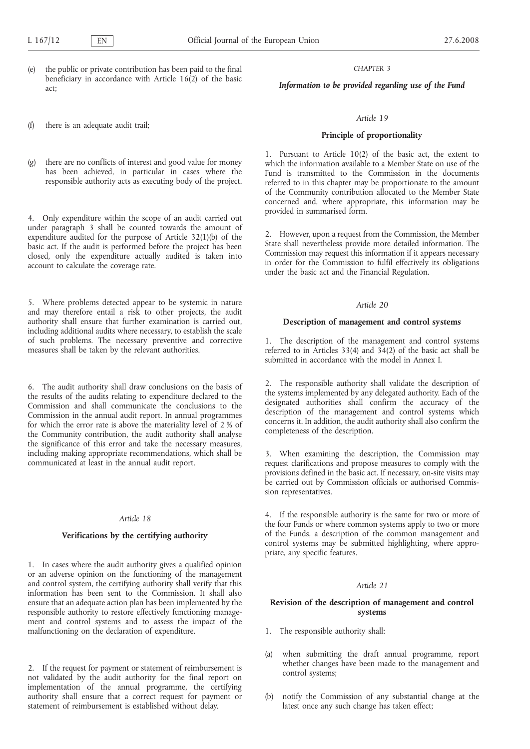(e) the public or private contribution has been paid to the final beneficiary in accordance with Article 16(2) of the basic act;

(f) there is an adequate audit trail;

(g) there are no conflicts of interest and good value for money has been achieved, in particular in cases where the responsible authority acts as executing body of the project.

4. Only expenditure within the scope of an audit carried out under paragraph 3 shall be counted towards the amount of expenditure audited for the purpose of Article 32(1)(b) of the basic act. If the audit is performed before the project has been closed, only the expenditure actually audited is taken into account to calculate the coverage rate.

5. Where problems detected appear to be systemic in nature and may therefore entail a risk to other projects, the audit authority shall ensure that further examination is carried out, including additional audits where necessary, to establish the scale of such problems. The necessary preventive and corrective measures shall be taken by the relevant authorities.

6. The audit authority shall draw conclusions on the basis of the results of the audits relating to expenditure declared to the Commission and shall communicate the conclusions to the Commission in the annual audit report. In annual programmes for which the error rate is above the materiality level of 2 % of the Community contribution, the audit authority shall analyse the significance of this error and take the necessary measures, including making appropriate recommendations, which shall be communicated at least in the annual audit report.

*Article 18*

**Verifications by the certifying authority**

1. In cases where the audit authority gives a qualified opinion or an adverse opinion on the functioning of the management and control system, the certifying authority shall verify that this information has been sent to the Commission. It shall also ensure that an adequate action plan has been implemented by the responsible authority to restore effectively functioning management and control systems and to assess the impact of the malfunctioning on the declaration of expenditure.

2. If the request for payment or statement of reimbursement is not validated by the audit authority for the final report on implementation of the annual programme, the certifying authority shall ensure that a correct request for payment or statement of reimbursement is established without delay.

*CHAPTER 3*

***Information to be provided regarding use of the Fund***

*Article 19*

**Principle of proportionality**

1. Pursuant to Article 10(2) of the basic act, the extent to which the information available to a Member State on use of the Fund is transmitted to the Commission in the documents referred to in this chapter may be proportionate to the amount of the Community contribution allocated to the Member State concerned and, where appropriate, this information may be provided in summarised form.

2. However, upon a request from the Commission, the Member State shall nevertheless provide more detailed information. The Commission may request this information if it appears necessary in order for the Commission to fulfil effectively its obligations under the basic act and the Financial Regulation.

*Article 20*

**Description of management and control systems**

1. The description of the management and control systems referred to in Articles 33(4) and 34(2) of the basic act shall be submitted in accordance with the model in Annex I.

2. The responsible authority shall validate the description of the systems implemented by any delegated authority. Each of the designated authorities shall confirm the accuracy of the description of the management and control systems which concerns it. In addition, the audit authority shall also confirm the completeness of the description.

3. When examining the description, the Commission may request clarifications and propose measures to comply with the provisions defined in the basic act. If necessary, on-site visits may be carried out by Commission officials or authorised Commission representatives.

4. If the responsible authority is the same for two or more of the four Funds or where common systems apply to two or more of the Funds, a description of the common management and control systems may be submitted highlighting, where appropriate, any specific features.

*Article 21*

**Revision of the description of management and control systems**

1. The responsible authority shall:

(a) when submitting the draft annual programme, report whether changes have been made to the management and control systems;

(b) notify the Commission of any substantial change at the latest once any such change has taken effect;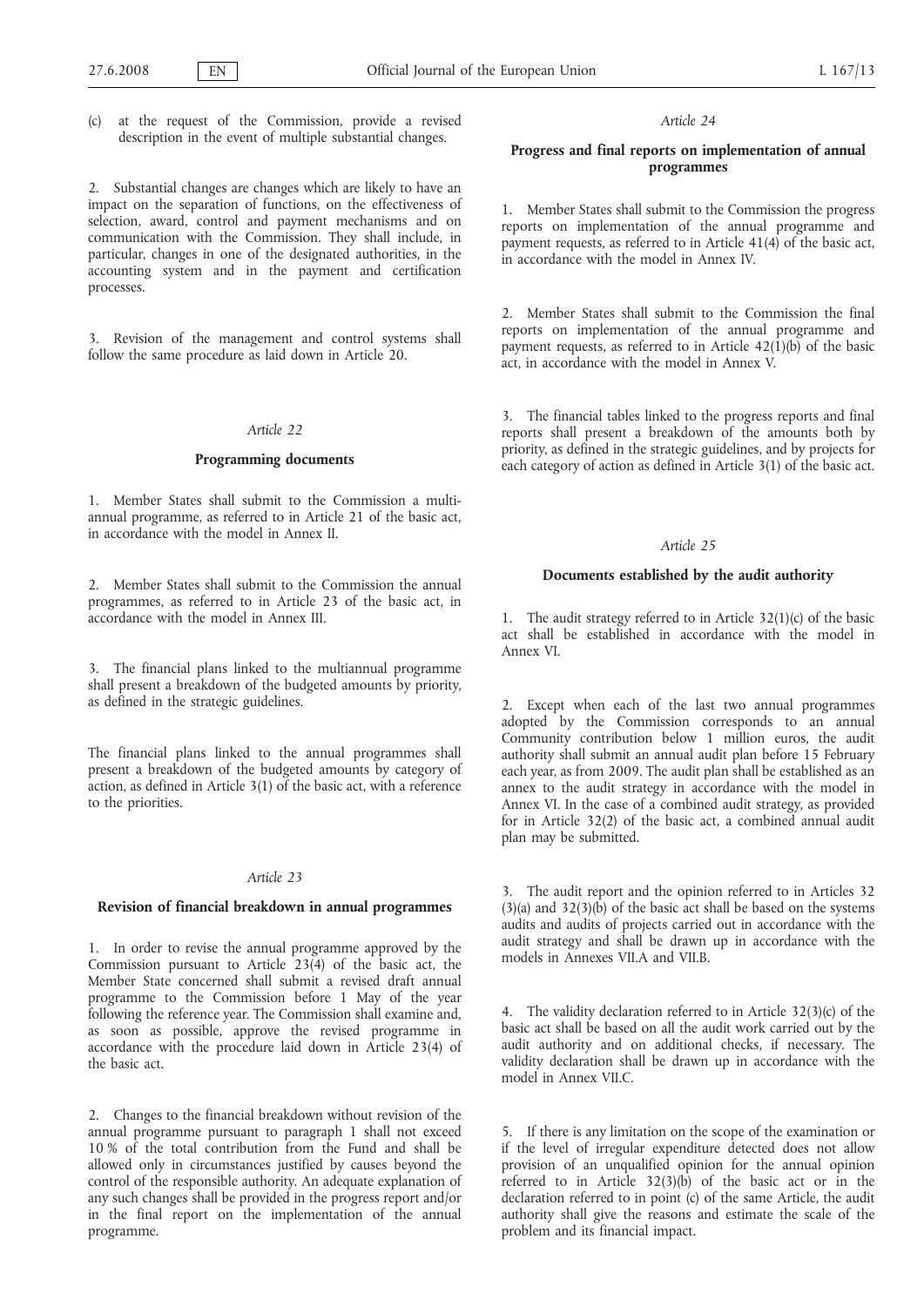(c) at the request of the Commission, provide a revised description in the event of multiple substantial changes.

2. Substantial changes are changes which are likely to have an impact on the separation of functions, on the effectiveness of selection, award, control and payment mechanisms and on communication with the Commission. They shall include, in particular, changes in one of the designated authorities, in the accounting system and in the payment and certification processes.

3. Revision of the management and control systems shall follow the same procedure as laid down in Article 20.

*Article 22*

**Programming documents**

1. Member States shall submit to the Commission a multiannual programme, as referred to in Article 21 of the basic act, in accordance with the model in Annex II.

2. Member States shall submit to the Commission the annual programmes, as referred to in Article 23 of the basic act, in accordance with the model in Annex III.

3. The financial plans linked to the multiannual programme shall present a breakdown of the budgeted amounts by priority, as defined in the strategic guidelines.

The financial plans linked to the annual programmes shall present a breakdown of the budgeted amounts by category of action, as defined in Article 3(1) of the basic act, with a reference to the priorities.

*Article 23*

**Revision of financial breakdown in annual programmes**

1. In order to revise the annual programme approved by the Commission pursuant to Article 23(4) of the basic act, the Member State concerned shall submit a revised draft annual programme to the Commission before 1 May of the year following the reference year. The Commission shall examine and, as soon as possible, approve the revised programme in accordance with the procedure laid down in Article 23(4) of the basic act.

2. Changes to the financial breakdown without revision of the annual programme pursuant to paragraph 1 shall not exceed 10 % of the total contribution from the Fund and shall be allowed only in circumstances justified by causes beyond the control of the responsible authority. An adequate explanation of any such changes shall be provided in the progress report and/or in the final report on the implementation of the annual programme.

*Article 24*

**Progress and final reports on implementation of annual programmes**

1. Member States shall submit to the Commission the progress reports on implementation of the annual programme and payment requests, as referred to in Article 41(4) of the basic act, in accordance with the model in Annex IV.

2. Member States shall submit to the Commission the final reports on implementation of the annual programme and payment requests, as referred to in Article 42(1)(b) of the basic act, in accordance with the model in Annex V.

3. The financial tables linked to the progress reports and final reports shall present a breakdown of the amounts both by priority, as defined in the strategic guidelines, and by projects for each category of action as defined in Article 3(1) of the basic act.

*Article 25*

**Documents established by the audit authority**

1. The audit strategy referred to in Article 32(1)(c) of the basic act shall be established in accordance with the model in Annex VI.

2. Except when each of the last two annual programmes adopted by the Commission corresponds to an annual Community contribution below 1 million euros, the audit authority shall submit an annual audit plan before 15 February each year, as from 2009. The audit plan shall be established as an annex to the audit strategy in accordance with the model in Annex VI. In the case of a combined audit strategy, as provided for in Article 32(2) of the basic act, a combined annual audit plan may be submitted.

3. The audit report and the opinion referred to in Articles 32 (3)(a) and 32(3)(b) of the basic act shall be based on the systems audits and audits of projects carried out in accordance with the audit strategy and shall be drawn up in accordance with the models in Annexes VII.A and VII.B.

4. The validity declaration referred to in Article 32(3)(c) of the basic act shall be based on all the audit work carried out by the audit authority and on additional checks, if necessary. The validity declaration shall be drawn up in accordance with the model in Annex VII.C.

5. If there is any limitation on the scope of the examination or if the level of irregular expenditure detected does not allow provision of an unqualified opinion for the annual opinion referred to in Article 32(3)(b) of the basic act or in the declaration referred to in point (c) of the same Article, the audit authority shall give the reasons and estimate the scale of the problem and its financial impact.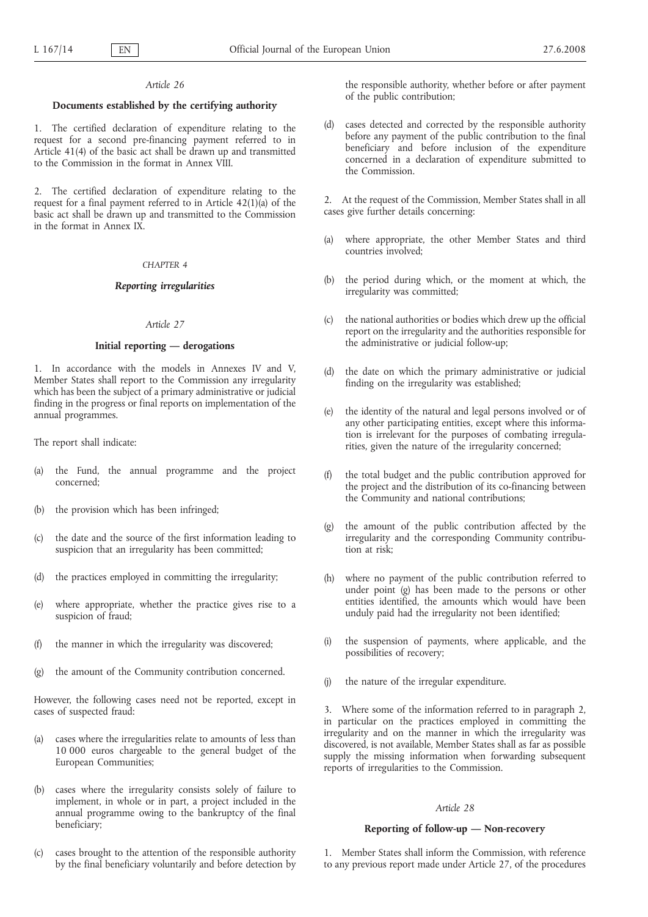*Article 26*

**Documents established by the certifying authority**

1. The certified declaration of expenditure relating to the request for a second pre-financing payment referred to in Article 41(4) of the basic act shall be drawn up and transmitted to the Commission in the format in Annex VIII.

2. The certified declaration of expenditure relating to the request for a final payment referred to in Article 42(1)(a) of the basic act shall be drawn up and transmitted to the Commission in the format in Annex IX.

*CHAPTER 4*

***Reporting irregularities***

*Article 27*

**Initial reporting — derogations**

1. In accordance with the models in Annexes IV and V, Member States shall report to the Commission any irregularity which has been the subject of a primary administrative or judicial finding in the progress or final reports on implementation of the annual programmes.

The report shall indicate:

(a) the Fund, the annual programme and the project concerned;

(b) the provision which has been infringed;

(c) the date and the source of the first information leading to suspicion that an irregularity has been committed;

(d) the practices employed in committing the irregularity;

(e) where appropriate, whether the practice gives rise to a suspicion of fraud;

(f) the manner in which the irregularity was discovered;

(g) the amount of the Community contribution concerned.

However, the following cases need not be reported, except in cases of suspected fraud:

(a) cases where the irregularities relate to amounts of less than 10 000 euros chargeable to the general budget of the European Communities;

(b) cases where the irregularity consists solely of failure to implement, in whole or in part, a project included in the annual programme owing to the bankruptcy of the final beneficiary;

(c) cases brought to the attention of the responsible authority by the final beneficiary voluntarily and before detection by the responsible authority, whether before or after payment of the public contribution;

(d) cases detected and corrected by the responsible authority before any payment of the public contribution to the final beneficiary and before inclusion of the expenditure concerned in a declaration of expenditure submitted to the Commission.

2. At the request of the Commission, Member States shall in all cases give further details concerning:

(a) where appropriate, the other Member States and third countries involved;

(b) the period during which, or the moment at which, the irregularity was committed;

(c) the national authorities or bodies which drew up the official report on the irregularity and the authorities responsible for the administrative or judicial follow-up;

(d) the date on which the primary administrative or judicial finding on the irregularity was established;

(e) the identity of the natural and legal persons involved or of any other participating entities, except where this information is irrelevant for the purposes of combating irregularities, given the nature of the irregularity concerned;

(f) the total budget and the public contribution approved for the project and the distribution of its co-financing between the Community and national contributions;

(g) the amount of the public contribution affected by the irregularity and the corresponding Community contribution at risk;

(h) where no payment of the public contribution referred to under point (g) has been made to the persons or other entities identified, the amounts which would have been unduly paid had the irregularity not been identified;

(i) the suspension of payments, where applicable, and the possibilities of recovery;

(j) the nature of the irregular expenditure.

3. Where some of the information referred to in paragraph 2, in particular on the practices employed in committing the irregularity and on the manner in which the irregularity was discovered, is not available, Member States shall as far as possible supply the missing information when forwarding subsequent reports of irregularities to the Commission.

*Article 28*

**Reporting of follow-up — Non-recovery**

1. Member States shall inform the Commission, with reference to any previous report made under Article 27, of the procedures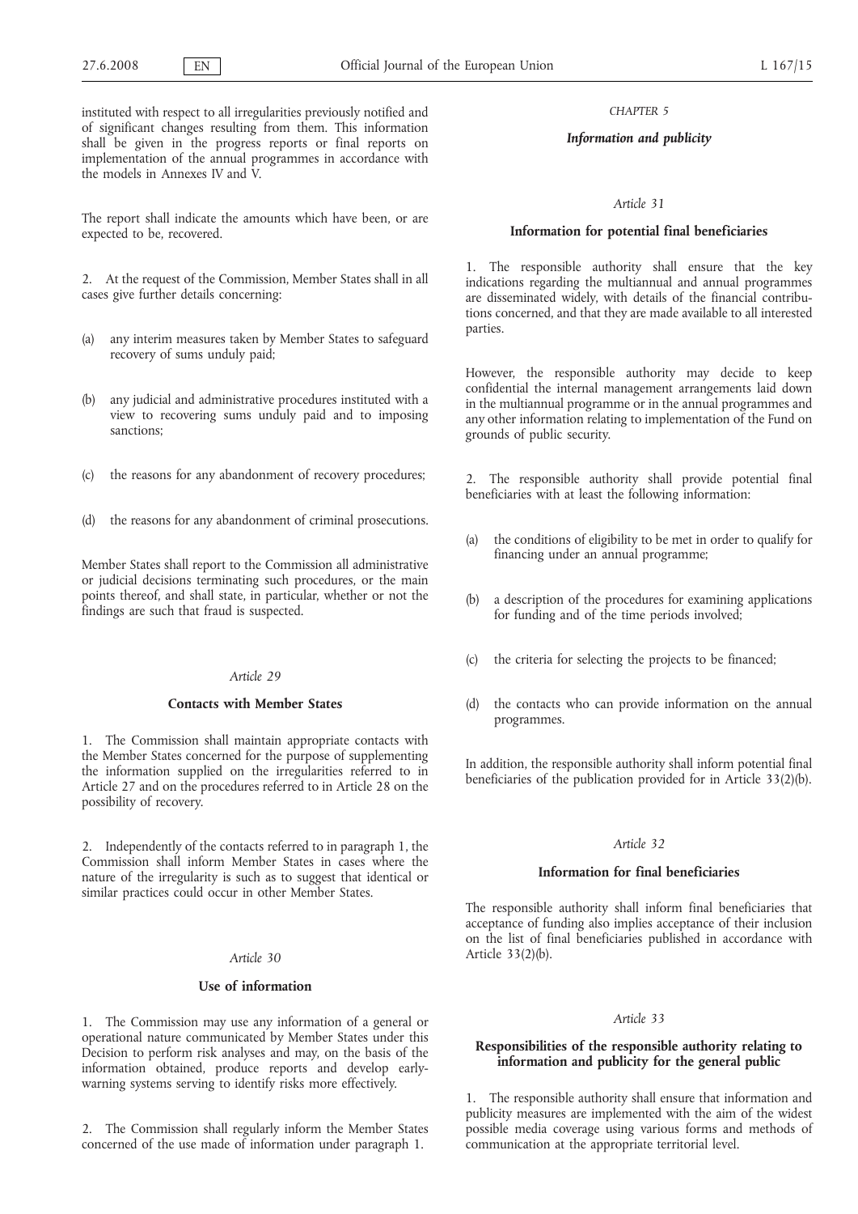instituted with respect to all irregularities previously notified and of significant changes resulting from them. This information shall be given in the progress reports or final reports on implementation of the annual programmes in accordance with the models in Annexes IV and V.

The report shall indicate the amounts which have been, or are expected to be, recovered.

2. At the request of the Commission, Member States shall in all cases give further details concerning:

(a) any interim measures taken by Member States to safeguard recovery of sums unduly paid;

(b) any judicial and administrative procedures instituted with a view to recovering sums unduly paid and to imposing sanctions;

(c) the reasons for any abandonment of recovery procedures;

(d) the reasons for any abandonment of criminal prosecutions.

Member States shall report to the Commission all administrative or judicial decisions terminating such procedures, or the main points thereof, and shall state, in particular, whether or not the findings are such that fraud is suspected.

*Article 29*

**Contacts with Member States**

1. The Commission shall maintain appropriate contacts with the Member States concerned for the purpose of supplementing the information supplied on the irregularities referred to in Article 27 and on the procedures referred to in Article 28 on the possibility of recovery.

2. Independently of the contacts referred to in paragraph 1, the Commission shall inform Member States in cases where the nature of the irregularity is such as to suggest that identical or similar practices could occur in other Member States.

*Article 30*

**Use of information**

1. The Commission may use any information of a general or operational nature communicated by Member States under this Decision to perform risk analyses and may, on the basis of the information obtained, produce reports and develop early-warning systems serving to identify risks more effectively.

2. The Commission shall regularly inform the Member States concerned of the use made of information under paragraph 1.

*CHAPTER 5*

***Information and publicity***

*Article 31*

**Information for potential final beneficiaries**

1. The responsible authority shall ensure that the key indications regarding the multiannual and annual programmes are disseminated widely, with details of the financial contributions concerned, and that they are made available to all interested parties.

However, the responsible authority may decide to keep confidential the internal management arrangements laid down in the multiannual programme or in the annual programmes and any other information relating to implementation of the Fund on grounds of public security.

2. The responsible authority shall provide potential final beneficiaries with at least the following information:

(a) the conditions of eligibility to be met in order to qualify for financing under an annual programme;

(b) a description of the procedures for examining applications for funding and of the time periods involved;

(c) the criteria for selecting the projects to be financed;

(d) the contacts who can provide information on the annual programmes.

In addition, the responsible authority shall inform potential final beneficiaries of the publication provided for in Article 33(2)(b).

*Article 32*

**Information for final beneficiaries**

The responsible authority shall inform final beneficiaries that acceptance of funding also implies acceptance of their inclusion on the list of final beneficiaries published in accordance with Article 33(2)(b).

*Article 33*

**Responsibilities of the responsible authority relating to information and publicity for the general public**

1. The responsible authority shall ensure that information and publicity measures are implemented with the aim of the widest possible media coverage using various forms and methods of communication at the appropriate territorial level.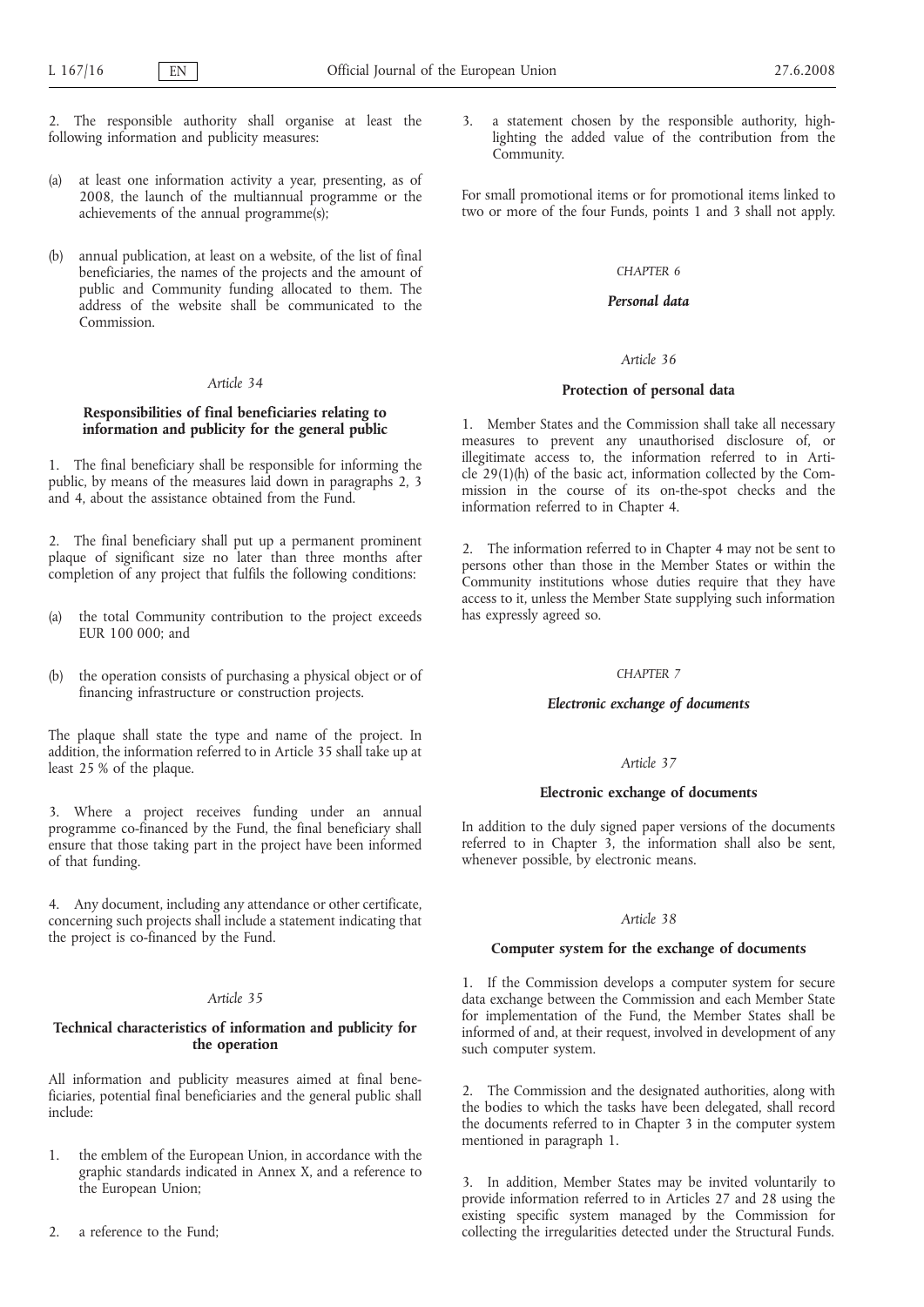2. The responsible authority shall organise at least the following information and publicity measures:

(a) at least one information activity a year, presenting, as of 2008, the launch of the multiannual programme or the achievements of the annual programme(s);

(b) annual publication, at least on a website, of the list of final beneficiaries, the names of the projects and the amount of public and Community funding allocated to them. The address of the website shall be communicated to the Commission.

*Article 34*

**Responsibilities of final beneficiaries relating to information and publicity for the general public**

1. The final beneficiary shall be responsible for informing the public, by means of the measures laid down in paragraphs 2, 3 and 4, about the assistance obtained from the Fund.

2. The final beneficiary shall put up a permanent prominent plaque of significant size no later than three months after completion of any project that fulfils the following conditions:

(a) the total Community contribution to the project exceeds EUR 100 000; and

(b) the operation consists of purchasing a physical object or of financing infrastructure or construction projects.

The plaque shall state the type and name of the project. In addition, the information referred to in Article 35 shall take up at least 25 % of the plaque.

3. Where a project receives funding under an annual programme co-financed by the Fund, the final beneficiary shall ensure that those taking part in the project have been informed of that funding.

4. Any document, including any attendance or other certificate, concerning such projects shall include a statement indicating that the project is co-financed by the Fund.

*Article 35*

**Technical characteristics of information and publicity for the operation**

All information and publicity measures aimed at final beneficiaries, potential final beneficiaries and the general public shall include:

1. the emblem of the European Union, in accordance with the graphic standards indicated in Annex X, and a reference to the European Union;

2. a reference to the Fund;

3. a statement chosen by the responsible authority, highlighting the added value of the contribution from the Community.

For small promotional items or for promotional items linked to two or more of the four Funds, points 1 and 3 shall not apply.

*CHAPTER 6*

***Personal data***

*Article 36*

**Protection of personal data**

1. Member States and the Commission shall take all necessary measures to prevent any unauthorised disclosure of, or illegitimate access to, the information referred to in Article 29(1)(h) of the basic act, information collected by the Commission in the course of its on-the-spot checks and the information referred to in Chapter 4.

2. The information referred to in Chapter 4 may not be sent to persons other than those in the Member States or within the Community institutions whose duties require that they have access to it, unless the Member State supplying such information has expressly agreed so.

*CHAPTER 7*

***Electronic exchange of documents***

*Article 37*

**Electronic exchange of documents**

In addition to the duly signed paper versions of the documents referred to in Chapter 3, the information shall also be sent, whenever possible, by electronic means.

*Article 38*

**Computer system for the exchange of documents**

1. If the Commission develops a computer system for secure data exchange between the Commission and each Member State for implementation of the Fund, the Member States shall be informed of and, at their request, involved in development of any such computer system.

2. The Commission and the designated authorities, along with the bodies to which the tasks have been delegated, shall record the documents referred to in Chapter 3 in the computer system mentioned in paragraph 1.

3. In addition, Member States may be invited voluntarily to provide information referred to in Articles 27 and 28 using the existing specific system managed by the Commission for collecting the irregularities detected under the Structural Funds.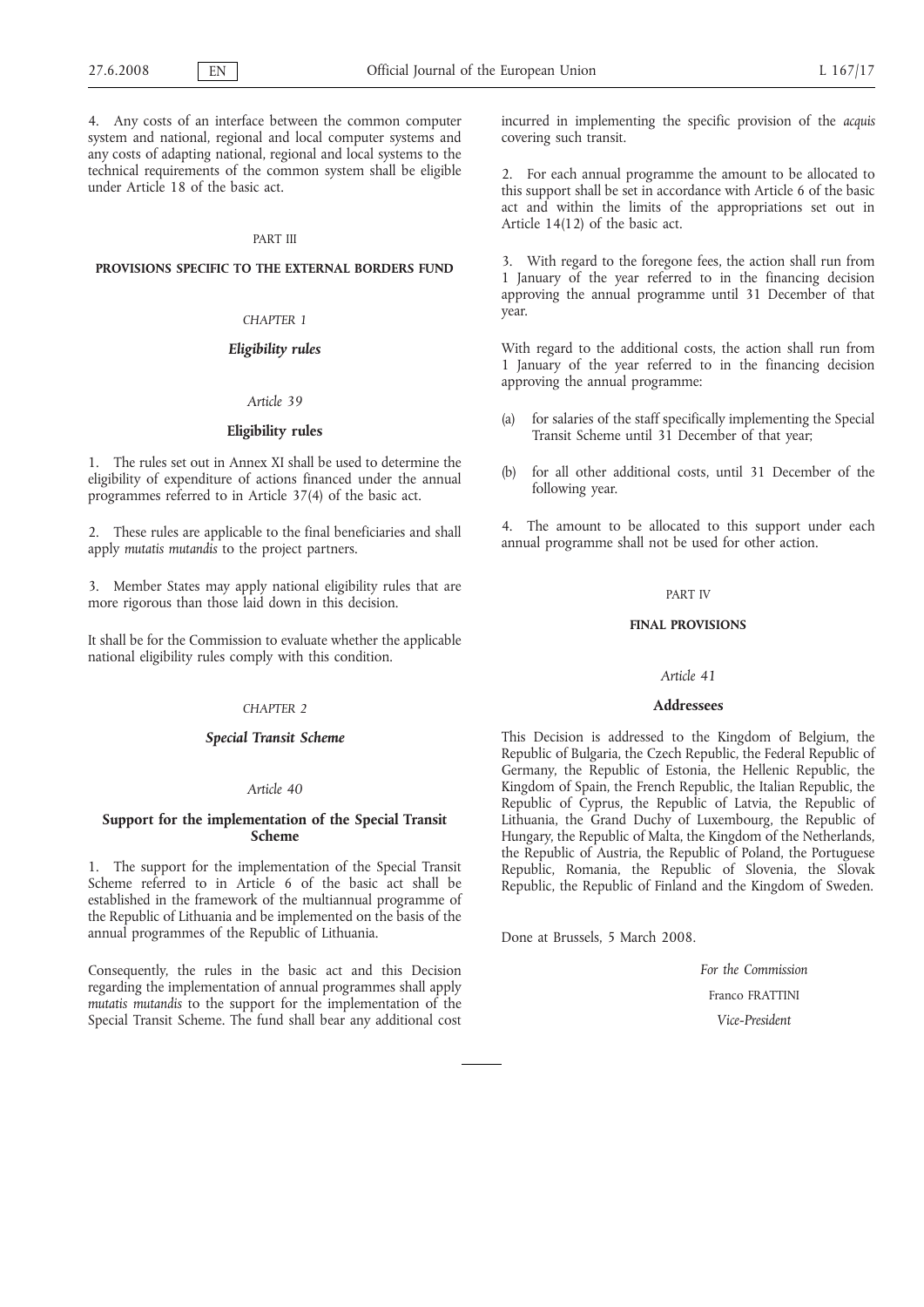4. Any costs of an interface between the common computer system and national, regional and local computer systems and any costs of adapting national, regional and local systems to the technical requirements of the common system shall be eligible under Article 18 of the basic act.

PART III

**PROVISIONS SPECIFIC TO THE EXTERNAL BORDERS FUND**

*CHAPTER 1*

***Eligibility rules***

*Article 39*

**Eligibility rules**

1. The rules set out in Annex XI shall be used to determine the eligibility of expenditure of actions financed under the annual programmes referred to in Article 37(4) of the basic act.

2. These rules are applicable to the final beneficiaries and shall apply *mutatis mutandis* to the project partners.

3. Member States may apply national eligibility rules that are more rigorous than those laid down in this decision.

It shall be for the Commission to evaluate whether the applicable national eligibility rules comply with this condition.

*CHAPTER 2*

***Special Transit Scheme***

*Article 40*

**Support for the implementation of the Special Transit Scheme**

1. The support for the implementation of the Special Transit Scheme referred to in Article 6 of the basic act shall be established in the framework of the multiannual programme of the Republic of Lithuania and be implemented on the basis of the annual programmes of the Republic of Lithuania.

Consequently, the rules in the basic act and this Decision regarding the implementation of annual programmes shall apply *mutatis mutandis* to the support for the implementation of the Special Transit Scheme. The fund shall bear any additional cost incurred in implementing the specific provision of the *acquis* covering such transit.

2. For each annual programme the amount to be allocated to this support shall be set in accordance with Article 6 of the basic act and within the limits of the appropriations set out in Article 14(12) of the basic act.

3. With regard to the foregone fees, the action shall run from 1 January of the year referred to in the financing decision approving the annual programme until 31 December of that year.

With regard to the additional costs, the action shall run from 1 January of the year referred to in the financing decision approving the annual programme:

(a) for salaries of the staff specifically implementing the Special Transit Scheme until 31 December of that year;

(b) for all other additional costs, until 31 December of the following year.

4. The amount to be allocated to this support under each annual programme shall not be used for other action.

PART IV

**FINAL PROVISIONS**

*Article 41*

**Addressees**

This Decision is addressed to the Kingdom of Belgium, the Republic of Bulgaria, the Czech Republic, the Federal Republic of Germany, the Republic of Estonia, the Hellenic Republic, the Kingdom of Spain, the French Republic, the Italian Republic, the Republic of Cyprus, the Republic of Latvia, the Republic of Lithuania, the Grand Duchy of Luxembourg, the Republic of Hungary, the Republic of Malta, the Kingdom of the Netherlands, the Republic of Austria, the Republic of Poland, the Portuguese Republic, Romania, the Republic of Slovenia, the Slovak Republic, the Republic of Finland and the Kingdom of Sweden.

Done at Brussels, 5 March 2008.

*For the Commission*

Franco FRATTINI

*Vice-President*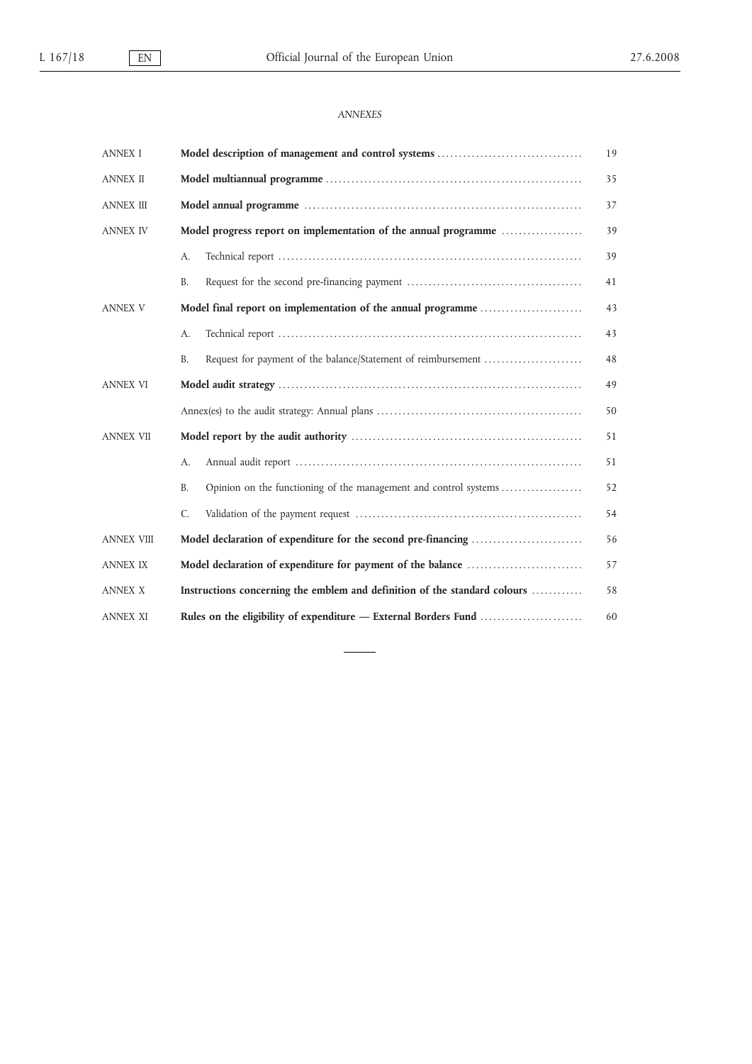*ANNEXES*

| | | |
|---|---|---|
| ANNEX I | **Model description of management and control systems** | 19 |
| ANNEX II | **Model multiannual programme** | 35 |
| ANNEX III | **Model annual programme** | 37 |
| ANNEX IV | **Model progress report on implementation of the annual programme** | 39 |
| | A. Technical report | 39 |
| | B. Request for the second pre-financing payment | 41 |
| ANNEX V | **Model final report on implementation of the annual programme** | 43 |
| | A. Technical report | 43 |
| | B. Request for payment of the balance/Statement of reimbursement | 48 |
| ANNEX VI | **Model audit strategy** | 49 |
| | Annex(es) to the audit strategy: Annual plans | 50 |
| ANNEX VII | **Model report by the audit authority** | 51 |
| | A. Annual audit report | 51 |
| | B. Opinion on the functioning of the management and control systems | 52 |
| | C. Validation of the payment request | 54 |
| ANNEX VIII | **Model declaration of expenditure for the second pre-financing** | 56 |
| ANNEX IX | **Model declaration of expenditure for payment of the balance** | 57 |
| ANNEX X | **Instructions concerning the emblem and definition of the standard colours** | 58 |
| ANNEX XI | **Rules on the eligibility of expenditure — External Borders Fund** | 60 |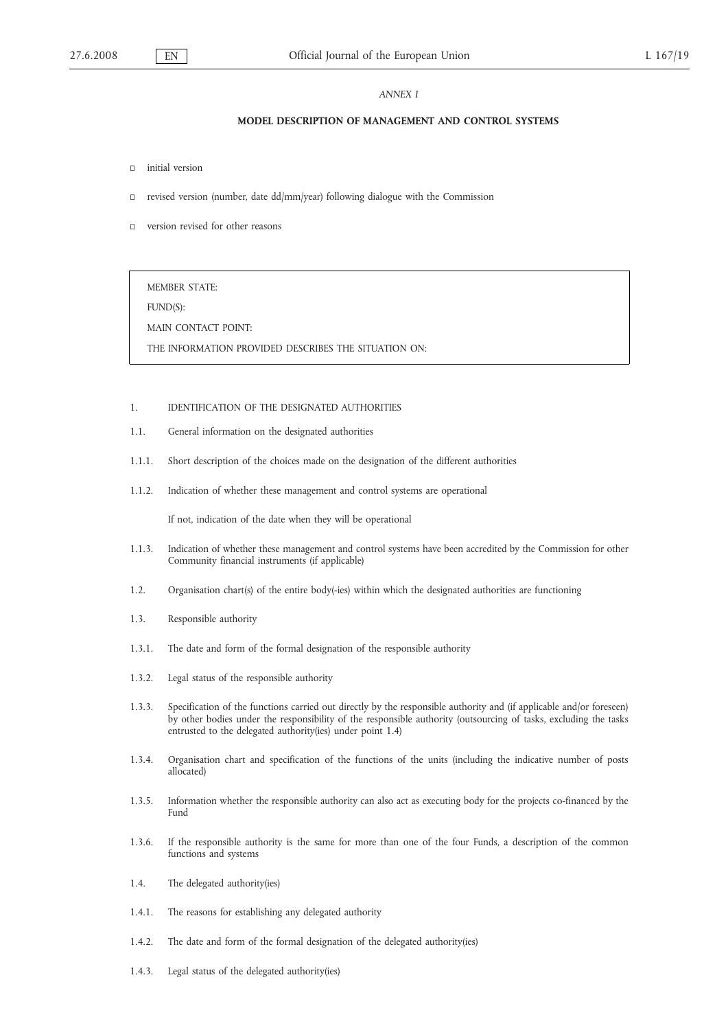*ANNEX I*

**MODEL DESCRIPTION OF MANAGEMENT AND CONTROL SYSTEMS**

- ☐ initial version
- ☐ revised version (number, date dd/mm/year) following dialogue with the Commission
- ☐ version revised for other reasons

| MEMBER STATE: |
|---|
| FUND(S): |
| MAIN CONTACT POINT: |
| THE INFORMATION PROVIDED DESCRIBES THE SITUATION ON: |

1. IDENTIFICATION OF THE DESIGNATED AUTHORITIES

1.1. General information on the designated authorities

1.1.1. Short description of the choices made on the designation of the different authorities

1.1.2. Indication of whether these management and control systems are operational

If not, indication of the date when they will be operational

1.1.3. Indication of whether these management and control systems have been accredited by the Commission for other Community financial instruments (if applicable)

1.2. Organisation chart(s) of the entire body(-ies) within which the designated authorities are functioning

1.3. Responsible authority

1.3.1. The date and form of the formal designation of the responsible authority

1.3.2. Legal status of the responsible authority

1.3.3. Specification of the functions carried out directly by the responsible authority and (if applicable and/or foreseen) by other bodies under the responsibility of the responsible authority (outsourcing of tasks, excluding the tasks entrusted to the delegated authority(ies) under point 1.4)

1.3.4. Organisation chart and specification of the functions of the units (including the indicative number of posts allocated)

1.3.5. Information whether the responsible authority can also act as executing body for the projects co-financed by the Fund

1.3.6. If the responsible authority is the same for more than one of the four Funds, a description of the common functions and systems

1.4. The delegated authority(ies)

1.4.1. The reasons for establishing any delegated authority

1.4.2. The date and form of the formal designation of the delegated authority(ies)

1.4.3. Legal status of the delegated authority(ies)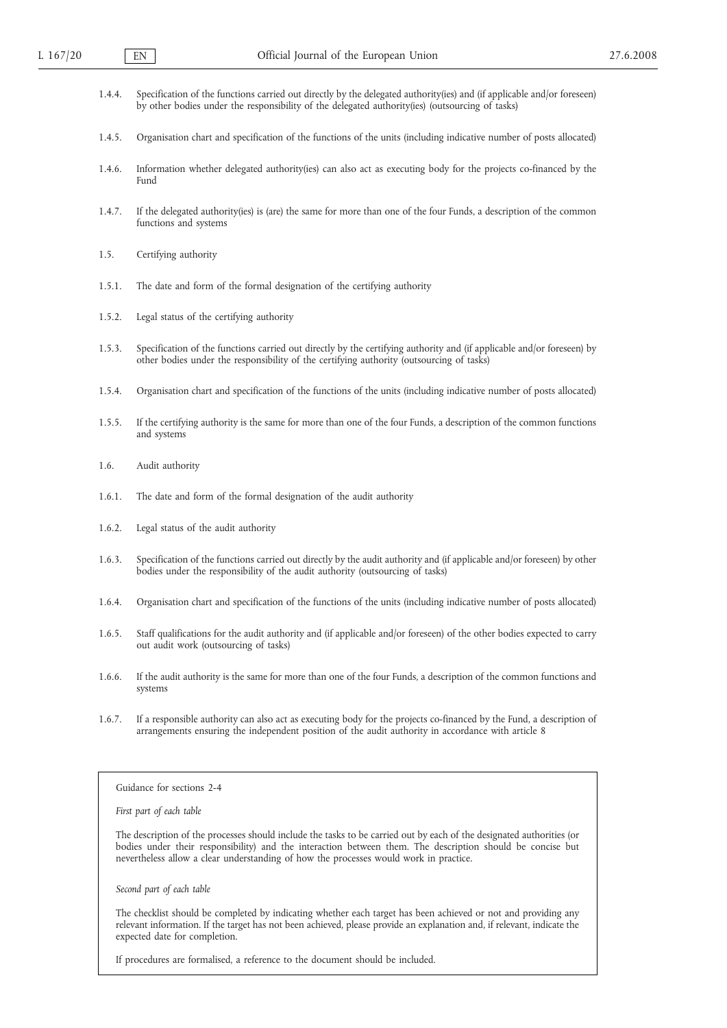1.4.4. Specification of the functions carried out directly by the delegated authority(ies) and (if applicable and/or foreseen) by other bodies under the responsibility of the delegated authority(ies) (outsourcing of tasks)

1.4.5. Organisation chart and specification of the functions of the units (including indicative number of posts allocated)

1.4.6. Information whether delegated authority(ies) can also act as executing body for the projects co-financed by the Fund

1.4.7. If the delegated authority(ies) is (are) the same for more than one of the four Funds, a description of the common functions and systems

1.5. Certifying authority

1.5.1. The date and form of the formal designation of the certifying authority

1.5.2. Legal status of the certifying authority

1.5.3. Specification of the functions carried out directly by the certifying authority and (if applicable and/or foreseen) by other bodies under the responsibility of the certifying authority (outsourcing of tasks)

1.5.4. Organisation chart and specification of the functions of the units (including indicative number of posts allocated)

1.5.5. If the certifying authority is the same for more than one of the four Funds, a description of the common functions and systems

1.6. Audit authority

1.6.1. The date and form of the formal designation of the audit authority

1.6.2. Legal status of the audit authority

1.6.3. Specification of the functions carried out directly by the audit authority and (if applicable and/or foreseen) by other bodies under the responsibility of the audit authority (outsourcing of tasks)

1.6.4. Organisation chart and specification of the functions of the units (including indicative number of posts allocated)

1.6.5. Staff qualifications for the audit authority and (if applicable and/or foreseen) of the other bodies expected to carry out audit work (outsourcing of tasks)

1.6.6. If the audit authority is the same for more than one of the four Funds, a description of the common functions and systems

1.6.7. If a responsible authority can also act as executing body for the projects co-financed by the Fund, a description of arrangements ensuring the independent position of the audit authority in accordance with article 8

Guidance for sections 2-4

*First part of each table*

The description of the processes should include the tasks to be carried out by each of the designated authorities (or bodies under their responsibility) and the interaction between them. The description should be concise but nevertheless allow a clear understanding of how the processes would work in practice.

*Second part of each table*

The checklist should be completed by indicating whether each target has been achieved or not and providing any relevant information. If the target has not been achieved, please provide an explanation and, if relevant, indicate the expected date for completion.

If procedures are formalised, a reference to the document should be included.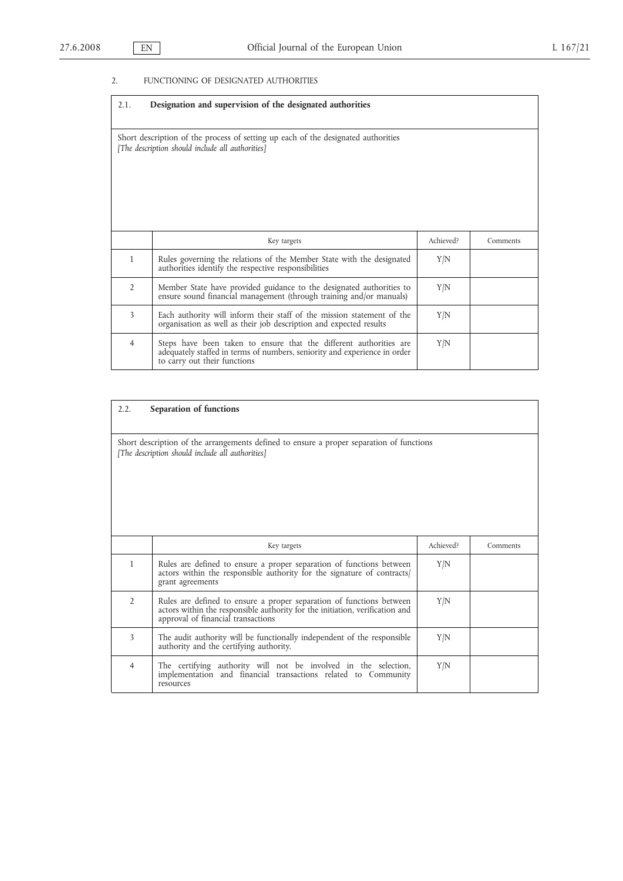## 2. FUNCTIONING OF DESIGNATED AUTHORITIES

### 2.1. Designation and supervision of the designated authorities

Short description of the process of setting up each of the designated authorities
*[The description should include all authorities]*

| | Key targets | Achieved? | Comments |
|---|---|---|---|
| 1 | Rules governing the relations of the Member State with the designated authorities identify the respective responsibilities | Y/N | |
| 2 | Member State have provided guidance to the designated authorities to ensure sound financial management (through training and/or manuals) | Y/N | |
| 3 | Each authority will inform their staff of the mission statement of the organisation as well as their job description and expected results | Y/N | |
| 4 | Steps have been taken to ensure that the different authorities are adequately staffed in terms of numbers, seniority and experience in order to carry out their functions | Y/N | |

### 2.2. Separation of functions

Short description of the arrangements defined to ensure a proper separation of functions
*[The description should include all authorities]*

| | Key targets | Achieved? | Comments |
|---|---|---|---|
| 1 | Rules are defined to ensure a proper separation of functions between actors within the responsible authority for the signature of contracts/grant agreements | Y/N | |
| 2 | Rules are defined to ensure a proper separation of functions between actors within the responsible authority for the initiation, verification and approval of financial transactions | Y/N | |
| 3 | The audit authority will be functionally independent of the responsible authority and the certifying authority. | Y/N | |
| 4 | The certifying authority will not be involved in the selection, implementation and financial transactions related to Community resources | Y/N | |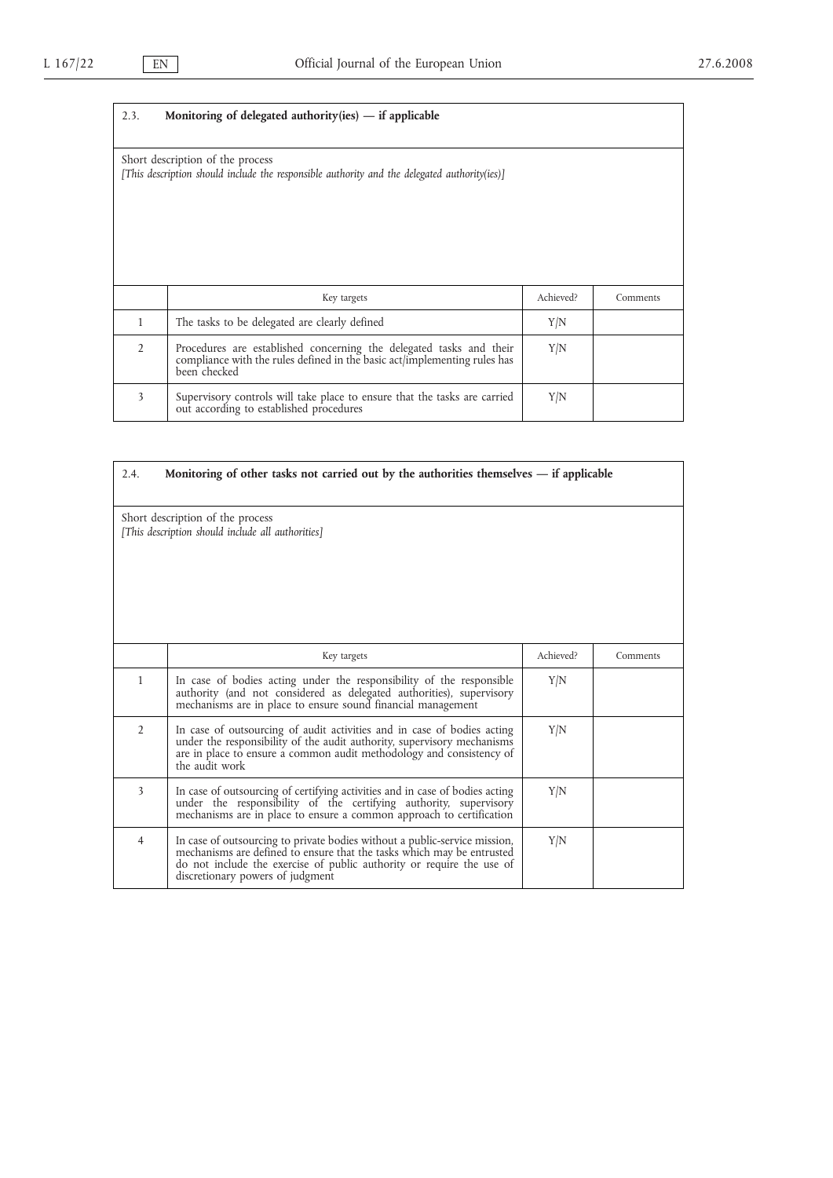### 2.3. Monitoring of delegated authority(ies) — if applicable

Short description of the process
*[This description should include the responsible authority and the delegated authority(ies)]*

| | Key targets | Achieved? | Comments |
|---|---|---|---|
| 1 | The tasks to be delegated are clearly defined | Y/N | |
| 2 | Procedures are established concerning the delegated tasks and their compliance with the rules defined in the basic act/implementing rules has been checked | Y/N | |
| 3 | Supervisory controls will take place to ensure that the tasks are carried out according to established procedures | Y/N | |

### 2.4. Monitoring of other tasks not carried out by the authorities themselves — if applicable

Short description of the process
*[This description should include all authorities]*

| | Key targets | Achieved? | Comments |
|---|---|---|---|
| 1 | In case of bodies acting under the responsibility of the responsible authority (and not considered as delegated authorities), supervisory mechanisms are in place to ensure sound financial management | Y/N | |
| 2 | In case of outsourcing of audit activities and in case of bodies acting under the responsibility of the audit authority, supervisory mechanisms are in place to ensure a common audit methodology and consistency of the audit work | Y/N | |
| 3 | In case of outsourcing of certifying activities and in case of bodies acting under the responsibility of the certifying authority, supervisory mechanisms are in place to ensure a common approach to certification | Y/N | |
| 4 | In case of outsourcing to private bodies without a public-service mission, mechanisms are defined to ensure that the tasks which may be entrusted do not include the exercise of public authority or require the use of discretionary powers of judgment | Y/N | |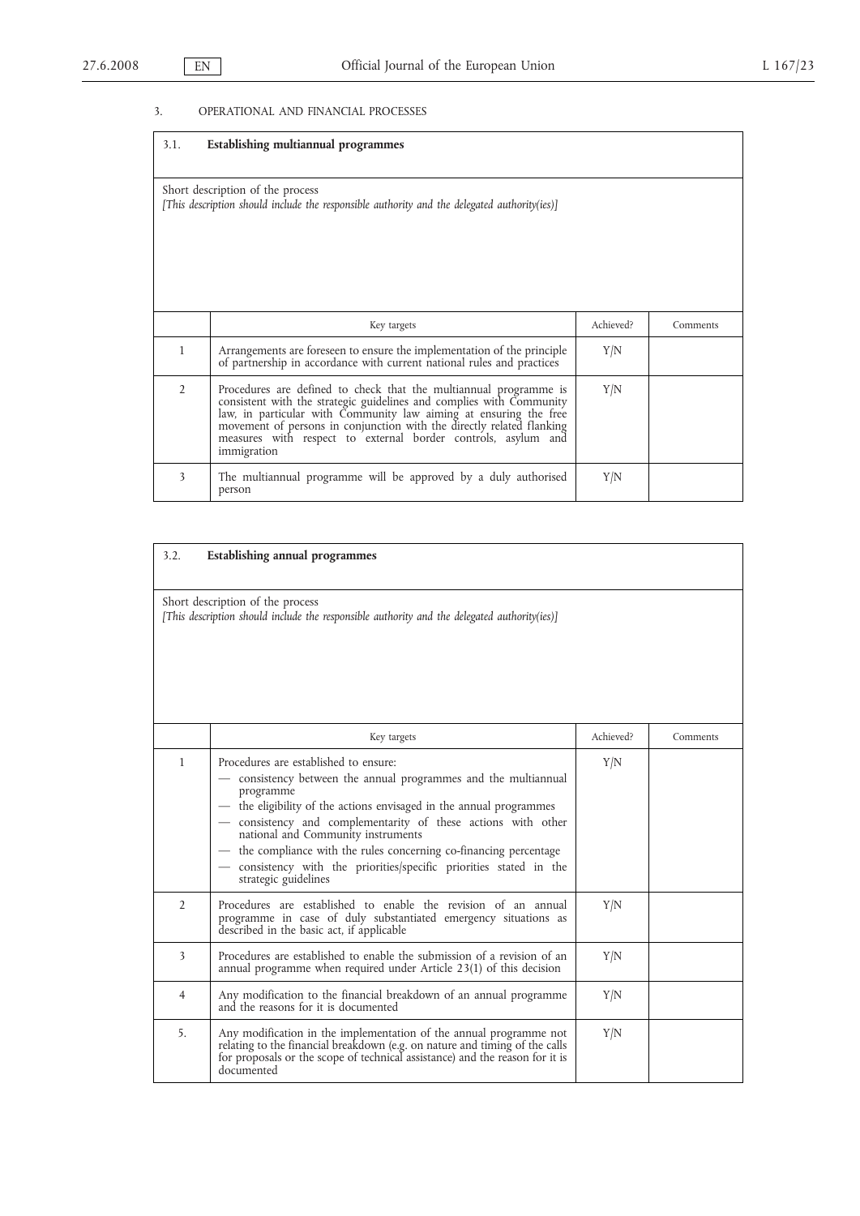## 3. OPERATIONAL AND FINANCIAL PROCESSES

### 3.1. Establishing multiannual programmes

Short description of the process

*[This description should include the responsible authority and the delegated authority(ies)]*

| | Key targets | Achieved? | Comments |
|---|---|---|---|
| 1 | Arrangements are foreseen to ensure the implementation of the principle of partnership in accordance with current national rules and practices | Y/N | |
| 2 | Procedures are defined to check that the multiannual programme is consistent with the strategic guidelines and complies with Community law, in particular with Community law aiming at ensuring the free movement of persons in conjunction with the directly related flanking measures with respect to external border controls, asylum and immigration | Y/N | |
| 3 | The multiannual programme will be approved by a duly authorised person | Y/N | |

### 3.2. Establishing annual programmes

Short description of the process

*[This description should include the responsible authority and the delegated authority(ies)]*

| | Key targets | Achieved? | Comments |
|---|---|---|---|
| 1 | Procedures are established to ensure:<br>— consistency between the annual programmes and the multiannual programme<br>— the eligibility of the actions envisaged in the annual programmes<br>— consistency and complementarity of these actions with other national and Community instruments<br>— the compliance with the rules concerning co-financing percentage<br>— consistency with the priorities/specific priorities stated in the strategic guidelines | Y/N | |
| 2 | Procedures are established to enable the revision of an annual programme in case of duly substantiated emergency situations as described in the basic act, if applicable | Y/N | |
| 3 | Procedures are established to enable the submission of a revision of an annual programme when required under Article 23(1) of this decision | Y/N | |
| 4 | Any modification to the financial breakdown of an annual programme and the reasons for it is documented | Y/N | |
| 5. | Any modification in the implementation of the annual programme not relating to the financial breakdown (e.g. on nature and timing of the calls for proposals or the scope of technical assistance) and the reason for it is documented | Y/N | |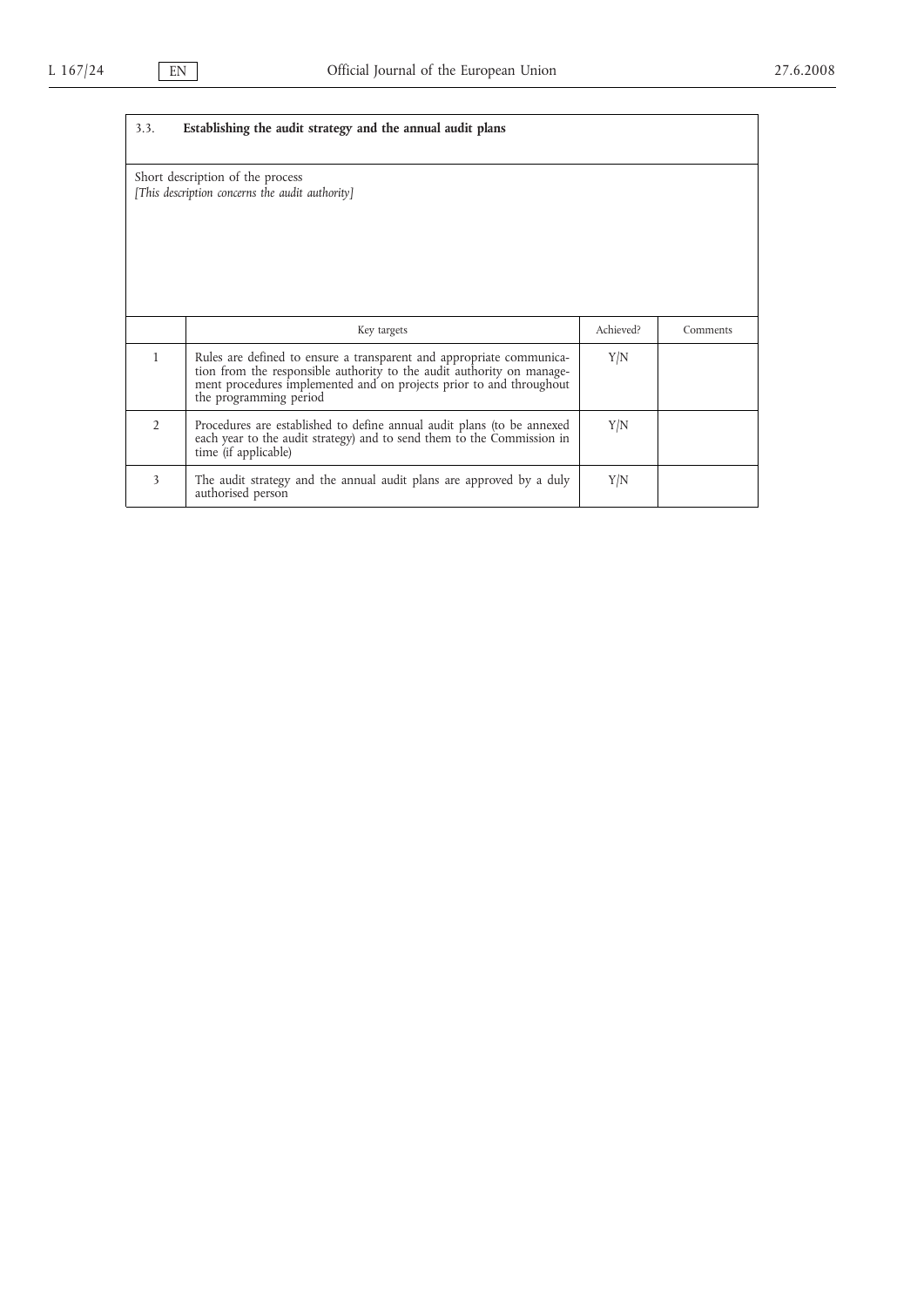### 3.3. Establishing the audit strategy and the annual audit plans

Short description of the process

*[This description concerns the audit authority]*

| | Key targets | Achieved? | Comments |
|---|---|---|---|
| 1 | Rules are defined to ensure a transparent and appropriate communication from the responsible authority to the audit authority on management procedures implemented and on projects prior to and throughout the programming period | Y/N | |
| 2 | Procedures are established to define annual audit plans (to be annexed each year to the audit strategy) and to send them to the Commission in time (if applicable) | Y/N | |
| 3 | The audit strategy and the annual audit plans are approved by a duly authorised person | Y/N | |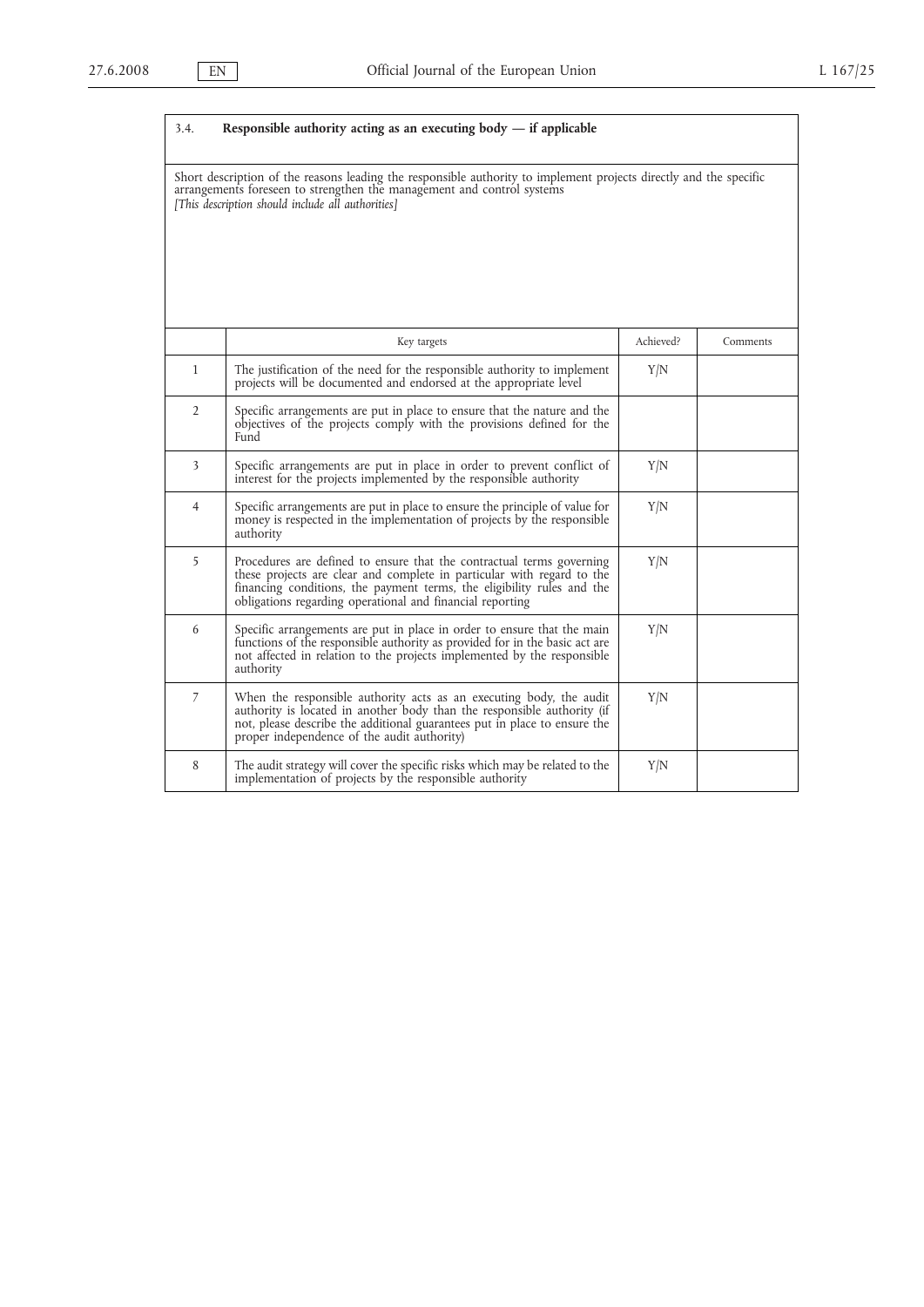### 3.4. **Responsible authority acting as an executing body — if applicable**

Short description of the reasons leading the responsible authority to implement projects directly and the specific arrangements foreseen to strengthen the management and control systems
*[This description should include all authorities]*

| | Key targets | Achieved? | Comments |
|---|---|---|---|
| 1 | The justification of the need for the responsible authority to implement projects will be documented and endorsed at the appropriate level | Y/N | |
| 2 | Specific arrangements are put in place to ensure that the nature and the objectives of the projects comply with the provisions defined for the Fund | | |
| 3 | Specific arrangements are put in place in order to prevent conflict of interest for the projects implemented by the responsible authority | Y/N | |
| 4 | Specific arrangements are put in place to ensure the principle of value for money is respected in the implementation of projects by the responsible authority | Y/N | |
| 5 | Procedures are defined to ensure that the contractual terms governing these projects are clear and complete in particular with regard to the financing conditions, the payment terms, the eligibility rules and the obligations regarding operational and financial reporting | Y/N | |
| 6 | Specific arrangements are put in place in order to ensure that the main functions of the responsible authority as provided for in the basic act are not affected in relation to the projects implemented by the responsible authority | Y/N | |
| 7 | When the responsible authority acts as an executing body, the audit authority is located in another body than the responsible authority (if not, please describe the additional guarantees put in place to ensure the proper independence of the audit authority) | Y/N | |
| 8 | The audit strategy will cover the specific risks which may be related to the implementation of projects by the responsible authority | Y/N | |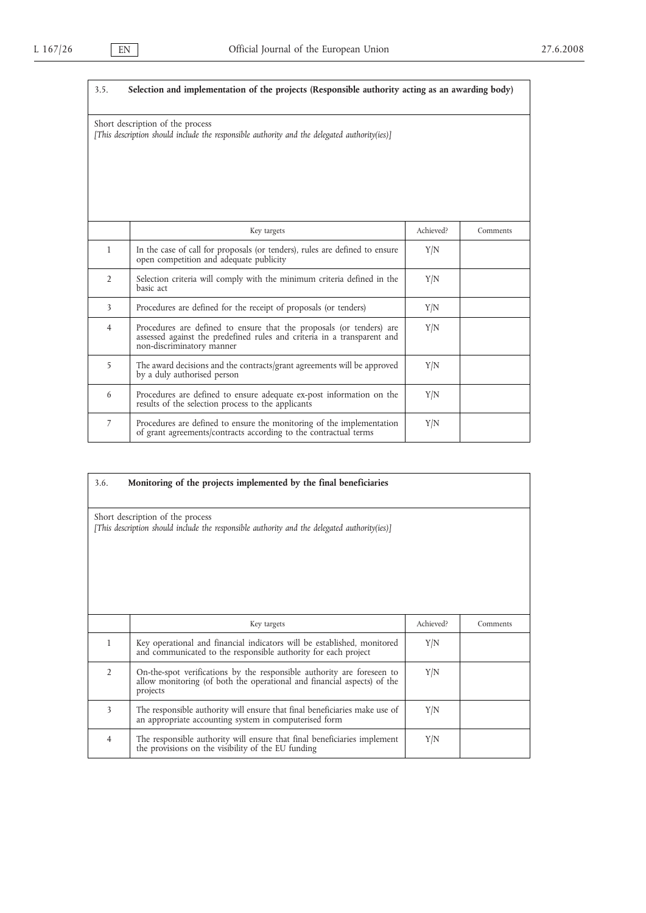### 3.5. **Selection and implementation of the projects (Responsible authority acting as an awarding body)**

Short description of the process

*[This description should include the responsible authority and the delegated authority(ies)]*

| | Key targets | Achieved? | Comments |
|---|---|---|---|
| 1 | In the case of call for proposals (or tenders), rules are defined to ensure open competition and adequate publicity | Y/N | |
| 2 | Selection criteria will comply with the minimum criteria defined in the basic act | Y/N | |
| 3 | Procedures are defined for the receipt of proposals (or tenders) | Y/N | |
| 4 | Procedures are defined to ensure that the proposals (or tenders) are assessed against the predefined rules and criteria in a transparent and non-discriminatory manner | Y/N | |
| 5 | The award decisions and the contracts/grant agreements will be approved by a duly authorised person | Y/N | |
| 6 | Procedures are defined to ensure adequate ex-post information on the results of the selection process to the applicants | Y/N | |
| 7 | Procedures are defined to ensure the monitoring of the implementation of grant agreements/contracts according to the contractual terms | Y/N | |

### 3.6. **Monitoring of the projects implemented by the final beneficiaries**

Short description of the process

*[This description should include the responsible authority and the delegated authority(ies)]*

| | Key targets | Achieved? | Comments |
|---|---|---|---|
| 1 | Key operational and financial indicators will be established, monitored and communicated to the responsible authority for each project | Y/N | |
| 2 | On-the-spot verifications by the responsible authority are foreseen to allow monitoring (of both the operational and financial aspects) of the projects | Y/N | |
| 3 | The responsible authority will ensure that final beneficiaries make use of an appropriate accounting system in computerised form | Y/N | |
| 4 | The responsible authority will ensure that final beneficiaries implement the provisions on the visibility of the EU funding | Y/N | |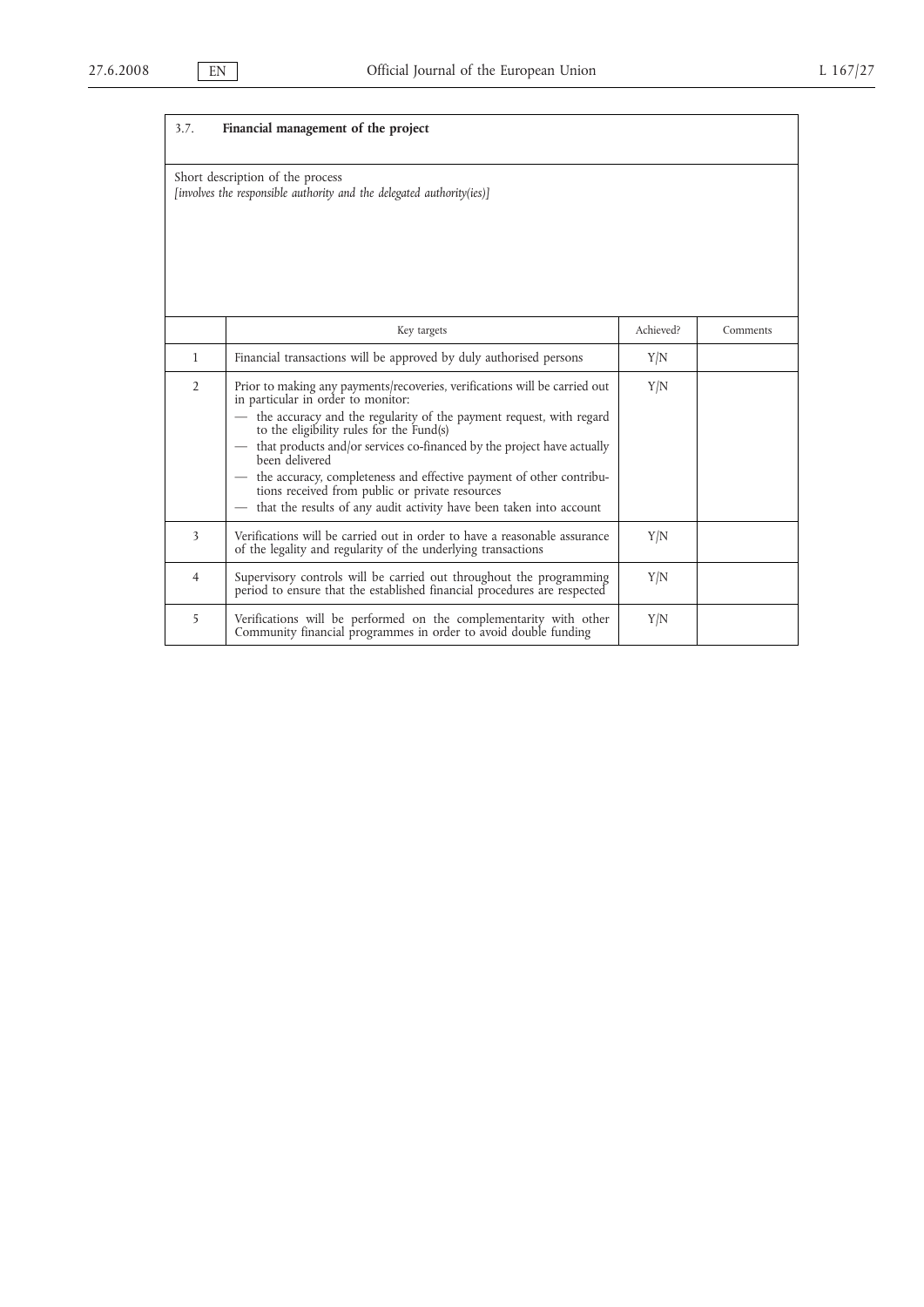### 3.7. **Financial management of the project**

Short description of the process
*[involves the responsible authority and the delegated authority(ies)]*

| | Key targets | Achieved? | Comments |
|---|---|---|---|
| 1 | Financial transactions will be approved by duly authorised persons | Y/N | |
| 2 | Prior to making any payments/recoveries, verifications will be carried out in particular in order to monitor:<br>— the accuracy and the regularity of the payment request, with regard to the eligibility rules for the Fund(s)<br>— that products and/or services co-financed by the project have actually been delivered<br>— the accuracy, completeness and effective payment of other contributions received from public or private resources<br>— that the results of any audit activity have been taken into account | Y/N | |
| 3 | Verifications will be carried out in order to have a reasonable assurance of the legality and regularity of the underlying transactions | Y/N | |
| 4 | Supervisory controls will be carried out throughout the programming period to ensure that the established financial procedures are respected | Y/N | |
| 5 | Verifications will be performed on the complementarity with other Community financial programmes in order to avoid double funding | Y/N | |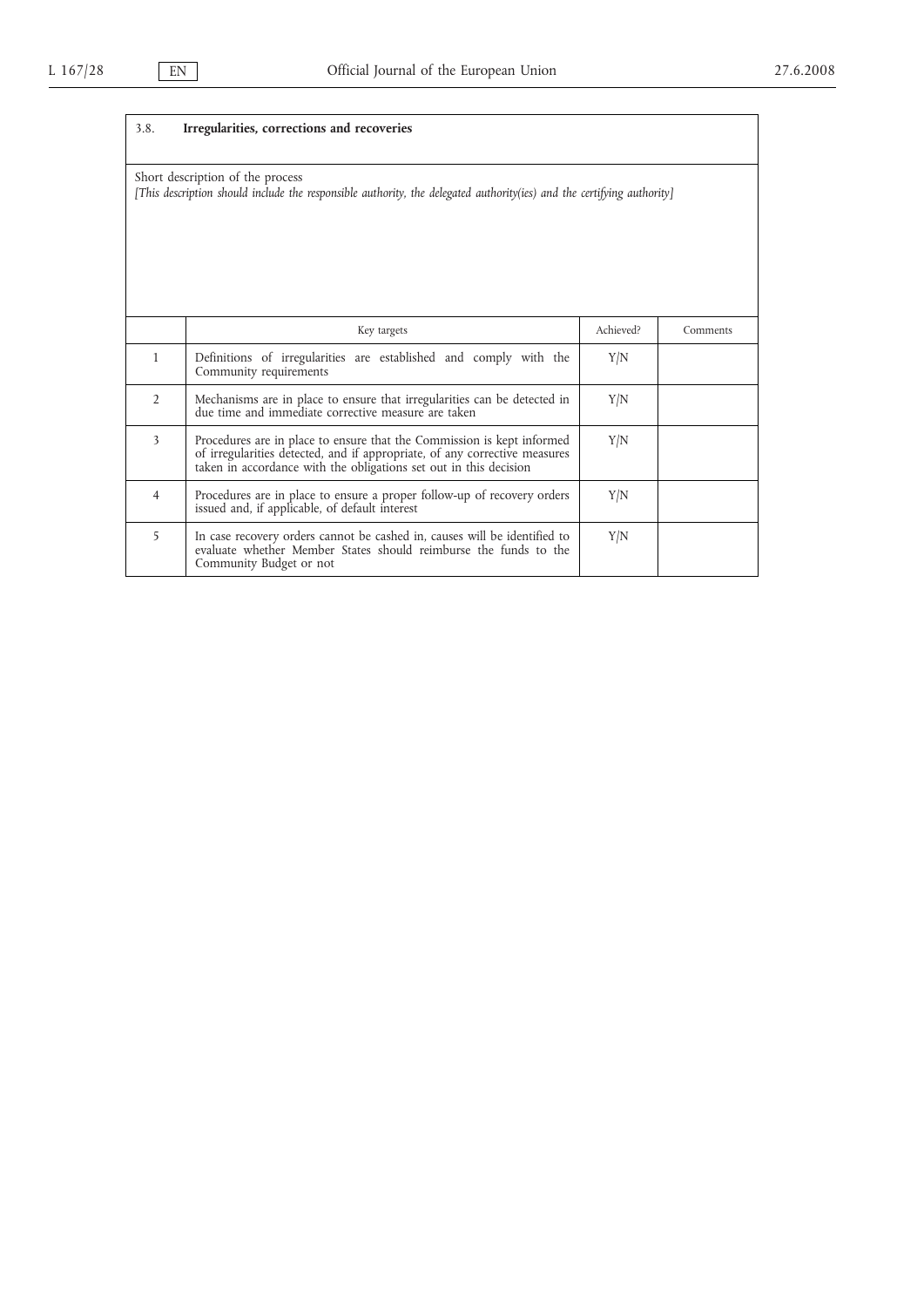| 3.8. | **Irregularities, corrections and recoveries** | | |
|---|---|---|---|
| Short description of the process<br>*[This description should include the responsible authority, the delegated authority(ies) and the certifying authority]* | | | |
| | Key targets | Achieved? | Comments |
| 1 | Definitions of irregularities are established and comply with the Community requirements | Y/N | |
| 2 | Mechanisms are in place to ensure that irregularities can be detected in due time and immediate corrective measure are taken | Y/N | |
| 3 | Procedures are in place to ensure that the Commission is kept informed of irregularities detected, and if appropriate, of any corrective measures taken in accordance with the obligations set out in this decision | Y/N | |
| 4 | Procedures are in place to ensure a proper follow-up of recovery orders issued and, if applicable, of default interest | Y/N | |
| 5 | In case recovery orders cannot be cashed in, causes will be identified to evaluate whether Member States should reimburse the funds to the Community Budget or not | Y/N | |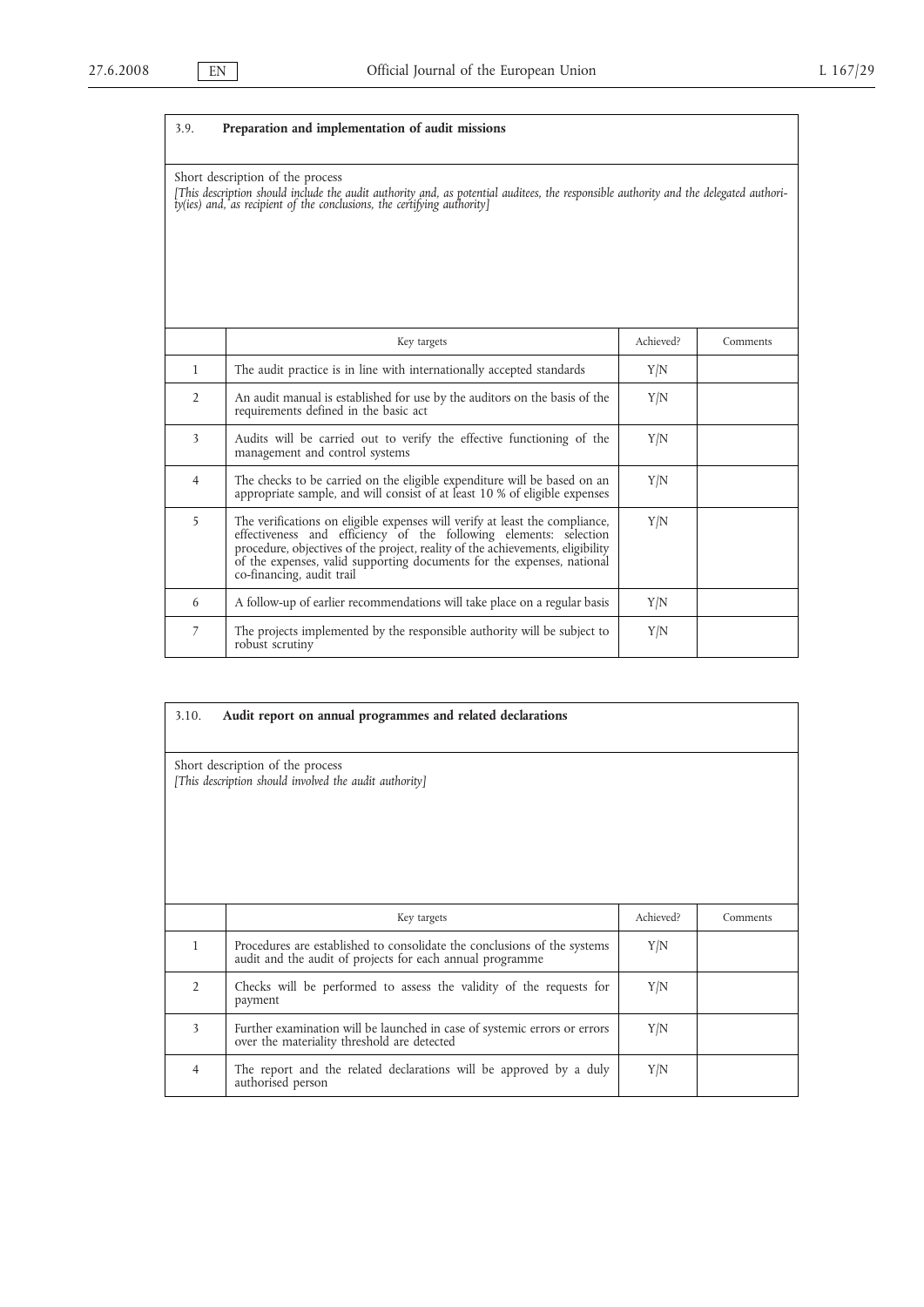## 3.9. Preparation and implementation of audit missions

Short description of the process

*[This description should include the audit authority and, as potential auditees, the responsible authority and the delegated authority(ies) and, as recipient of the conclusions, the certifying authority]*

| | Key targets | Achieved? | Comments |
|---|---|---|---|
| 1 | The audit practice is in line with internationally accepted standards | Y/N | |
| 2 | An audit manual is established for use by the auditors on the basis of the requirements defined in the basic act | Y/N | |
| 3 | Audits will be carried out to verify the effective functioning of the management and control systems | Y/N | |
| 4 | The checks to be carried on the eligible expenditure will be based on an appropriate sample, and will consist of at least 10 % of eligible expenses | Y/N | |
| 5 | The verifications on eligible expenses will verify at least the compliance, effectiveness and efficiency of the following elements: selection procedure, objectives of the project, reality of the achievements, eligibility of the expenses, valid supporting documents for the expenses, national co-financing, audit trail | Y/N | |
| 6 | A follow-up of earlier recommendations will take place on a regular basis | Y/N | |
| 7 | The projects implemented by the responsible authority will be subject to robust scrutiny | Y/N | |

## 3.10. Audit report on annual programmes and related declarations

Short description of the process

*[This description should involved the audit authority]*

| | Key targets | Achieved? | Comments |
|---|---|---|---|
| 1 | Procedures are established to consolidate the conclusions of the systems audit and the audit of projects for each annual programme | Y/N | |
| 2 | Checks will be performed to assess the validity of the requests for payment | Y/N | |
| 3 | Further examination will be launched in case of systemic errors or errors over the materiality threshold are detected | Y/N | |
| 4 | The report and the related declarations will be approved by a duly authorised person | Y/N | |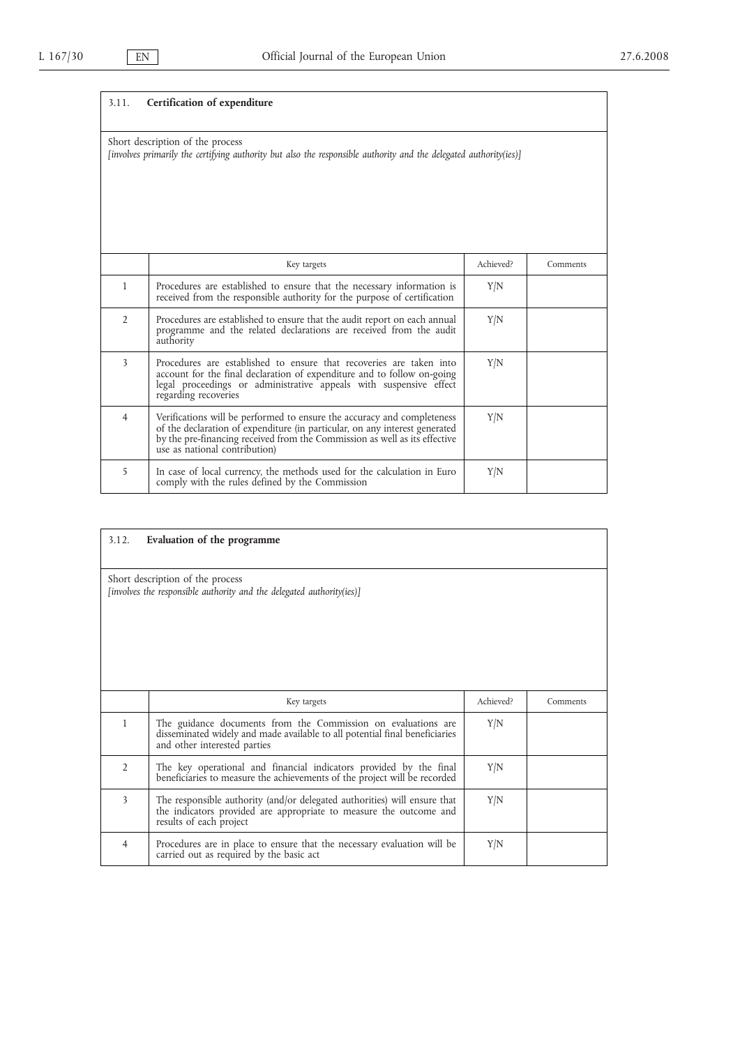### 3.11. **Certification of expenditure**

Short description of the process

*[involves primarily the certifying authority but also the responsible authority and the delegated authority(ies)]*

| | Key targets | Achieved? | Comments |
|---|---|---|---|
| 1 | Procedures are established to ensure that the necessary information is received from the responsible authority for the purpose of certification | Y/N | |
| 2 | Procedures are established to ensure that the audit report on each annual programme and the related declarations are received from the audit authority | Y/N | |
| 3 | Procedures are established to ensure that recoveries are taken into account for the final declaration of expenditure and to follow on-going legal proceedings or administrative appeals with suspensive effect regarding recoveries | Y/N | |
| 4 | Verifications will be performed to ensure the accuracy and completeness of the declaration of expenditure (in particular, on any interest generated by the pre-financing received from the Commission as well as its effective use as national contribution) | Y/N | |
| 5 | In case of local currency, the methods used for the calculation in Euro comply with the rules defined by the Commission | Y/N | |

### 3.12. **Evaluation of the programme**

Short description of the process

*[involves the responsible authority and the delegated authority(ies)]*

| | Key targets | Achieved? | Comments |
|---|---|---|---|
| 1 | The guidance documents from the Commission on evaluations are disseminated widely and made available to all potential final beneficiaries and other interested parties | Y/N | |
| 2 | The key operational and financial indicators provided by the final beneficiaries to measure the achievements of the project will be recorded | Y/N | |
| 3 | The responsible authority (and/or delegated authorities) will ensure that the indicators provided are appropriate to measure the outcome and results of each project | Y/N | |
| 4 | Procedures are in place to ensure that the necessary evaluation will be carried out as required by the basic act | Y/N | |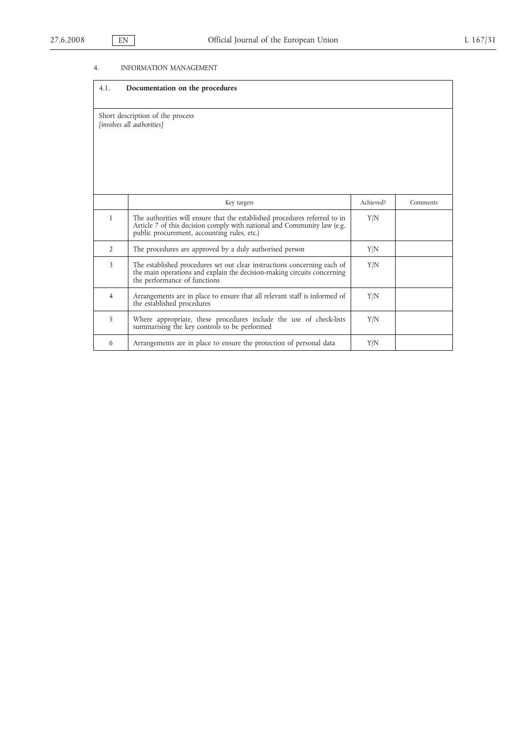## 4. INFORMATION MANAGEMENT

### 4.1. Documentation on the procedures

Short description of the process
*[involves all authorities]*

| | Key targets | Achieved? | Comments |
|---|---|---|---|
| 1 | The authorities will ensure that the established procedures referred to in Article 7 of this decision comply with national and Community law (e.g. public procurement, accounting rules, etc.) | Y/N | |
| 2 | The procedures are approved by a duly authorised person | Y/N | |
| 3 | The established procedures set out clear instructions concerning each of the main operations and explain the decision-making circuits concerning the performance of functions | Y/N | |
| 4 | Arrangements are in place to ensure that all relevant staff is informed of the established procedures | Y/N | |
| 5 | Where appropriate, these procedures include the use of check-lists summarising the key controls to be performed | Y/N | |
| 6 | Arrangements are in place to ensure the protection of personal data | Y/N | |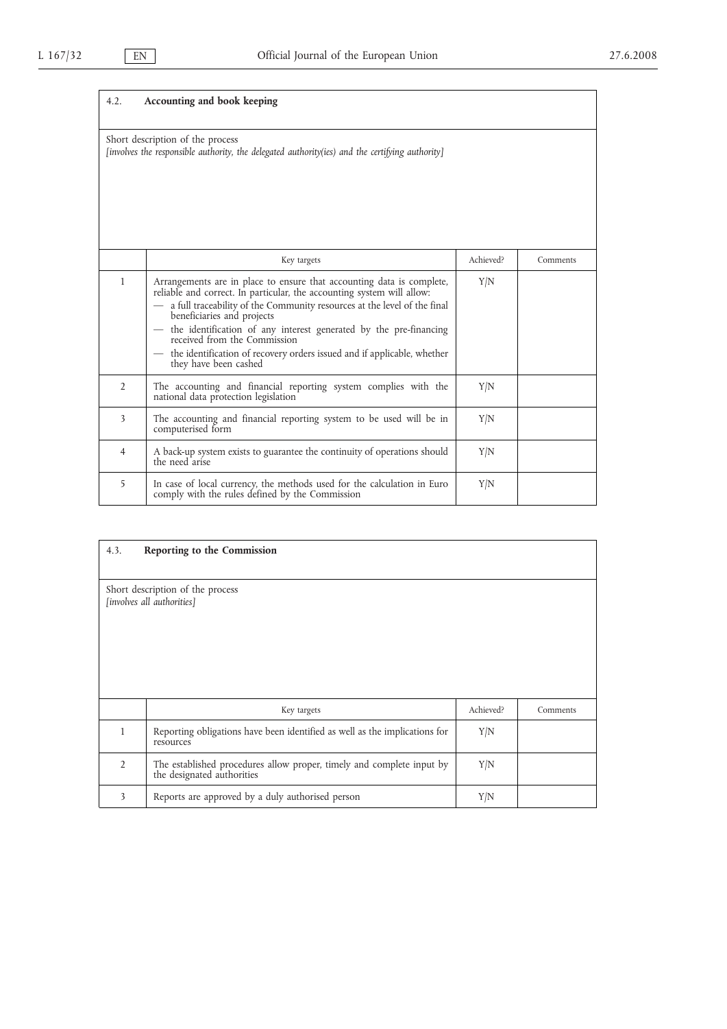## 4.2. **Accounting and book keeping**

Short description of the process

*[involves the responsible authority, the delegated authority(ies) and the certifying authority]*

| | Key targets | Achieved? | Comments |
|---|---|---|---|
| 1 | Arrangements are in place to ensure that accounting data is complete, reliable and correct. In particular, the accounting system will allow:<br>— a full traceability of the Community resources at the level of the final beneficiaries and projects<br>— the identification of any interest generated by the pre-financing received from the Commission<br>— the identification of recovery orders issued and if applicable, whether they have been cashed | Y/N | |
| 2 | The accounting and financial reporting system complies with the national data protection legislation | Y/N | |
| 3 | The accounting and financial reporting system to be used will be in computerised form | Y/N | |
| 4 | A back-up system exists to guarantee the continuity of operations should the need arise | Y/N | |
| 5 | In case of local currency, the methods used for the calculation in Euro comply with the rules defined by the Commission | Y/N | |

## 4.3. **Reporting to the Commission**

Short description of the process

*[involves all authorities]*

| | Key targets | Achieved? | Comments |
|---|---|---|---|
| 1 | Reporting obligations have been identified as well as the implications for resources | Y/N | |
| 2 | The established procedures allow proper, timely and complete input by the designated authorities | Y/N | |
| 3 | Reports are approved by a duly authorised person | Y/N | |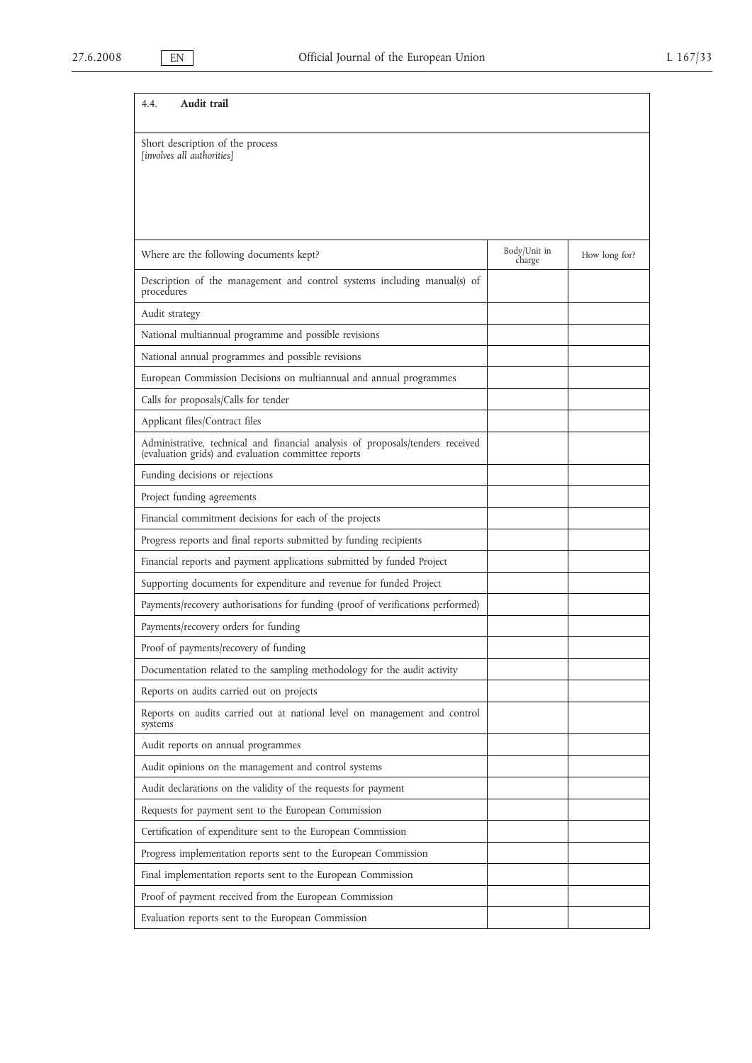### 4.4. **Audit trail**

Short description of the process
*[involves all authorities]*

| Where are the following documents kept? | Body/Unit in charge | How long for? |
|---|---|---|
| Description of the management and control systems including manual(s) of procedures | | |
| Audit strategy | | |
| National multiannual programme and possible revisions | | |
| National annual programmes and possible revisions | | |
| European Commission Decisions on multiannual and annual programmes | | |
| Calls for proposals/Calls for tender | | |
| Applicant files/Contract files | | |
| Administrative, technical and financial analysis of proposals/tenders received (evaluation grids) and evaluation committee reports | | |
| Funding decisions or rejections | | |
| Project funding agreements | | |
| Financial commitment decisions for each of the projects | | |
| Progress reports and final reports submitted by funding recipients | | |
| Financial reports and payment applications submitted by funded Project | | |
| Supporting documents for expenditure and revenue for funded Project | | |
| Payments/recovery authorisations for funding (proof of verifications performed) | | |
| Payments/recovery orders for funding | | |
| Proof of payments/recovery of funding | | |
| Documentation related to the sampling methodology for the audit activity | | |
| Reports on audits carried out on projects | | |
| Reports on audits carried out at national level on management and control systems | | |
| Audit reports on annual programmes | | |
| Audit opinions on the management and control systems | | |
| Audit declarations on the validity of the requests for payment | | |
| Requests for payment sent to the European Commission | | |
| Certification of expenditure sent to the European Commission | | |
| Progress implementation reports sent to the European Commission | | |
| Final implementation reports sent to the European Commission | | |
| Proof of payment received from the European Commission | | |
| Evaluation reports sent to the European Commission | | |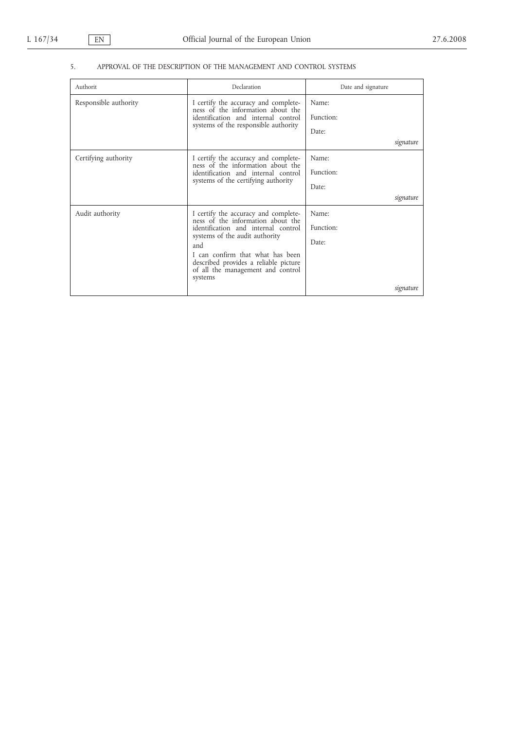5. APPROVAL OF THE DESCRIPTION OF THE MANAGEMENT AND CONTROL SYSTEMS

| Authorit | Declaration | Date and signature |
|---|---|---|
| Responsible authority | I certify the accuracy and completeness of the information about the identification and internal control systems of the responsible authority | Name:<br>Function:<br>Date:<br>*signature* |
| Certifying authority | I certify the accuracy and completeness of the information about the identification and internal control systems of the certifying authority | Name:<br>Function:<br>Date:<br>*signature* |
| Audit authority | I certify the accuracy and completeness of the information about the identification and internal control systems of the audit authority<br>and<br>I can confirm that what has been described provides a reliable picture of all the management and control systems | Name:<br>Function:<br>Date:<br>*signature* |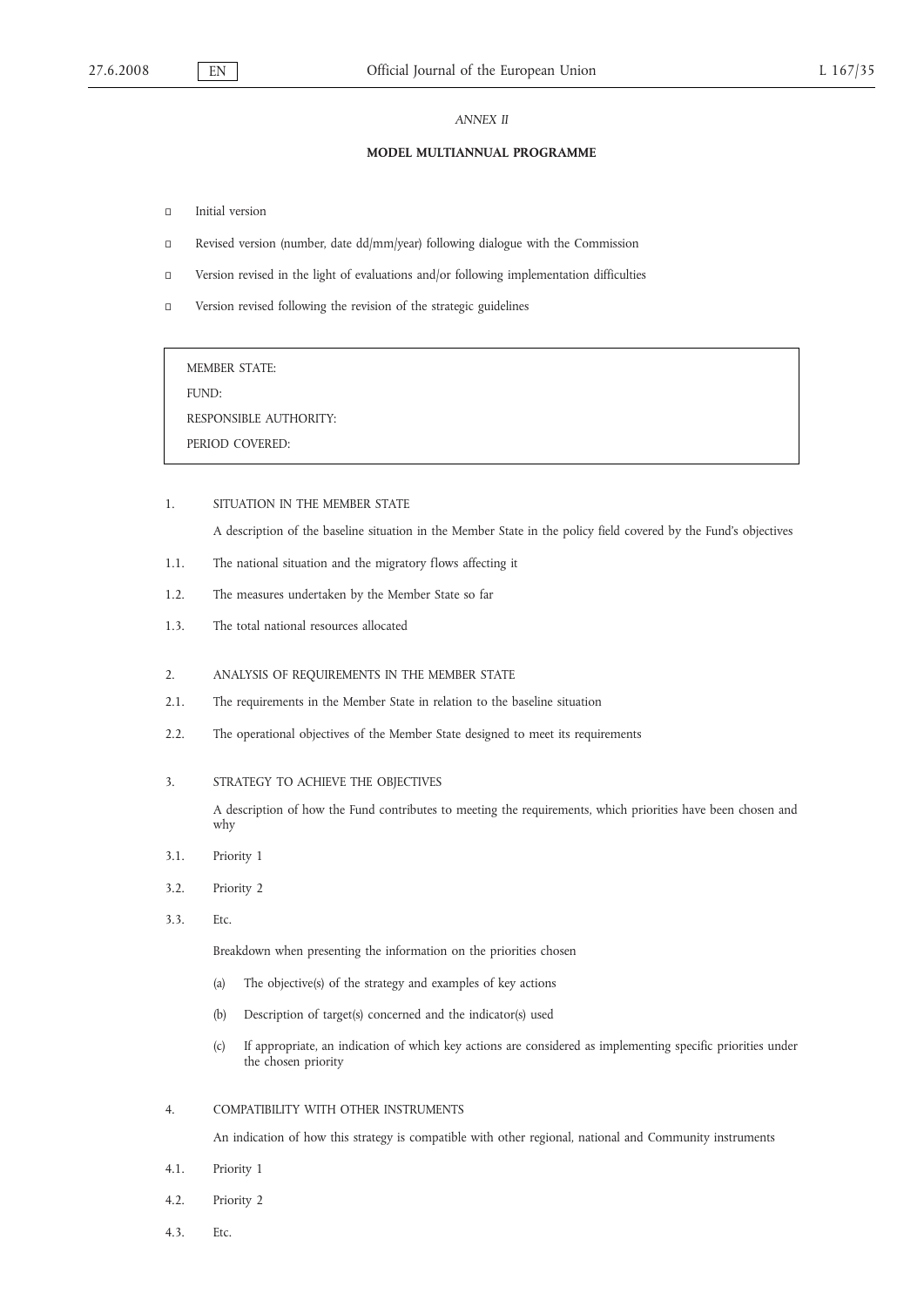*ANNEX II*

## MODEL MULTIANNUAL PROGRAMME

- ☐ Initial version
- ☐ Revised version (number, date dd/mm/year) following dialogue with the Commission
- ☐ Version revised in the light of evaluations and/or following implementation difficulties
- ☐ Version revised following the revision of the strategic guidelines

| MEMBER STATE: |
|---|
| FUND: |
| RESPONSIBLE AUTHORITY: |
| PERIOD COVERED: |

1. SITUATION IN THE MEMBER STATE

   A description of the baseline situation in the Member State in the policy field covered by the Fund's objectives

1.1. The national situation and the migratory flows affecting it

1.2. The measures undertaken by the Member State so far

1.3. The total national resources allocated

2. ANALYSIS OF REQUIREMENTS IN THE MEMBER STATE

2.1. The requirements in the Member State in relation to the baseline situation

2.2. The operational objectives of the Member State designed to meet its requirements

3. STRATEGY TO ACHIEVE THE OBJECTIVES

   A description of how the Fund contributes to meeting the requirements, which priorities have been chosen and why

3.1. Priority 1

3.2. Priority 2

3.3. Etc.

   Breakdown when presenting the information on the priorities chosen

   (a) The objective(s) of the strategy and examples of key actions

   (b) Description of target(s) concerned and the indicator(s) used

   (c) If appropriate, an indication of which key actions are considered as implementing specific priorities under the chosen priority

4. COMPATIBILITY WITH OTHER INSTRUMENTS

   An indication of how this strategy is compatible with other regional, national and Community instruments

4.1. Priority 1

4.2. Priority 2

4.3. Etc.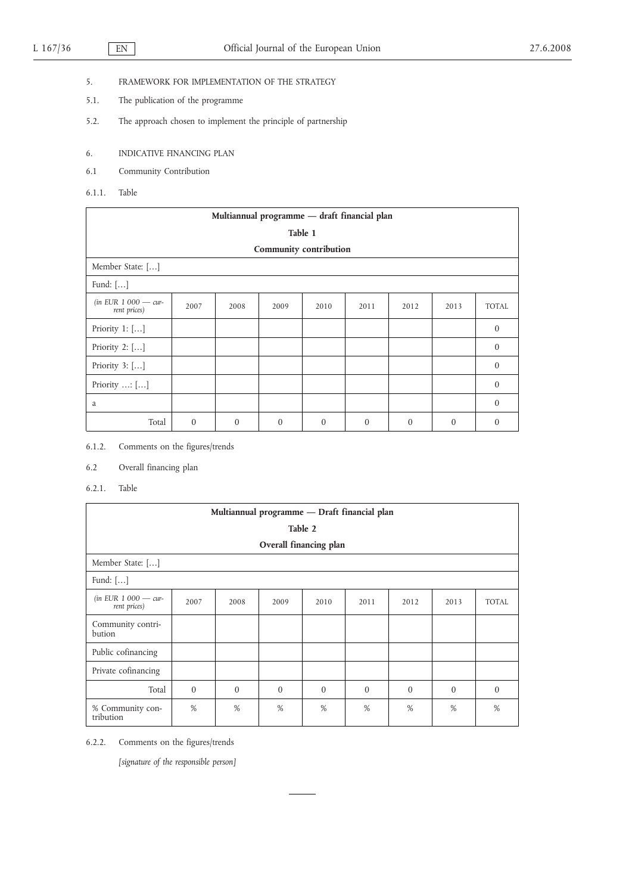5. FRAMEWORK FOR IMPLEMENTATION OF THE STRATEGY

5.1. The publication of the programme

5.2. The approach chosen to implement the principle of partnership

6. INDICATIVE FINANCING PLAN

6.1 Community Contribution

6.1.1. Table

| **Multiannual programme — draft financial plan**<br>**Table 1**<br>**Community contribution** | | | | | | | | |
|---|---|---|---|---|---|---|---|---|
| Member State: […] | | | | | | | | |
| Fund: […] | | | | | | | | |
| *(in EUR 1 000 — current prices)* | 2007 | 2008 | 2009 | 2010 | 2011 | 2012 | 2013 | TOTAL |
| Priority 1: […] | | | | | | | | 0 |
| Priority 2: […] | | | | | | | | 0 |
| Priority 3: […] | | | | | | | | 0 |
| Priority …: […] | | | | | | | | 0 |
| a | | | | | | | | 0 |
| Total | 0 | 0 | 0 | 0 | 0 | 0 | 0 | 0 |

6.1.2. Comments on the figures/trends

6.2 Overall financing plan

6.2.1. Table

| **Multiannual programme — Draft financial plan**<br>**Table 2**<br>**Overall financing plan** | | | | | | | | |
|---|---|---|---|---|---|---|---|---|
| Member State: […] | | | | | | | | |
| Fund: […] | | | | | | | | |
| *(in EUR 1 000 — current prices)* | 2007 | 2008 | 2009 | 2010 | 2011 | 2012 | 2013 | TOTAL |
| Community contribution | | | | | | | | |
| Public cofinancing | | | | | | | | |
| Private cofinancing | | | | | | | | |
| Total | 0 | 0 | 0 | 0 | 0 | 0 | 0 | 0 |
| % Community contribution | % | % | % | % | % | % | % | % |

6.2.2. Comments on the figures/trends

*[signature of the responsible person]*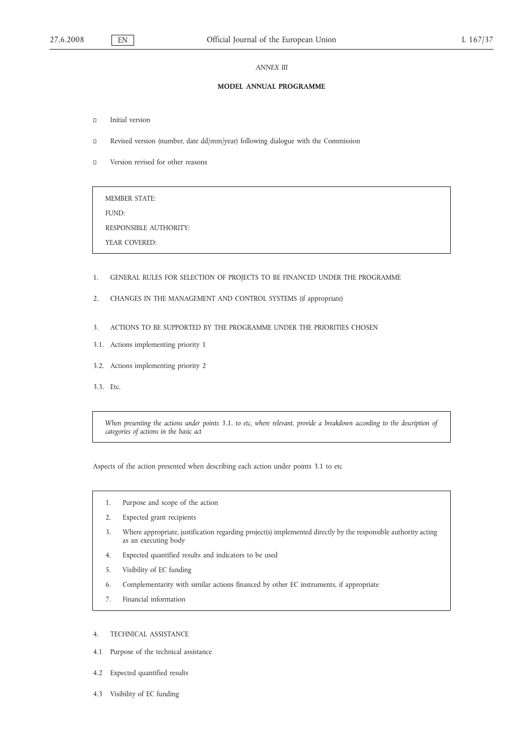*ANNEX III*

**MODEL ANNUAL PROGRAMME**

- ☐ Initial version
- ☐ Revised version (number, date dd/mm/year) following dialogue with the Commission
- ☐ Version revised for other reasons

MEMBER STATE:

FUND:

RESPONSIBLE AUTHORITY:

YEAR COVERED:

1. GENERAL RULES FOR SELECTION OF PROJECTS TO BE FINANCED UNDER THE PROGRAMME

2. CHANGES IN THE MANAGEMENT AND CONTROL SYSTEMS (if appropriate)

3. ACTIONS TO BE SUPPORTED BY THE PROGRAMME UNDER THE PRIORITIES CHOSEN

3.1. Actions implementing priority 1

3.2. Actions implementing priority 2

3.3. Etc.

*When presenting the actions under points 3.1. to etc, where relevant, provide a breakdown according to the description of categories of actions in the basic act*

Aspects of the action presented when describing each action under points 3.1 to etc

1. Purpose and scope of the action
2. Expected grant recipients
3. Where appropriate, justification regarding project(s) implemented directly by the responsible authority acting as an executing body
4. Expected quantified results and indicators to be used
5. Visibility of EC funding
6. Complementarity with similar actions financed by other EC instruments, if appropriate
7. Financial information

4. TECHNICAL ASSISTANCE

4.1 Purpose of the technical assistance

4.2 Expected quantified results

4.3 Visibility of EC funding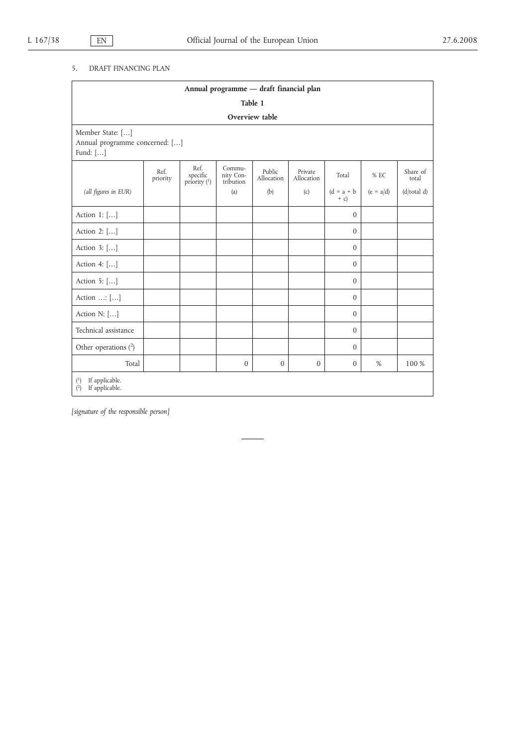5. DRAFT FINANCING PLAN

**Annual programme — draft financial plan**

**Table 1**

**Overview table**

Member State: […]
Annual programme concerned: […]
Fund: […]

| *(all figures in EUR)* | Ref. priority | Ref. specific priority [1] | Community Contribution (a) | Public Allocation (b) | Private Allocation (c) | Total (d = a + b + c) | % EC (e = a/d) | Share of total (d/total d) |
|---|---|---|---|---|---|---|---|---|
| Action 1: […] | | | | | | 0 | | |
| Action 2: […] | | | | | | 0 | | |
| Action 3: […] | | | | | | 0 | | |
| Action 4: […] | | | | | | 0 | | |
| Action 5: […] | | | | | | 0 | | |
| Action …: […] | | | | | | 0 | | |
| Action N: […] | | | | | | 0 | | |
| Technical assistance | | | | | | 0 | | |
| Other operations [2] | | | | | | 0 | | |
| Total | | | 0 | 0 | 0 | 0 | % | 100 % |

[1] If applicable.
[2] If applicable.

*[signature of the responsible person]*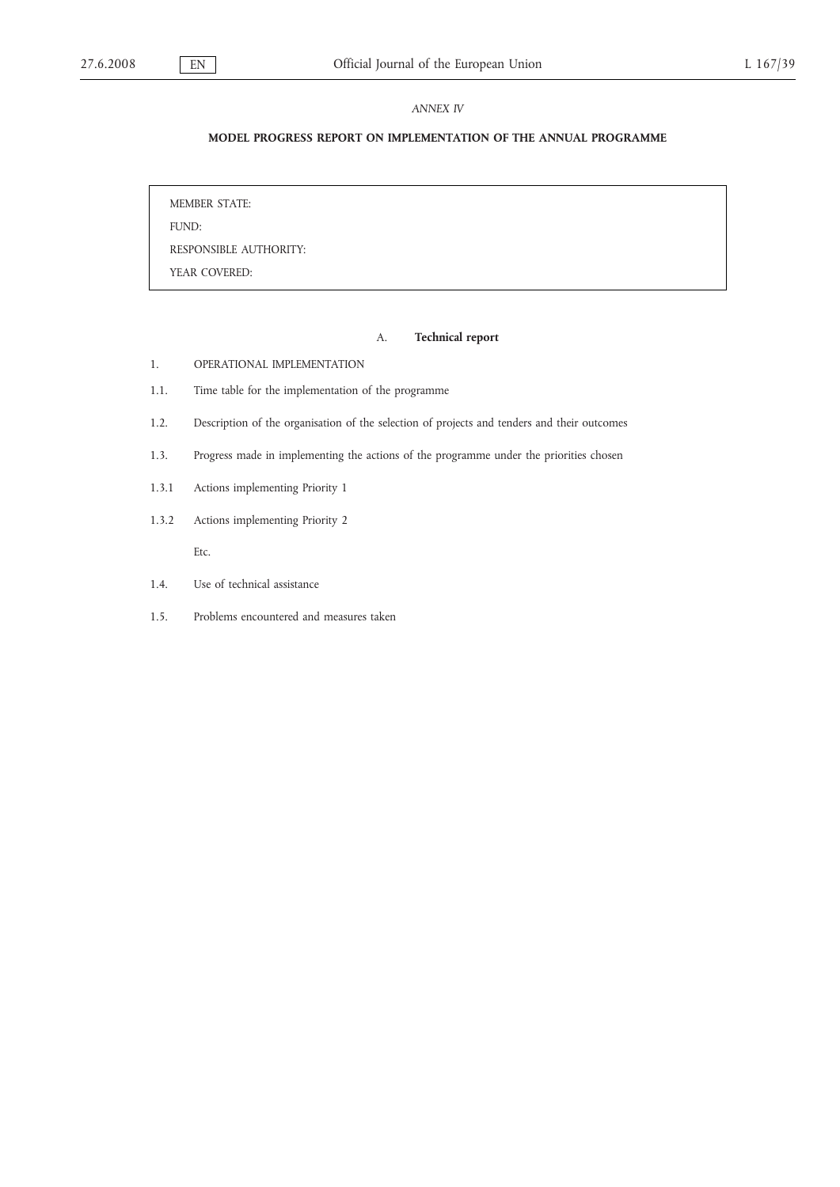*ANNEX IV*

# MODEL PROGRESS REPORT ON IMPLEMENTATION OF THE ANNUAL PROGRAMME

| MEMBER STATE: |
|---|
| FUND: |
| RESPONSIBLE AUTHORITY: |
| YEAR COVERED: |

## A. **Technical report**

1. OPERATIONAL IMPLEMENTATION

1.1. Time table for the implementation of the programme

1.2. Description of the organisation of the selection of projects and tenders and their outcomes

1.3. Progress made in implementing the actions of the programme under the priorities chosen

1.3.1 Actions implementing Priority 1

1.3.2 Actions implementing Priority 2

Etc.

1.4. Use of technical assistance

1.5. Problems encountered and measures taken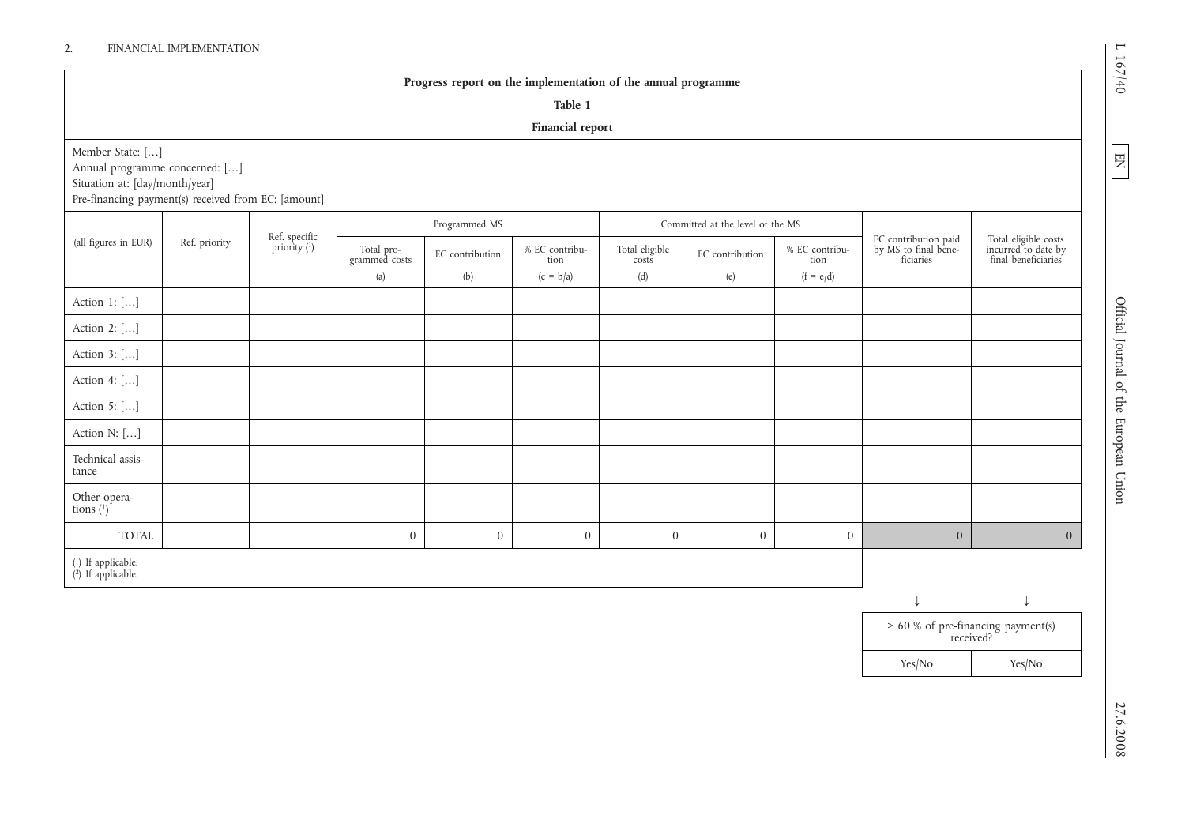2. FINANCIAL IMPLEMENTATION

**Progress report on the implementation of the annual programme**

**Table 1**

**Financial report**

Member State: […]
Annual programme concerned: […]
Situation at: [day/month/year]
Pre-financing payment(s) received from EC: [amount]

| (all figures in EUR) | Ref. priority | Ref. specific priority (1) | Programmed MS | | | Committed at the level of the MS | | | EC contribution paid by MS to final beneficiaries | Total eligible costs incurred to date by final beneficiaries |
|---|---|---|---|---|---|---|---|---|---|---|
| | | | Total programmed costs (a) | EC contribution (b) | % EC contribution (c = b/a) | Total eligible costs (d) | EC contribution (e) | % EC contribution (f = e/d) | | |
| Action 1: […] | | | | | | | | | | |
| Action 2: […] | | | | | | | | | | |
| Action 3: […] | | | | | | | | | | |
| Action 4: […] | | | | | | | | | | |
| Action 5: […] | | | | | | | | | | |
| Action N: […] | | | | | | | | | | |
| Technical assistance | | | | | | | | | | |
| Other operations (1) | | | | | | | | | | |
| TOTAL | | | 0 | 0 | 0 | 0 | 0 | 0 | 0 | 0 |

(1) If applicable.
(2) If applicable.

| > 60 % of pre-financing payment(s) received? | |
|---|---|
| Yes/No | Yes/No |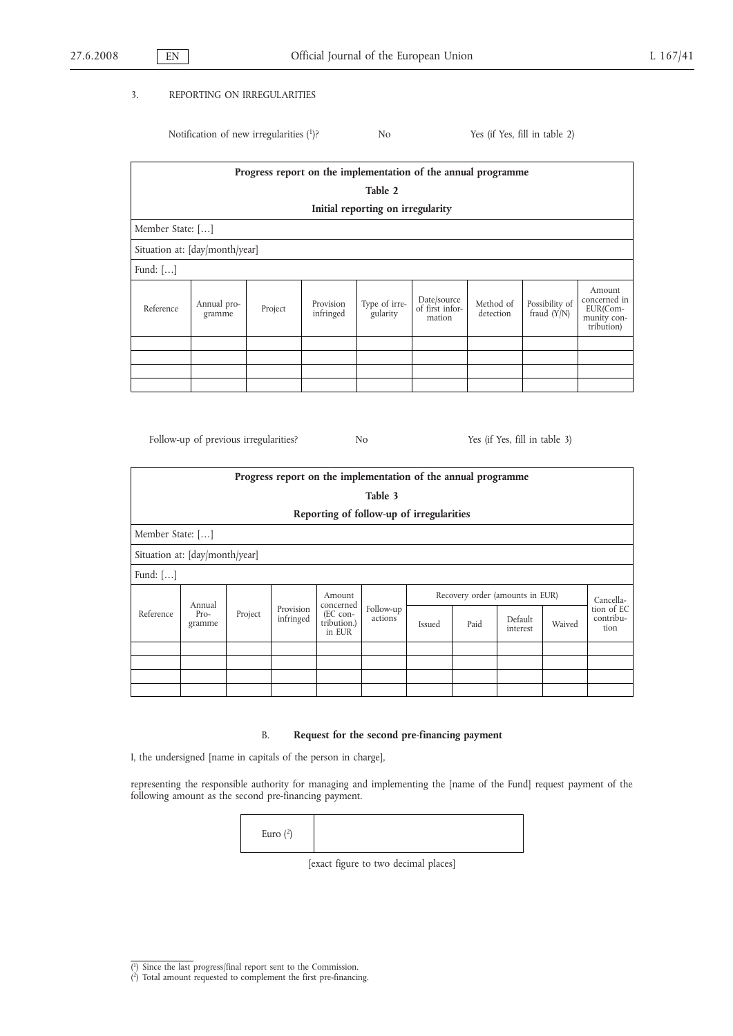3. REPORTING ON IRREGULARITIES

Notification of new irregularities [1]? No Yes (if Yes, fill in table 2)

| **Progress report on the implementation of the annual programme**<br>**Table 2**<br>**Initial reporting on irregularity** | | | | | | | | |
|---|---|---|---|---|---|---|---|---|
| Member State: […] | | | | | | | | |
| Situation at: [day/month/year] | | | | | | | | |
| Fund: […] | | | | | | | | |
| Reference | Annual programme | Project | Provision infringed | Type of irregularity | Date/source of first information | Method of detection | Possibility of fraud (Y/N) | Amount concerned in EUR(Community contribution) |
| | | | | | | | | |
| | | | | | | | | |
| | | | | | | | | |
| | | | | | | | | |

Follow-up of previous irregularities? No Yes (if Yes, fill in table 3)

| **Progress report on the implementation of the annual programme**<br>**Table 3**<br>**Reporting of follow-up of irregularities** | | | | | | | | | | |
|---|---|---|---|---|---|---|---|---|---|---|
| Member State: […] | | | | | | | | | | |
| Situation at: [day/month/year] | | | | | | | | | | |
| Fund: […] | | | | | | | | | | |
| Reference | Annual Programme | Project | Provision infringed | Amount concerned (EC contribution.) in EUR | Follow-up actions | Recovery order (amounts in EUR) | | | | Cancellation of EC contribution |
| | | | | | | Issued | Paid | Default interest | Waived | |
| | | | | | | | | | | |
| | | | | | | | | | | |
| | | | | | | | | | | |
| | | | | | | | | | | |

## B. **Request for the second pre-financing payment**

I, the undersigned [name in capitals of the person in charge],

representing the responsible authority for managing and implementing the [name of the Fund] request payment of the following amount as the second pre-financing payment.

| Euro [2] | |
|---|---|

[exact figure to two decimal places]

---

[1] Since the last progress/final report sent to the Commission.

[2] Total amount requested to complement the first pre-financing.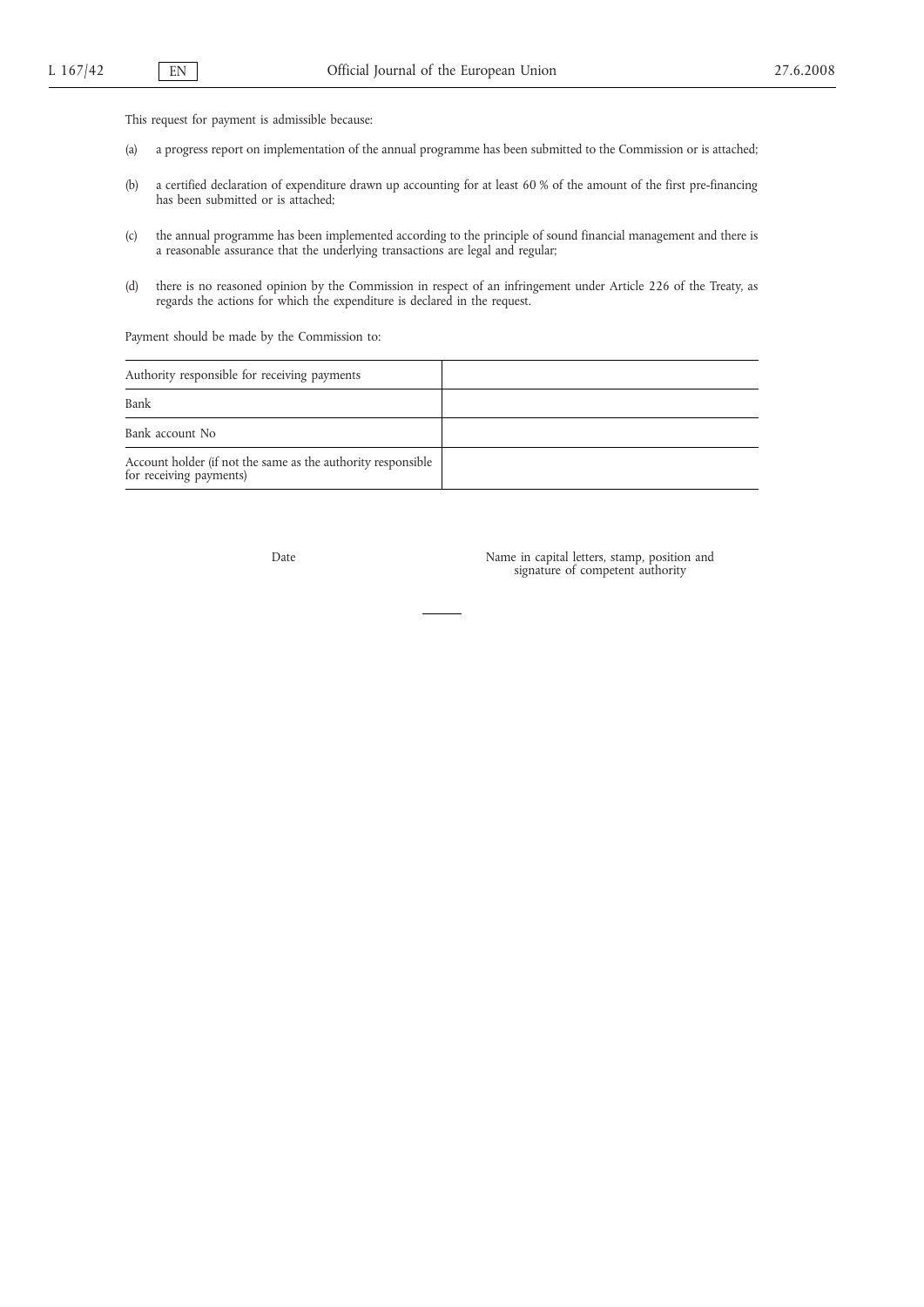This request for payment is admissible because:

(a) a progress report on implementation of the annual programme has been submitted to the Commission or is attached;

(b) a certified declaration of expenditure drawn up accounting for at least 60 % of the amount of the first pre-financing has been submitted or is attached;

(c) the annual programme has been implemented according to the principle of sound financial management and there is a reasonable assurance that the underlying transactions are legal and regular;

(d) there is no reasoned opinion by the Commission in respect of an infringement under Article 226 of the Treaty, as regards the actions for which the expenditure is declared in the request.

Payment should be made by the Commission to:

| | |
|---|---|
| Authority responsible for receiving payments | |
| Bank | |
| Bank account No | |
| Account holder (if not the same as the authority responsible for receiving payments) | |

Date

Name in capital letters, stamp, position and signature of competent authority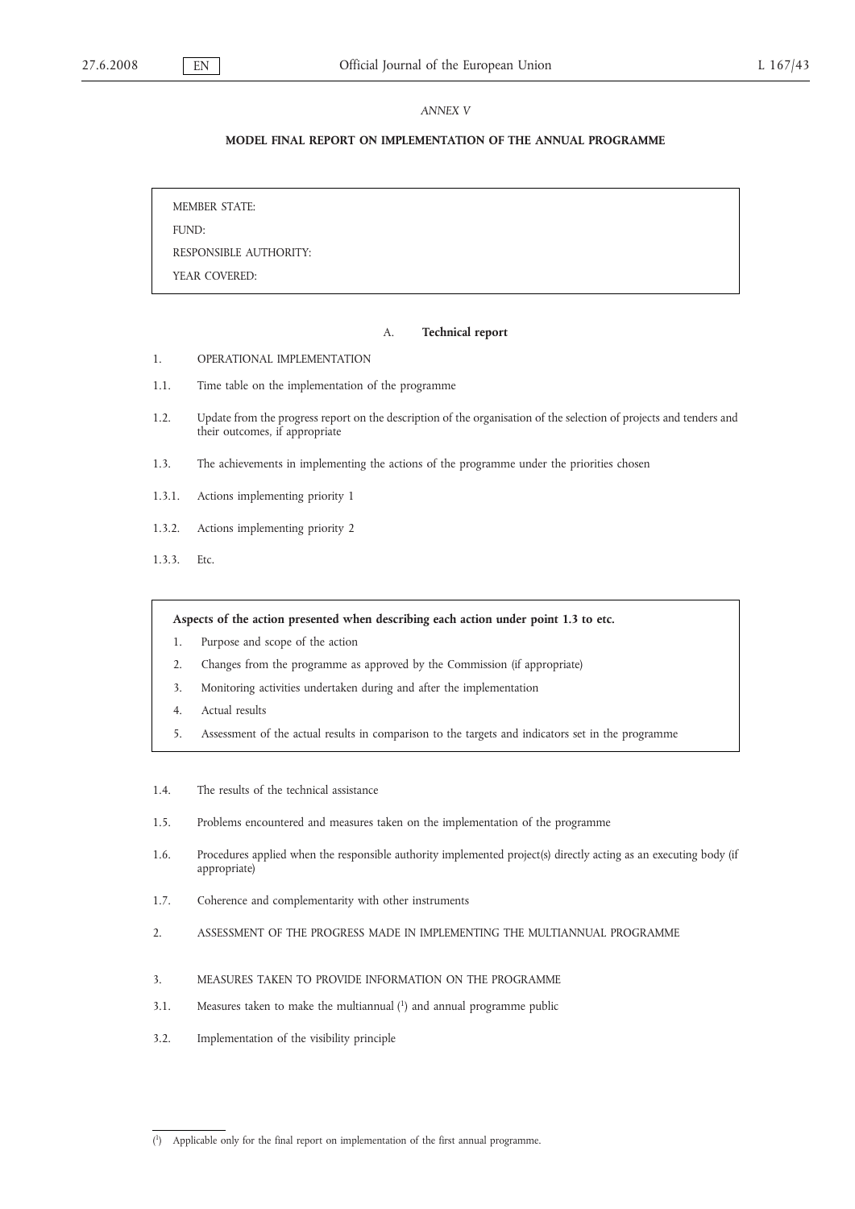*ANNEX V*

## MODEL FINAL REPORT ON IMPLEMENTATION OF THE ANNUAL PROGRAMME

MEMBER STATE:

FUND:

RESPONSIBLE AUTHORITY:

YEAR COVERED:

### A. **Technical report**

1. OPERATIONAL IMPLEMENTATION

1.1. Time table on the implementation of the programme

1.2. Update from the progress report on the description of the organisation of the selection of projects and tenders and their outcomes, if appropriate

1.3. The achievements in implementing the actions of the programme under the priorities chosen

1.3.1. Actions implementing priority 1

1.3.2. Actions implementing priority 2

1.3.3. Etc.

**Aspects of the action presented when describing each action under point 1.3 to etc.**

1. Purpose and scope of the action
2. Changes from the programme as approved by the Commission (if appropriate)
3. Monitoring activities undertaken during and after the implementation
4. Actual results
5. Assessment of the actual results in comparison to the targets and indicators set in the programme

1.4. The results of the technical assistance

1.5. Problems encountered and measures taken on the implementation of the programme

1.6. Procedures applied when the responsible authority implemented project(s) directly acting as an executing body (if appropriate)

1.7. Coherence and complementarity with other instruments

2. ASSESSMENT OF THE PROGRESS MADE IN IMPLEMENTING THE MULTIANNUAL PROGRAMME

3. MEASURES TAKEN TO PROVIDE INFORMATION ON THE PROGRAMME

3.1. Measures taken to make the multiannual [1] and annual programme public

3.2. Implementation of the visibility principle

---

[1] Applicable only for the final report on implementation of the first annual programme.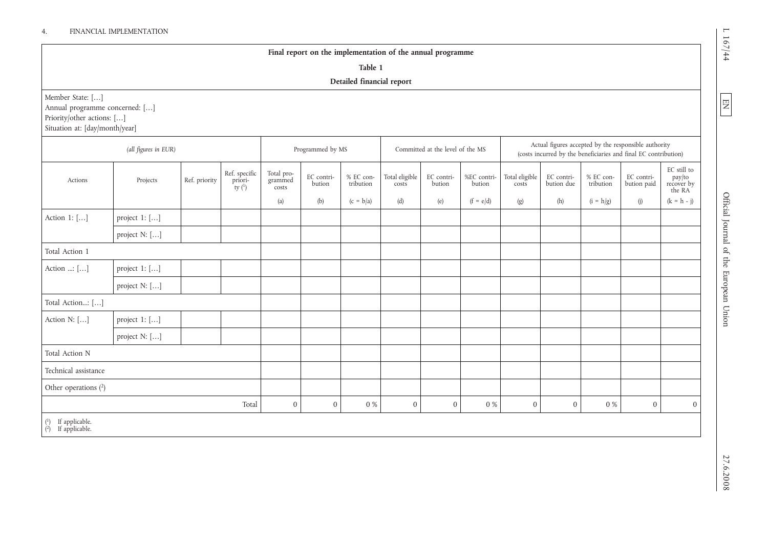4. FINANCIAL IMPLEMENTATION

**Final report on the implementation of the annual programme**

**Table 1**

**Detailed financial report**

Member State: […]
Annual programme concerned: […]
Priority/other actions: […]
Situation at: [day/month/year]

| *(all figures in EUR)* | | | | Programmed by MS | | | Committed at the level of the MS | | | Actual figures accepted by the responsible authority (costs incurred by the beneficiaries and final EC contribution) | | | | |
|---|---|---|---|---|---|---|---|---|---|---|---|---|---|---|
| Actions | Projects | Ref. priority | Ref. specific priority ([1]) | Total programmed costs (a) | EC contribution (b) | % EC contribution (c = b/a) | Total eligible costs (d) | EC contribution (e) | %EC contribution (f = e/d) | Total eligible costs (g) | EC contribution due (h) | % EC contribution (i = h/g) | EC contribution paid (j) | EC still to pay/to recover by the RA (k = h - j) |
| Action 1: […] | project 1: […] | | | | | | | | | | | | | |
| | project N: […] | | | | | | | | | | | | | |
| Total Action 1 | | | | | | | | | | | | | | |
| Action ...: […] | project 1: […] | | | | | | | | | | | | | |
| | project N: […] | | | | | | | | | | | | | |
| Total Action...: […] | | | | | | | | | | | | | | |
| Action N: […] | project 1: […] | | | | | | | | | | | | | |
| | project N: […] | | | | | | | | | | | | | |
| Total Action N | | | | | | | | | | | | | | |
| Technical assistance | | | | | | | | | | | | | | |
| Other operations ([2]) | | | | | | | | | | | | | | |
| | | | Total | 0 | 0 | 0 % | 0 | 0 | 0 % | 0 | 0 | 0 % | 0 | 0 |

([1]) If applicable.
([2]) If applicable.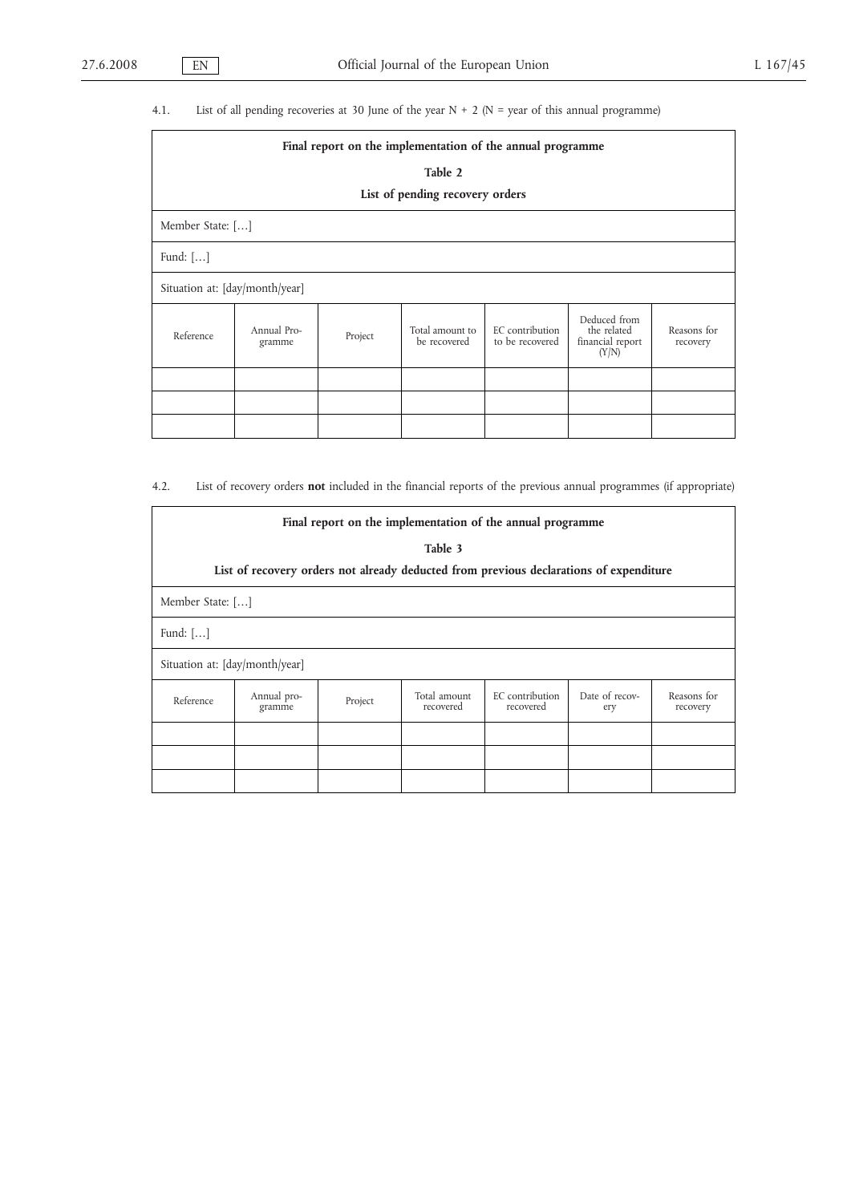4.1. List of all pending recoveries at 30 June of the year N + 2 (N = year of this annual programme)

| **Final report on the implementation of the annual programme**<br>**Table 2**<br>**List of pending recovery orders** | | | | | | |
|---|---|---|---|---|---|---|
| Member State: […] | | | | | | |
| Fund: […] | | | | | | |
| Situation at: [day/month/year] | | | | | | |
| Reference | Annual Programme | Project | Total amount to be recovered | EC contribution to be recovered | Deduced from the related financial report (Y/N) | Reasons for recovery |
| | | | | | | |
| | | | | | | |
| | | | | | | |

4.2. List of recovery orders **not** included in the financial reports of the previous annual programmes (if appropriate)

| **Final report on the implementation of the annual programme**<br>**Table 3**<br>**List of recovery orders not already deducted from previous declarations of expenditure** | | | | | | |
|---|---|---|---|---|---|---|
| Member State: […] | | | | | | |
| Fund: […] | | | | | | |
| Situation at: [day/month/year] | | | | | | |
| Reference | Annual programme | Project | Total amount recovered | EC contribution recovered | Date of recovery | Reasons for recovery |
| | | | | | | |
| | | | | | | |
| | | | | | | |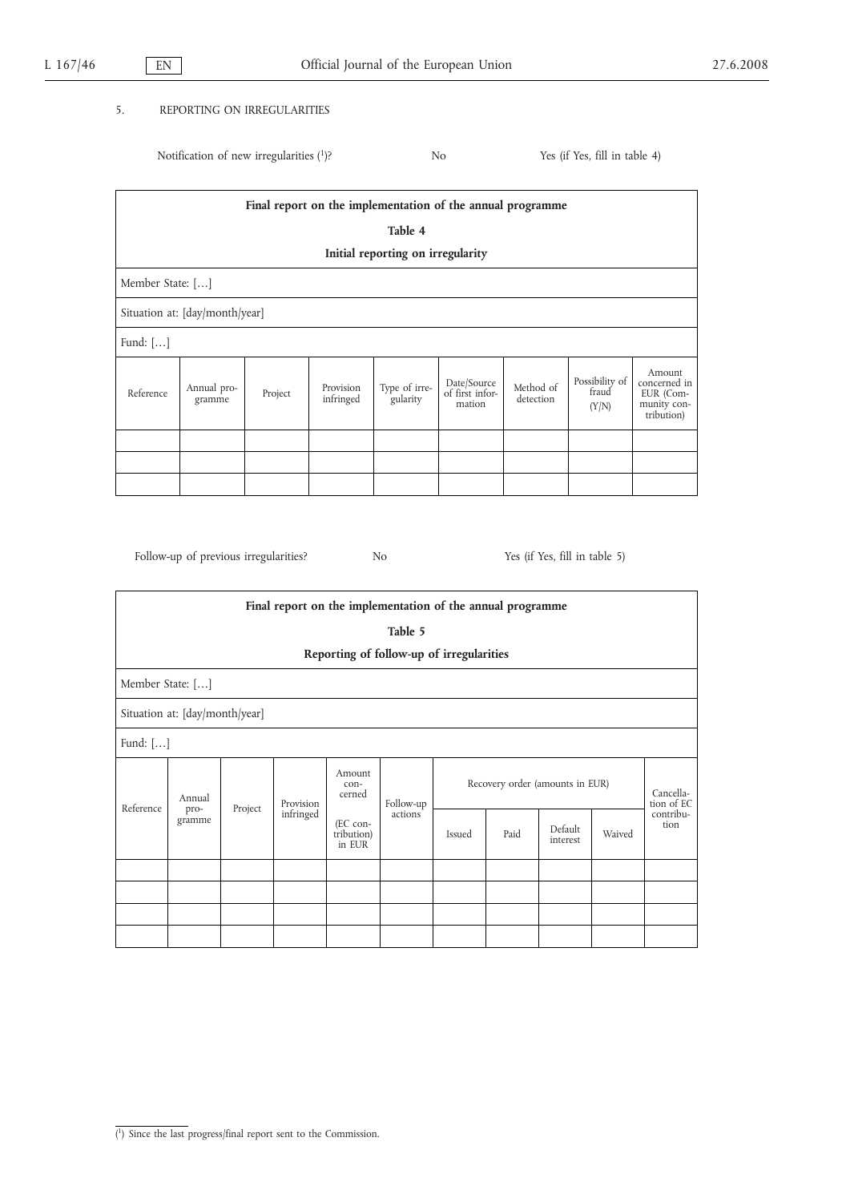5. REPORTING ON IRREGULARITIES

Notification of new irregularities [1]? No Yes (if Yes, fill in table 4)

| **Final report on the implementation of the annual programme** **Table 4** **Initial reporting on irregularity** | | | | | | | | |
|---|---|---|---|---|---|---|---|---|
| Member State: […] | | | | | | | | |
| Situation at: [day/month/year] | | | | | | | | |
| Fund: […] | | | | | | | | |
| Reference | Annual programme | Project | Provision infringed | Type of irregularity | Date/Source of first information | Method of detection | Possibility of fraud (Y/N) | Amount concerned in EUR (Community contribution) |
| | | | | | | | | |
| | | | | | | | | |
| | | | | | | | | |

Follow-up of previous irregularities? No Yes (if Yes, fill in table 5)

| **Final report on the implementation of the annual programme** **Table 5** **Reporting of follow-up of irregularities** | | | | | | | | | | |
|---|---|---|---|---|---|---|---|---|---|---|
| Member State: […] | | | | | | | | | | |
| Situation at: [day/month/year] | | | | | | | | | | |
| Fund: […] | | | | | | | | | | |
| Reference | Annual programme | Project | Provision infringed | Amount concerned (EC contribution) in EUR | Follow-up actions | Recovery order (amounts in EUR) | | | | Cancellation of EC contribution |
| | | | | | | Issued | Paid | Default interest | Waived | |
| | | | | | | | | | | |
| | | | | | | | | | | |
| | | | | | | | | | | |
| | | | | | | | | | | |

[1] Since the last progress/final report sent to the Commission.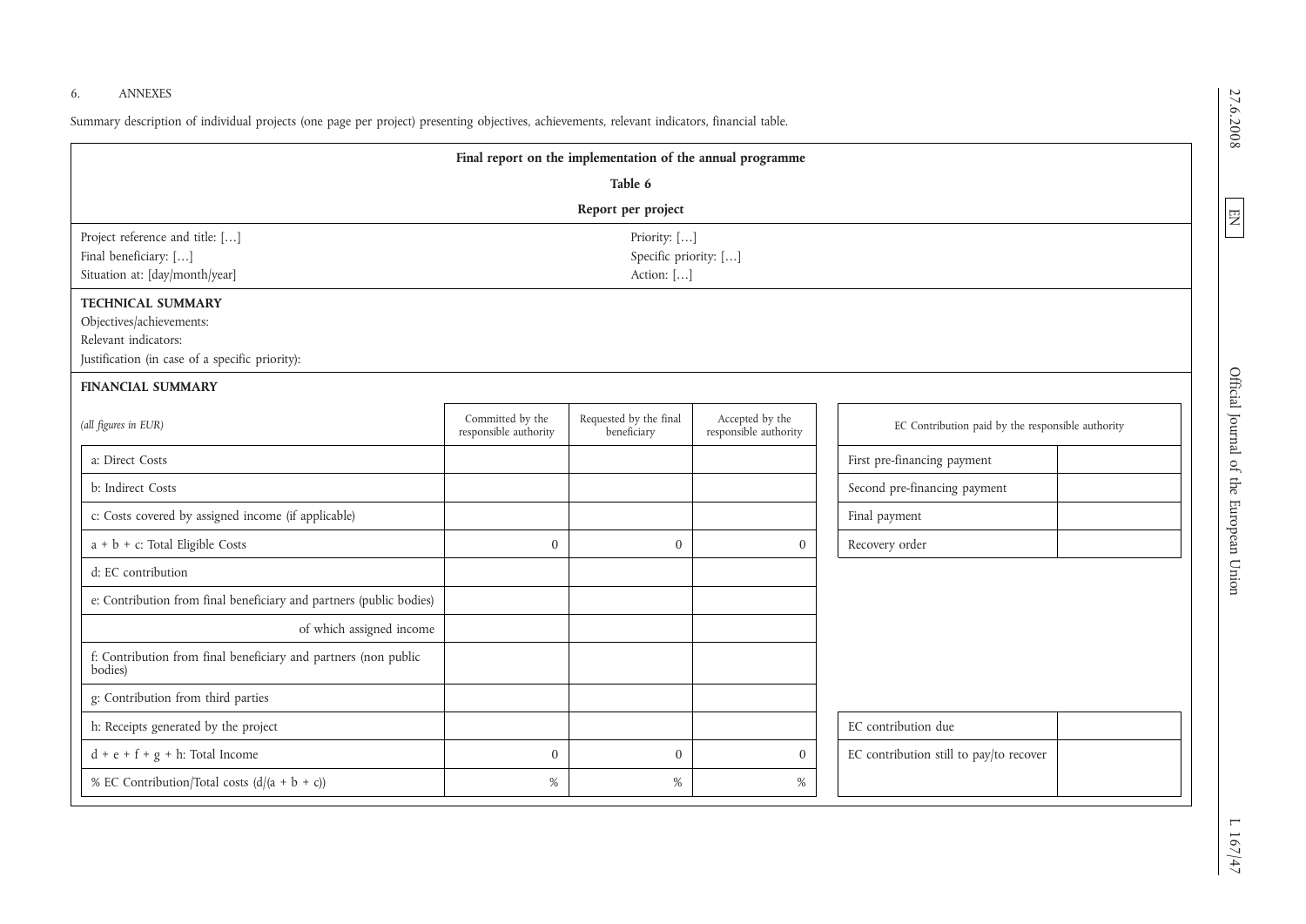6. ANNEXES

Summary description of individual projects (one page per project) presenting objectives, achievements, relevant indicators, financial table.

**Final report on the implementation of the annual programme**

**Table 6**

**Report per project**

Project reference and title: […]
Final beneficiary: […]
Situation at: [day/month/year]

Priority: […]
Specific priority: […]
Action: […]

**TECHNICAL SUMMARY**

Objectives/achievements:

Relevant indicators:

Justification (in case of a specific priority):

**FINANCIAL SUMMARY**

| *(all figures in EUR)* | Committed by the responsible authority | Requested by the final beneficiary | Accepted by the responsible authority |
|---|---|---|---|
| a: Direct Costs | | | |
| b: Indirect Costs | | | |
| c: Costs covered by assigned income (if applicable) | | | |
| a + b + c: Total Eligible Costs | 0 | 0 | 0 |
| d: EC contribution | | | |
| e: Contribution from final beneficiary and partners (public bodies) | | | |
| of which assigned income | | | |
| f: Contribution from final beneficiary and partners (non public bodies) | | | |
| g: Contribution from third parties | | | |
| h: Receipts generated by the project | | | |
| d + e + f + g + h: Total Income | 0 | 0 | 0 |
| % EC Contribution/Total costs (d/(a + b + c)) | % | % | % |

| EC Contribution paid by the responsible authority | |
|---|---|
| First pre-financing payment | |
| Second pre-financing payment | |
| Final payment | |
| Recovery order | |

| | |
|---|---|
| EC contribution due | |
| EC contribution still to pay/to recover | |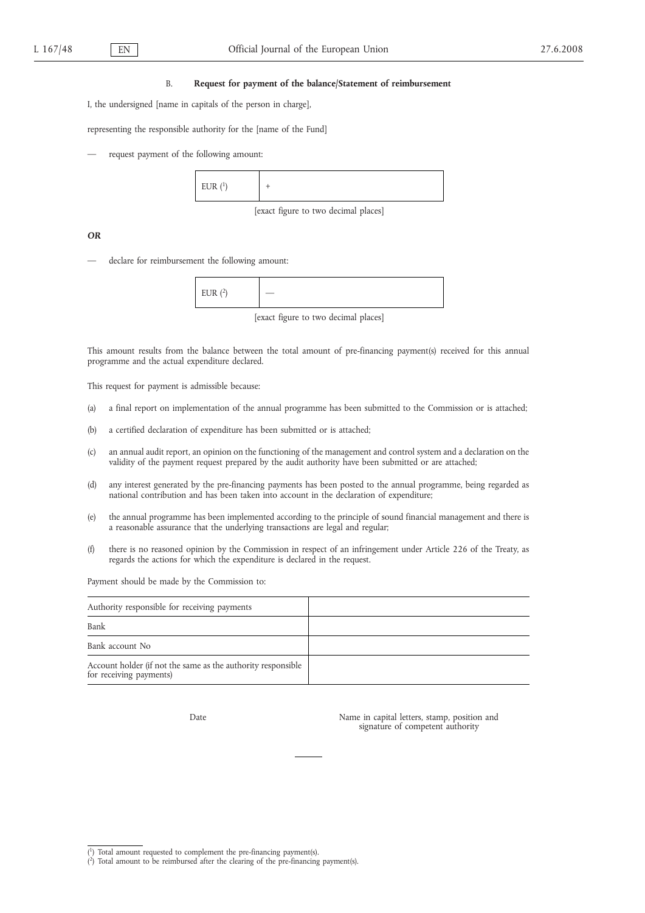## B. **Request for payment of the balance/Statement of reimbursement**

I, the undersigned [name in capitals of the person in charge],

representing the responsible authority for the [name of the Fund]

— request payment of the following amount:

| EUR [1] | + |
|---|---|

[exact figure to two decimal places]

***OR***

— declare for reimbursement the following amount:

| EUR [2] | — |
|---|---|

[exact figure to two decimal places]

This amount results from the balance between the total amount of pre-financing payment(s) received for this annual programme and the actual expenditure declared.

This request for payment is admissible because:

(a) a final report on implementation of the annual programme has been submitted to the Commission or is attached;

(b) a certified declaration of expenditure has been submitted or is attached;

(c) an annual audit report, an opinion on the functioning of the management and control system and a declaration on the validity of the payment request prepared by the audit authority have been submitted or are attached;

(d) any interest generated by the pre-financing payments has been posted to the annual programme, being regarded as national contribution and has been taken into account in the declaration of expenditure;

(e) the annual programme has been implemented according to the principle of sound financial management and there is a reasonable assurance that the underlying transactions are legal and regular;

(f) there is no reasoned opinion by the Commission in respect of an infringement under Article 226 of the Treaty, as regards the actions for which the expenditure is declared in the request.

Payment should be made by the Commission to:

| | |
|---|---|
| Authority responsible for receiving payments | |
| Bank | |
| Bank account No | |
| Account holder (if not the same as the authority responsible for receiving payments) | |

Date

Name in capital letters, stamp, position and signature of competent authority

---

[1] Total amount requested to complement the pre-financing payment(s).

[2] Total amount to be reimbursed after the clearing of the pre-financing payment(s).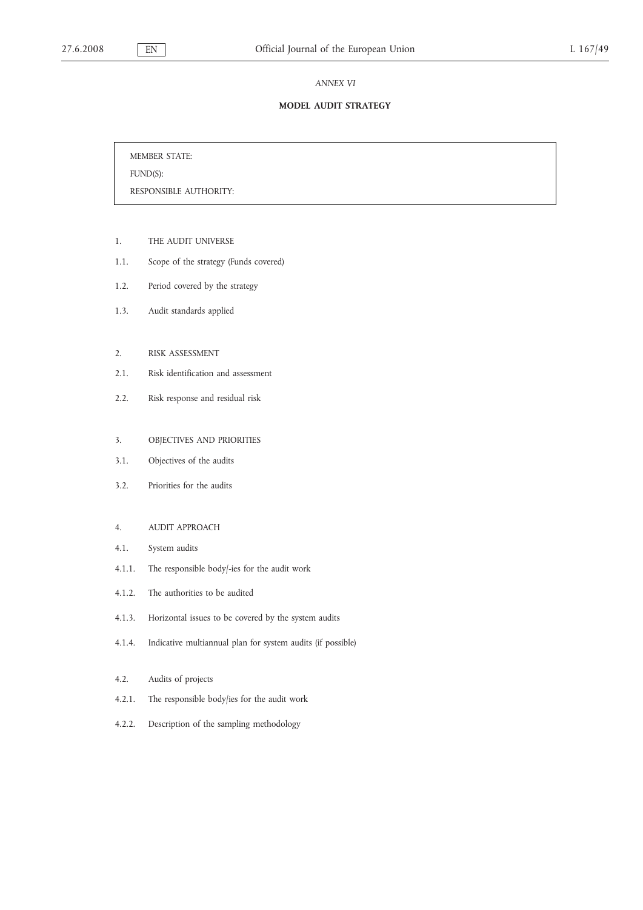*ANNEX VI*

# MODEL AUDIT STRATEGY

| |
|---|
| MEMBER STATE: |
| FUND(S): |
| RESPONSIBLE AUTHORITY: |

1. THE AUDIT UNIVERSE

1.1. Scope of the strategy (Funds covered)

1.2. Period covered by the strategy

1.3. Audit standards applied

2. RISK ASSESSMENT

2.1. Risk identification and assessment

2.2. Risk response and residual risk

3. OBJECTIVES AND PRIORITIES

3.1. Objectives of the audits

3.2. Priorities for the audits

4. AUDIT APPROACH

4.1. System audits

4.1.1. The responsible body/-ies for the audit work

4.1.2. The authorities to be audited

4.1.3. Horizontal issues to be covered by the system audits

4.1.4. Indicative multiannual plan for system audits (if possible)

4.2. Audits of projects

4.2.1. The responsible body/ies for the audit work

4.2.2. Description of the sampling methodology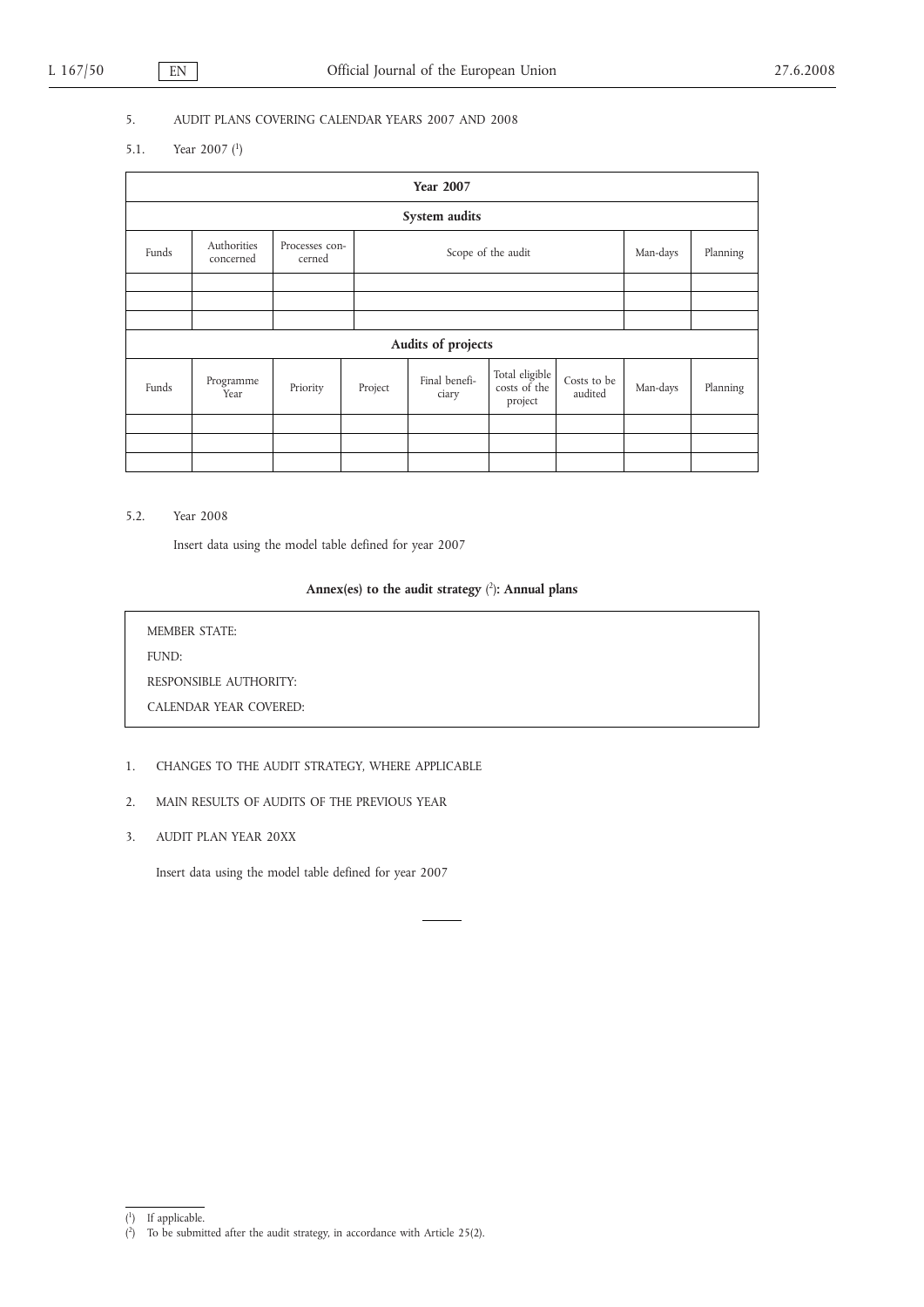5. AUDIT PLANS COVERING CALENDAR YEARS 2007 AND 2008

5.1. Year 2007 [1]

| **Year 2007** | | | | | | | | |
|---|---|---|---|---|---|---|---|---|
| **System audits** | | | | | | | | |
| Funds | Authorities concerned | Processes concerned | Scope of the audit | | | | Man-days | Planning |
| | | | | | | | | |
| | | | | | | | | |
| | | | | | | | | |
| **Audits of projects** | | | | | | | | |
| Funds | Programme Year | Priority | Project | Final beneficiary | Total eligible costs of the project | Costs to be audited | Man-days | Planning |
| | | | | | | | | |
| | | | | | | | | |
| | | | | | | | | |

5.2. Year 2008

Insert data using the model table defined for year 2007

**Annex(es) to the audit strategy [2]: Annual plans**

MEMBER STATE:

FUND:

RESPONSIBLE AUTHORITY:

CALENDAR YEAR COVERED:

1. CHANGES TO THE AUDIT STRATEGY, WHERE APPLICABLE

2. MAIN RESULTS OF AUDITS OF THE PREVIOUS YEAR

3. AUDIT PLAN YEAR 20XX

   Insert data using the model table defined for year 2007

---

(1) If applicable.

(2) To be submitted after the audit strategy, in accordance with Article 25(2).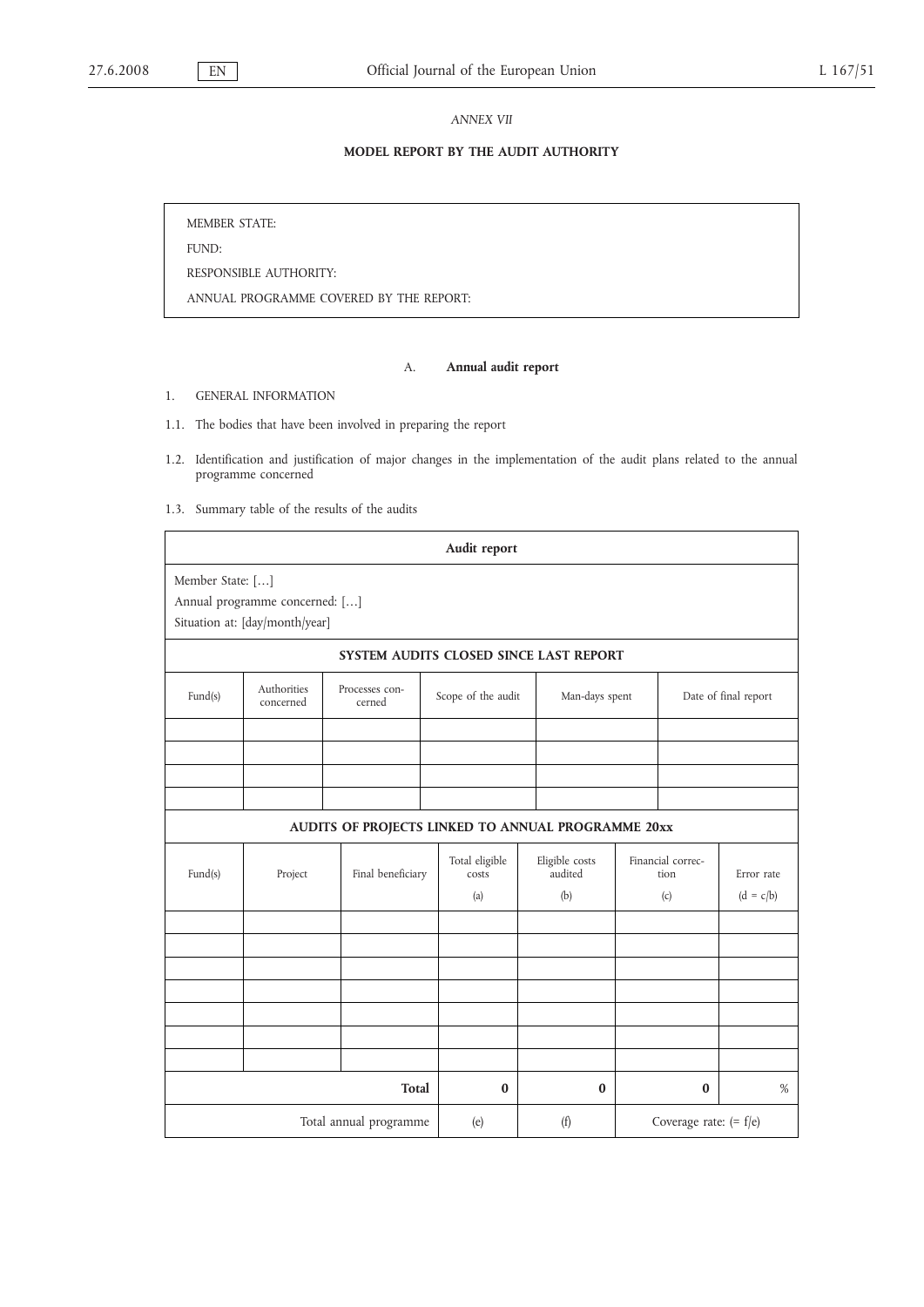*ANNEX VII*

# MODEL REPORT BY THE AUDIT AUTHORITY

| MEMBER STATE: |
|---|
| FUND: |
| RESPONSIBLE AUTHORITY: |
| ANNUAL PROGRAMME COVERED BY THE REPORT: |

## A. Annual audit report

1. GENERAL INFORMATION

1.1. The bodies that have been involved in preparing the report

1.2. Identification and justification of major changes in the implementation of the audit plans related to the annual programme concerned

1.3. Summary table of the results of the audits

**Audit report**

Member State: […]

Annual programme concerned: […]

Situation at: [day/month/year]

**SYSTEM AUDITS CLOSED SINCE LAST REPORT**

| Fund(s) | Authorities concerned | Processes concerned | Scope of the audit | Man-days spent | Date of final report |
|---|---|---|---|---|---|
| | | | | | |
| | | | | | |
| | | | | | |
| | | | | | |

**AUDITS OF PROJECTS LINKED TO ANNUAL PROGRAMME 20xx**

| Fund(s) | Project | Final beneficiary | Total eligible costs (a) | Eligible costs audited (b) | Financial correction (c) | Error rate (d = c/b) |
|---|---|---|---|---|---|---|
| | | | | | | |
| | | | | | | |
| | | | | | | |
| | | | | | | |
| | | | | | | |
| | | | | | | |
| | | | | | | |
| | | **Total** | **0** | **0** | **0** | % |
| | | Total annual programme | (e) | (f) | Coverage rate: (= f/e) | |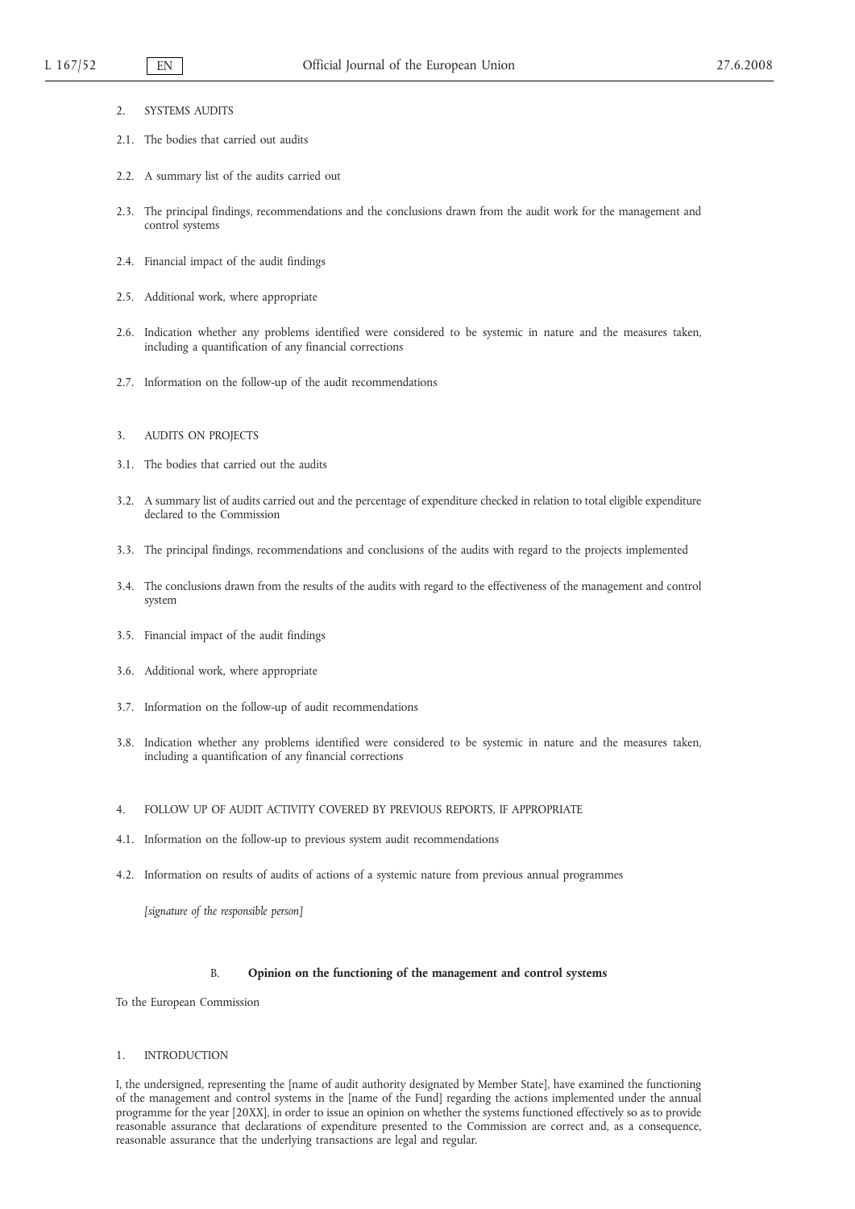2. SYSTEMS AUDITS

2.1. The bodies that carried out audits

2.2. A summary list of the audits carried out

2.3. The principal findings, recommendations and the conclusions drawn from the audit work for the management and control systems

2.4. Financial impact of the audit findings

2.5. Additional work, where appropriate

2.6. Indication whether any problems identified were considered to be systemic in nature and the measures taken, including a quantification of any financial corrections

2.7. Information on the follow-up of the audit recommendations

3. AUDITS ON PROJECTS

3.1. The bodies that carried out the audits

3.2. A summary list of audits carried out and the percentage of expenditure checked in relation to total eligible expenditure declared to the Commission

3.3. The principal findings, recommendations and conclusions of the audits with regard to the projects implemented

3.4. The conclusions drawn from the results of the audits with regard to the effectiveness of the management and control system

3.5. Financial impact of the audit findings

3.6. Additional work, where appropriate

3.7. Information on the follow-up of audit recommendations

3.8. Indication whether any problems identified were considered to be systemic in nature and the measures taken, including a quantification of any financial corrections

4. FOLLOW UP OF AUDIT ACTIVITY COVERED BY PREVIOUS REPORTS, IF APPROPRIATE

4.1. Information on the follow-up to previous system audit recommendations

4.2. Information on results of audits of actions of a systemic nature from previous annual programmes

*[signature of the responsible person]*

## B. **Opinion on the functioning of the management and control systems**

To the European Commission

1. INTRODUCTION

I, the undersigned, representing the [name of audit authority designated by Member State], have examined the functioning of the management and control systems in the [name of the Fund] regarding the actions implemented under the annual programme for the year [20XX], in order to issue an opinion on whether the systems functioned effectively so as to provide reasonable assurance that declarations of expenditure presented to the Commission are correct and, as a consequence, reasonable assurance that the underlying transactions are legal and regular.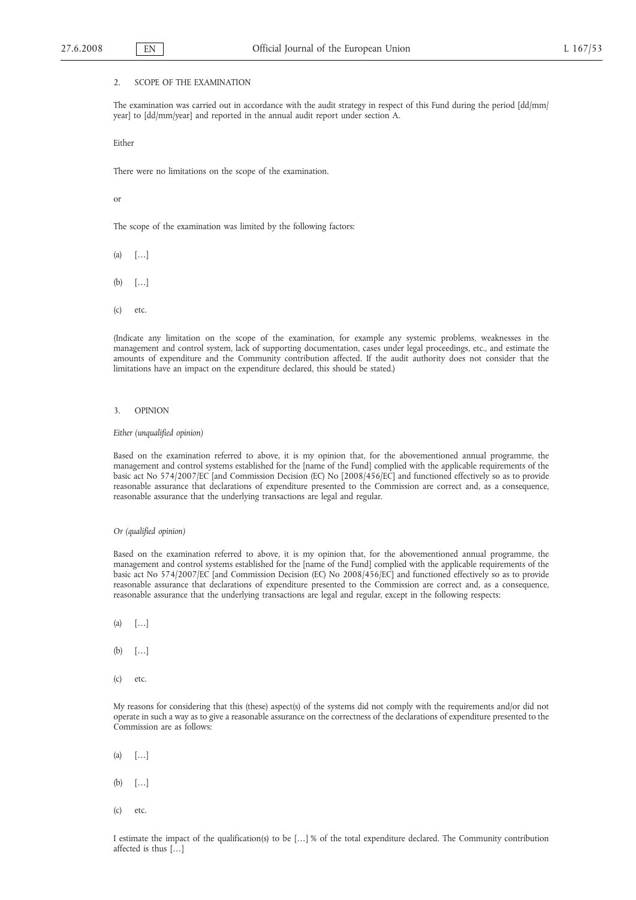## 2. SCOPE OF THE EXAMINATION

The examination was carried out in accordance with the audit strategy in respect of this Fund during the period [dd/mm/year] to [dd/mm/year] and reported in the annual audit report under section A.

Either

There were no limitations on the scope of the examination.

or

The scope of the examination was limited by the following factors:

(a) […]

(b) […]

(c) etc.

(Indicate any limitation on the scope of the examination, for example any systemic problems, weaknesses in the management and control system, lack of supporting documentation, cases under legal proceedings, etc., and estimate the amounts of expenditure and the Community contribution affected. If the audit authority does not consider that the limitations have an impact on the expenditure declared, this should be stated.)

## 3. OPINION

*Either (unqualified opinion)*

Based on the examination referred to above, it is my opinion that, for the abovementioned annual programme, the management and control systems established for the [name of the Fund] complied with the applicable requirements of the basic act No 574/2007/EC [and Commission Decision (EC) No [2008/456/EC] and functioned effectively so as to provide reasonable assurance that declarations of expenditure presented to the Commission are correct and, as a consequence, reasonable assurance that the underlying transactions are legal and regular.

*Or (qualified opinion)*

Based on the examination referred to above, it is my opinion that, for the abovementioned annual programme, the management and control systems established for the [name of the Fund] complied with the applicable requirements of the basic act No 574/2007/EC [and Commission Decision (EC) No 2008/456/EC] and functioned effectively so as to provide reasonable assurance that declarations of expenditure presented to the Commission are correct and, as a consequence, reasonable assurance that the underlying transactions are legal and regular, except in the following respects:

(a) […]

(b) […]

(c) etc.

My reasons for considering that this (these) aspect(s) of the systems did not comply with the requirements and/or did not operate in such a way as to give a reasonable assurance on the correctness of the declarations of expenditure presented to the Commission are as follows:

(a) […]

(b) […]

(c) etc.

I estimate the impact of the qualification(s) to be […] % of the total expenditure declared. The Community contribution affected is thus […]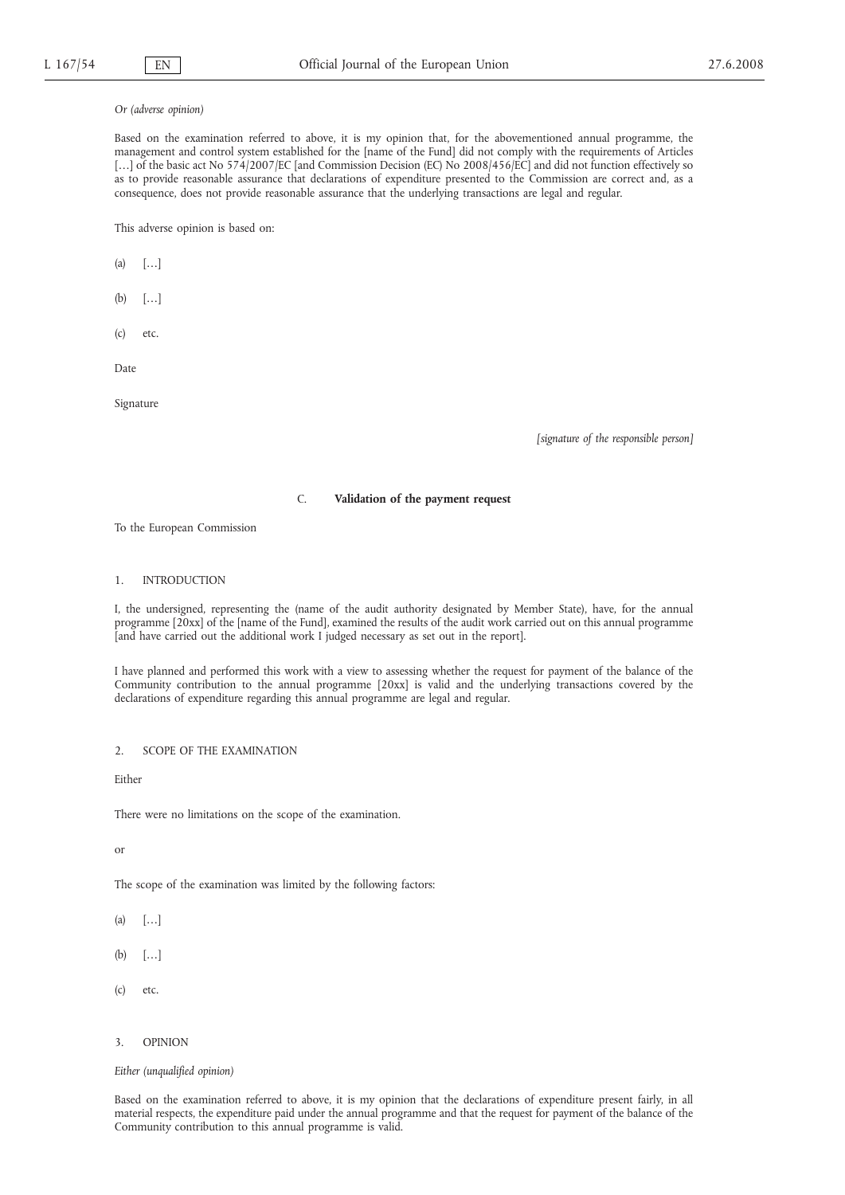*Or (adverse opinion)*

Based on the examination referred to above, it is my opinion that, for the abovementioned annual programme, the management and control system established for the [name of the Fund] did not comply with the requirements of Articles […] of the basic act No 574/2007/EC [and Commission Decision (EC) No 2008/456/EC] and did not function effectively so as to provide reasonable assurance that declarations of expenditure presented to the Commission are correct and, as a consequence, does not provide reasonable assurance that the underlying transactions are legal and regular.

This adverse opinion is based on:

(a) […]

(b) […]

(c) etc.

Date

Signature

*[signature of the responsible person]*

## C. **Validation of the payment request**

To the European Commission

### 1. INTRODUCTION

I, the undersigned, representing the (name of the audit authority designated by Member State), have, for the annual programme [20xx] of the [name of the Fund], examined the results of the audit work carried out on this annual programme [and have carried out the additional work I judged necessary as set out in the report].

I have planned and performed this work with a view to assessing whether the request for payment of the balance of the Community contribution to the annual programme [20xx] is valid and the underlying transactions covered by the declarations of expenditure regarding this annual programme are legal and regular.

### 2. SCOPE OF THE EXAMINATION

Either

There were no limitations on the scope of the examination.

or

The scope of the examination was limited by the following factors:

(a) […]

(b) […]

(c) etc.

### 3. OPINION

*Either (unqualified opinion)*

Based on the examination referred to above, it is my opinion that the declarations of expenditure present fairly, in all material respects, the expenditure paid under the annual programme and that the request for payment of the balance of the Community contribution to this annual programme is valid.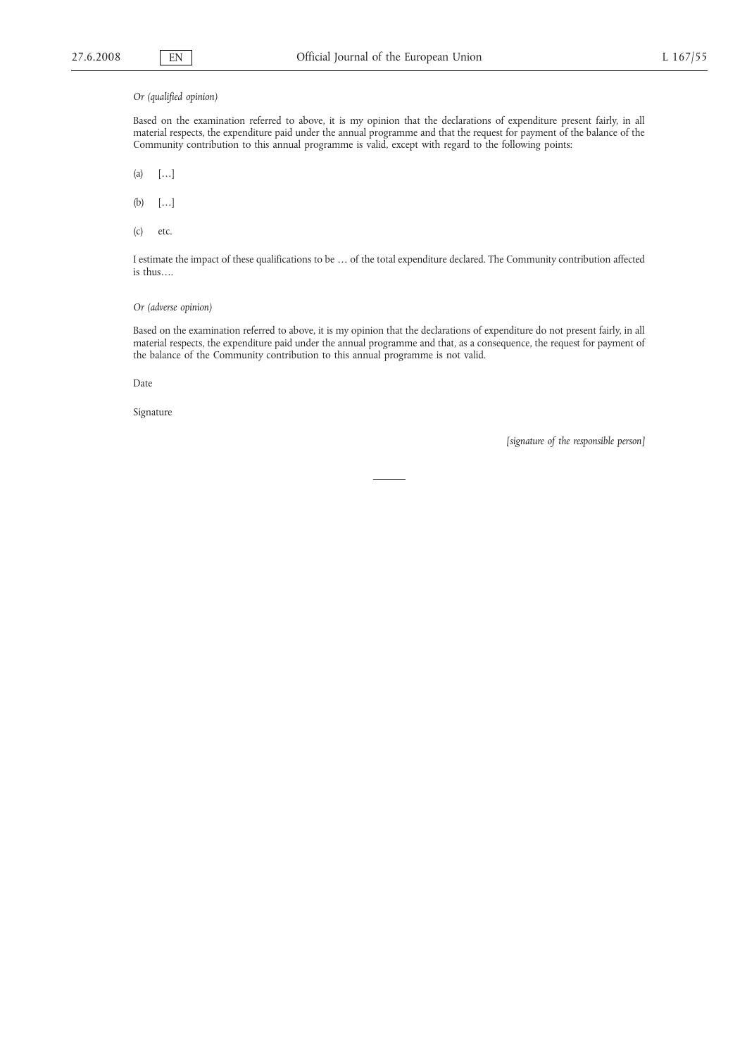*Or (qualified opinion)*

Based on the examination referred to above, it is my opinion that the declarations of expenditure present fairly, in all material respects, the expenditure paid under the annual programme and that the request for payment of the balance of the Community contribution to this annual programme is valid, except with regard to the following points:

(a) […]

(b) […]

(c) etc.

I estimate the impact of these qualifications to be … of the total expenditure declared. The Community contribution affected is thus….

*Or (adverse opinion)*

Based on the examination referred to above, it is my opinion that the declarations of expenditure do not present fairly, in all material respects, the expenditure paid under the annual programme and that, as a consequence, the request for payment of the balance of the Community contribution to this annual programme is not valid.

Date

Signature

*[signature of the responsible person]*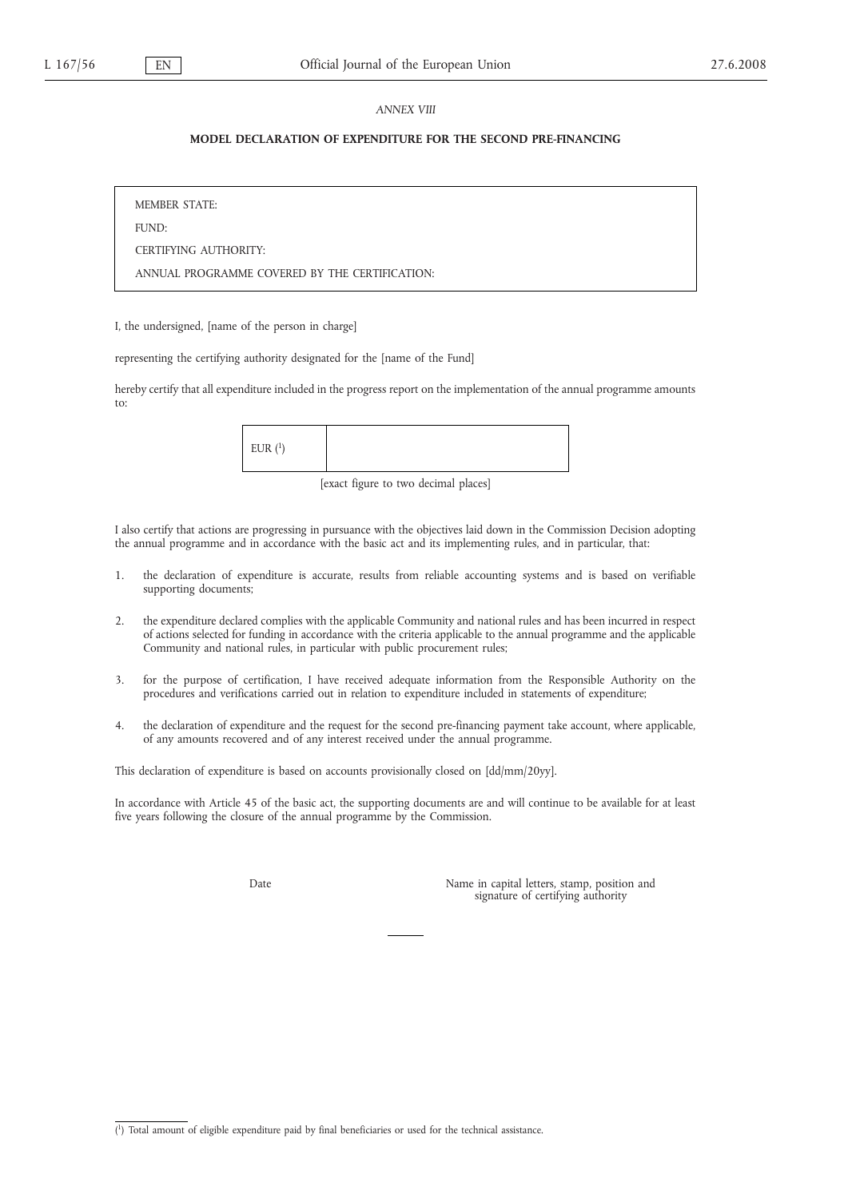*ANNEX VIII*

**MODEL DECLARATION OF EXPENDITURE FOR THE SECOND PRE-FINANCING**

| MEMBER STATE: |
|---|
| FUND: |
| CERTIFYING AUTHORITY: |
| ANNUAL PROGRAMME COVERED BY THE CERTIFICATION: |

I, the undersigned, [name of the person in charge]

representing the certifying authority designated for the [name of the Fund]

hereby certify that all expenditure included in the progress report on the implementation of the annual programme amounts to:

| EUR [1] | |
|---|---|

[exact figure to two decimal places]

I also certify that actions are progressing in pursuance with the objectives laid down in the Commission Decision adopting the annual programme and in accordance with the basic act and its implementing rules, and in particular, that:

1. the declaration of expenditure is accurate, results from reliable accounting systems and is based on verifiable supporting documents;

2. the expenditure declared complies with the applicable Community and national rules and has been incurred in respect of actions selected for funding in accordance with the criteria applicable to the annual programme and the applicable Community and national rules, in particular with public procurement rules;

3. for the purpose of certification, I have received adequate information from the Responsible Authority on the procedures and verifications carried out in relation to expenditure included in statements of expenditure;

4. the declaration of expenditure and the request for the second pre-financing payment take account, where applicable, of any amounts recovered and of any interest received under the annual programme.

This declaration of expenditure is based on accounts provisionally closed on [dd/mm/20yy].

In accordance with Article 45 of the basic act, the supporting documents are and will continue to be available for at least five years following the closure of the annual programme by the Commission.

Date

Name in capital letters, stamp, position and signature of certifying authority

---

[1] Total amount of eligible expenditure paid by final beneficiaries or used for the technical assistance.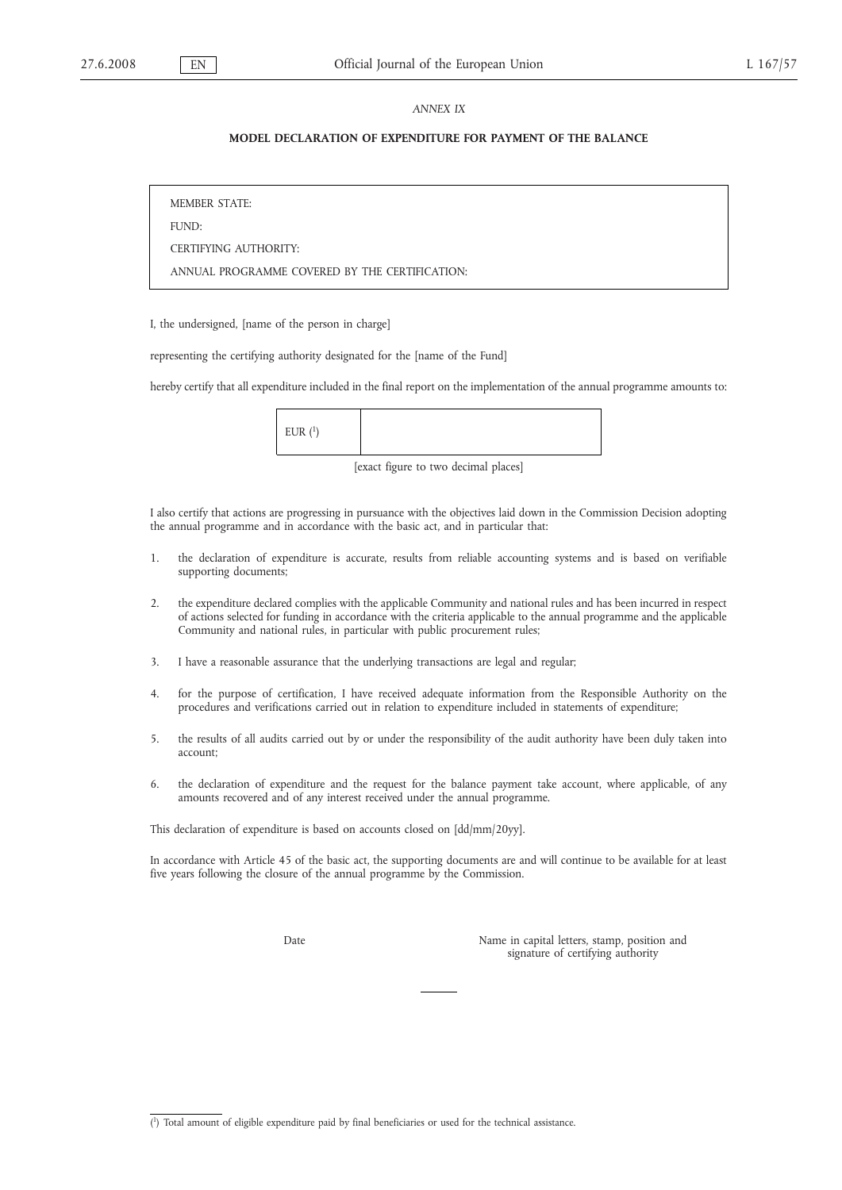*ANNEX IX*

**MODEL DECLARATION OF EXPENDITURE FOR PAYMENT OF THE BALANCE**

| |
|---|
| MEMBER STATE: |
| FUND: |
| CERTIFYING AUTHORITY: |
| ANNUAL PROGRAMME COVERED BY THE CERTIFICATION: |

I, the undersigned, [name of the person in charge]

representing the certifying authority designated for the [name of the Fund]

hereby certify that all expenditure included in the final report on the implementation of the annual programme amounts to:

| EUR [1] | |
|---|---|

[exact figure to two decimal places]

I also certify that actions are progressing in pursuance with the objectives laid down in the Commission Decision adopting the annual programme and in accordance with the basic act, and in particular that:

1. the declaration of expenditure is accurate, results from reliable accounting systems and is based on verifiable supporting documents;
2. the expenditure declared complies with the applicable Community and national rules and has been incurred in respect of actions selected for funding in accordance with the criteria applicable to the annual programme and the applicable Community and national rules, in particular with public procurement rules;
3. I have a reasonable assurance that the underlying transactions are legal and regular;
4. for the purpose of certification, I have received adequate information from the Responsible Authority on the procedures and verifications carried out in relation to expenditure included in statements of expenditure;
5. the results of all audits carried out by or under the responsibility of the audit authority have been duly taken into account;
6. the declaration of expenditure and the request for the balance payment take account, where applicable, of any amounts recovered and of any interest received under the annual programme.

This declaration of expenditure is based on accounts closed on [dd/mm/20yy].

In accordance with Article 45 of the basic act, the supporting documents are and will continue to be available for at least five years following the closure of the annual programme by the Commission.

Date

Name in capital letters, stamp, position and signature of certifying authority

---

[1] Total amount of eligible expenditure paid by final beneficiaries or used for the technical assistance.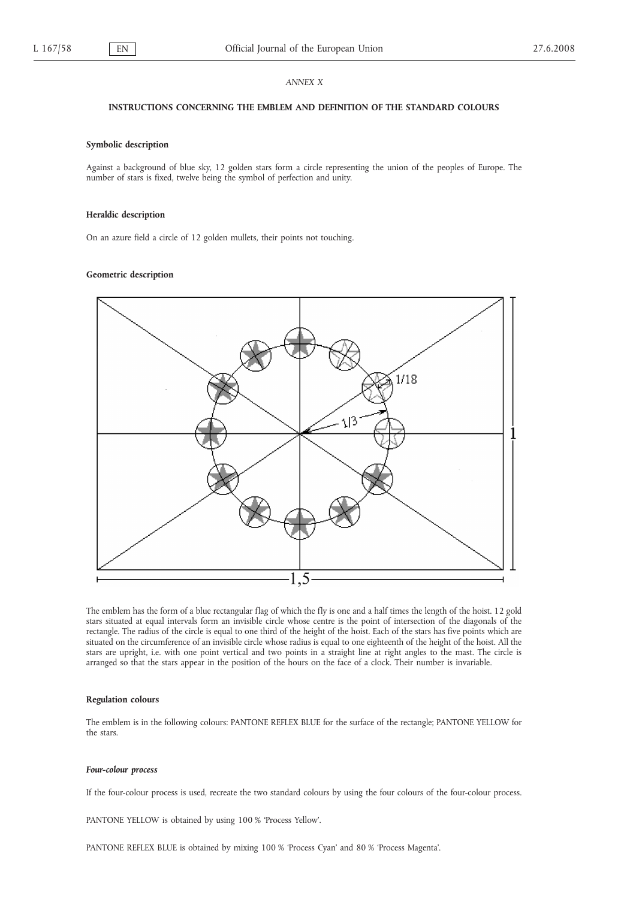*ANNEX X*

## INSTRUCTIONS CONCERNING THE EMBLEM AND DEFINITION OF THE STANDARD COLOURS

### Symbolic description

Against a background of blue sky, 12 golden stars form a circle representing the union of the peoples of Europe. The number of stars is fixed, twelve being the symbol of perfection and unity.

### Heraldic description

On an azure field a circle of 12 golden mullets, their points not touching.

### Geometric description

The emblem has the form of a blue rectangular flag of which the fly is one and a half times the length of the hoist. 12 gold stars situated at equal intervals form an invisible circle whose centre is the point of intersection of the diagonals of the rectangle. The radius of the circle is equal to one third of the height of the hoist. Each of the stars has five points which are situated on the circumference of an invisible circle whose radius is equal to one eighteenth of the height of the hoist. All the stars are upright, i.e. with one point vertical and two points in a straight line at right angles to the mast. The circle is arranged so that the stars appear in the position of the hours on the face of a clock. Their number is invariable.

### Regulation colours

The emblem is in the following colours: PANTONE REFLEX BLUE for the surface of the rectangle; PANTONE YELLOW for the stars.

#### *Four-colour process*

If the four-colour process is used, recreate the two standard colours by using the four colours of the four-colour process.

PANTONE YELLOW is obtained by using 100 % 'Process Yellow'.

PANTONE REFLEX BLUE is obtained by mixing 100 % 'Process Cyan' and 80 % 'Process Magenta'.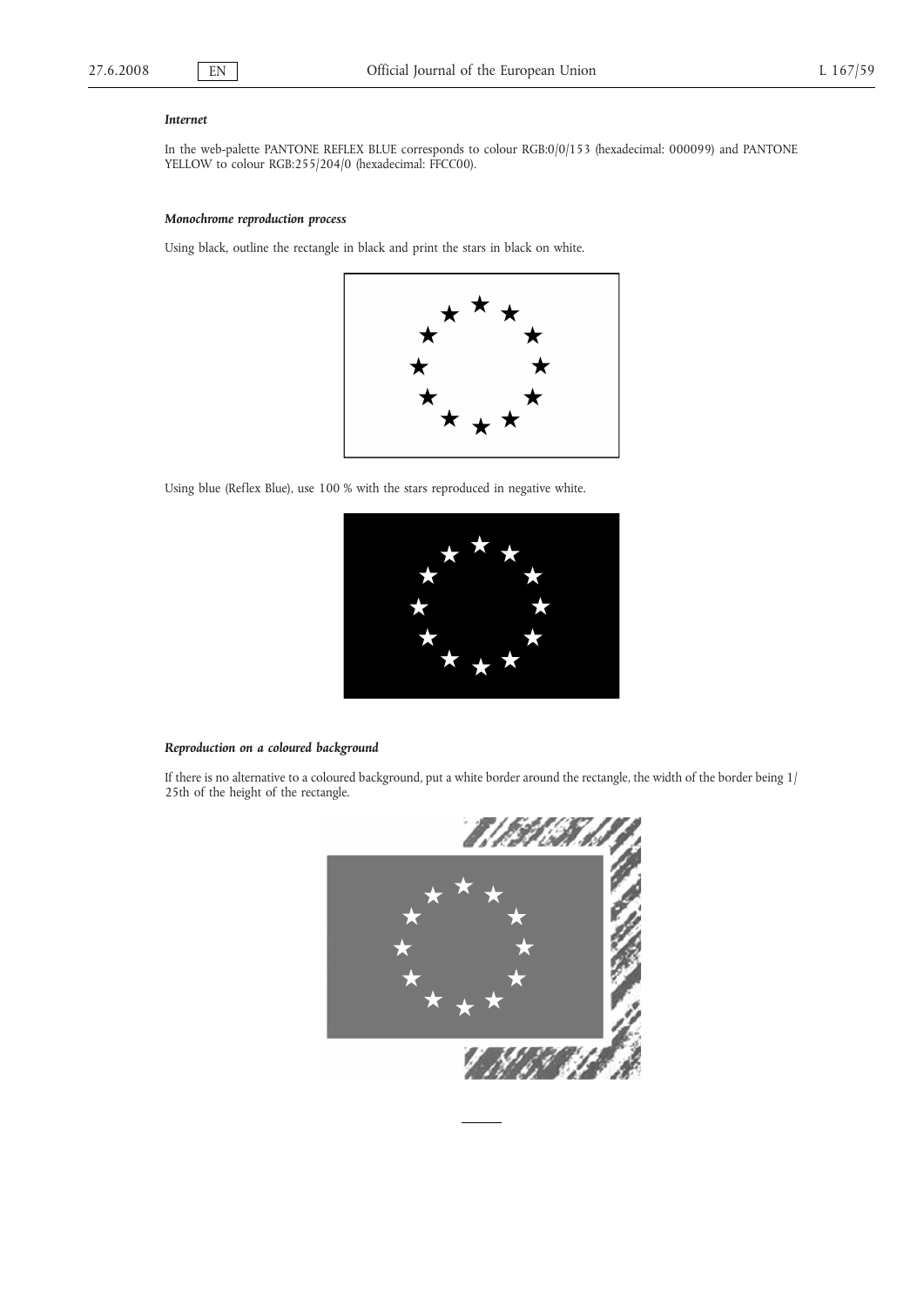*Internet*

In the web-palette PANTONE REFLEX BLUE corresponds to colour RGB:0/0/153 (hexadecimal: 000099) and PANTONE YELLOW to colour RGB:255/204/0 (hexadecimal: FFCC00).

*Monochrome reproduction process*

Using black, outline the rectangle in black and print the stars in black on white.

Using blue (Reflex Blue), use 100 % with the stars reproduced in negative white.

*Reproduction on a coloured background*

If there is no alternative to a coloured background, put a white border around the rectangle, the width of the border being 1/25th of the height of the rectangle.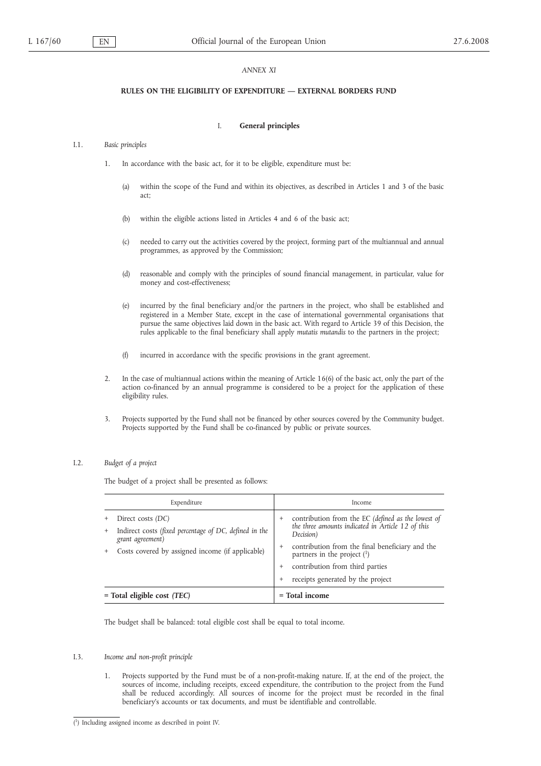*ANNEX XI*

**RULES ON THE ELIGIBILITY OF EXPENDITURE — EXTERNAL BORDERS FUND**

## I. General principles

### I.1. *Basic principles*

1. In accordance with the basic act, for it to be eligible, expenditure must be:

   (a) within the scope of the Fund and within its objectives, as described in Articles 1 and 3 of the basic act;

   (b) within the eligible actions listed in Articles 4 and 6 of the basic act;

   (c) needed to carry out the activities covered by the project, forming part of the multiannual and annual programmes, as approved by the Commission;

   (d) reasonable and comply with the principles of sound financial management, in particular, value for money and cost-effectiveness;

   (e) incurred by the final beneficiary and/or the partners in the project, who shall be established and registered in a Member State, except in the case of international governmental organisations that pursue the same objectives laid down in the basic act. With regard to Article 39 of this Decision, the rules applicable to the final beneficiary shall apply *mutatis mutandis* to the partners in the project;

   (f) incurred in accordance with the specific provisions in the grant agreement.

2. In the case of multiannual actions within the meaning of Article 16(6) of the basic act, only the part of the action co-financed by an annual programme is considered to be a project for the application of these eligibility rules.

3. Projects supported by the Fund shall not be financed by other sources covered by the Community budget. Projects supported by the Fund shall be co-financed by public or private sources.

### I.2. *Budget of a project*

The budget of a project shall be presented as follows:

| Expenditure | Income |
| --- | --- |
| + Direct costs *(DC)*<br>+ Indirect costs *(fixed percentage of DC, defined in the grant agreement)*<br>+ Costs covered by assigned income (if applicable) | + contribution from the EC *(defined as the lowest of the three amounts indicated in Article 12 of this Decision)*<br>+ contribution from the final beneficiary and the partners in the project [1]<br>+ contribution from third parties<br>+ receipts generated by the project |
| **= Total eligible cost *(TEC)*** | **= Total income** |

The budget shall be balanced: total eligible cost shall be equal to total income.

### I.3. *Income and non-profit principle*

1. Projects supported by the Fund must be of a non-profit-making nature. If, at the end of the project, the sources of income, including receipts, exceed expenditure, the contribution to the project from the Fund shall be reduced accordingly. All sources of income for the project must be recorded in the final beneficiary's accounts or tax documents, and must be identifiable and controllable.

[1] Including assigned income as described in point IV.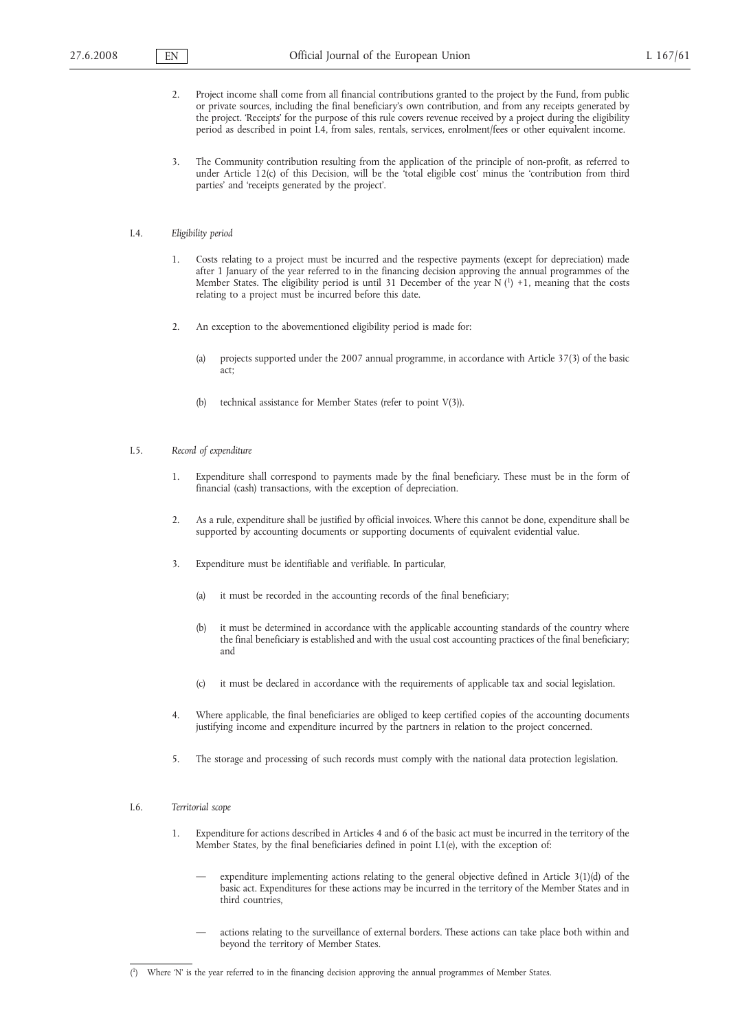2. Project income shall come from all financial contributions granted to the project by the Fund, from public or private sources, including the final beneficiary's own contribution, and from any receipts generated by the project. 'Receipts' for the purpose of this rule covers revenue received by a project during the eligibility period as described in point I.4, from sales, rentals, services, enrolment/fees or other equivalent income.

3. The Community contribution resulting from the application of the principle of non-profit, as referred to under Article 12(c) of this Decision, will be the 'total eligible cost' minus the 'contribution from third parties' and 'receipts generated by the project'.

I.4. *Eligibility period*

1. Costs relating to a project must be incurred and the respective payments (except for depreciation) made after 1 January of the year referred to in the financing decision approving the annual programmes of the Member States. The eligibility period is until 31 December of the year N [1] +1, meaning that the costs relating to a project must be incurred before this date.

2. An exception to the abovementioned eligibility period is made for:

   (a) projects supported under the 2007 annual programme, in accordance with Article 37(3) of the basic act;

   (b) technical assistance for Member States (refer to point V(3)).

I.5. *Record of expenditure*

1. Expenditure shall correspond to payments made by the final beneficiary. These must be in the form of financial (cash) transactions, with the exception of depreciation.

2. As a rule, expenditure shall be justified by official invoices. Where this cannot be done, expenditure shall be supported by accounting documents or supporting documents of equivalent evidential value.

3. Expenditure must be identifiable and verifiable. In particular,

   (a) it must be recorded in the accounting records of the final beneficiary;

   (b) it must be determined in accordance with the applicable accounting standards of the country where the final beneficiary is established and with the usual cost accounting practices of the final beneficiary; and

   (c) it must be declared in accordance with the requirements of applicable tax and social legislation.

4. Where applicable, the final beneficiaries are obliged to keep certified copies of the accounting documents justifying income and expenditure incurred by the partners in relation to the project concerned.

5. The storage and processing of such records must comply with the national data protection legislation.

I.6. *Territorial scope*

1. Expenditure for actions described in Articles 4 and 6 of the basic act must be incurred in the territory of the Member States, by the final beneficiaries defined in point I.1(e), with the exception of:

   — expenditure implementing actions relating to the general objective defined in Article 3(1)(d) of the basic act. Expenditures for these actions may be incurred in the territory of the Member States and in third countries,

   — actions relating to the surveillance of external borders. These actions can take place both within and beyond the territory of Member States.

---

[1] Where 'N' is the year referred to in the financing decision approving the annual programmes of Member States.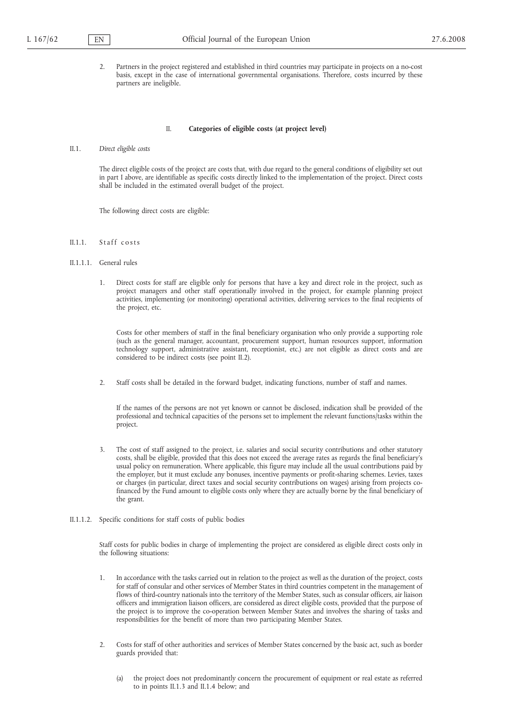2. Partners in the project registered and established in third countries may participate in projects on a no-cost basis, except in the case of international governmental organisations. Therefore, costs incurred by these partners are ineligible.

## II. **Categories of eligible costs (at project level)**

### II.1. *Direct eligible costs*

The direct eligible costs of the project are costs that, with due regard to the general conditions of eligibility set out in part I above, are identifiable as specific costs directly linked to the implementation of the project. Direct costs shall be included in the estimated overall budget of the project.

The following direct costs are eligible:

#### II.1.1. Staff costs

##### II.1.1.1. General rules

1. Direct costs for staff are eligible only for persons that have a key and direct role in the project, such as project managers and other staff operationally involved in the project, for example planning project activities, implementing (or monitoring) operational activities, delivering services to the final recipients of the project, etc.

   Costs for other members of staff in the final beneficiary organisation who only provide a supporting role (such as the general manager, accountant, procurement support, human resources support, information technology support, administrative assistant, receptionist, etc.) are not eligible as direct costs and are considered to be indirect costs (see point II.2).

2. Staff costs shall be detailed in the forward budget, indicating functions, number of staff and names.

   If the names of the persons are not yet known or cannot be disclosed, indication shall be provided of the professional and technical capacities of the persons set to implement the relevant functions/tasks within the project.

3. The cost of staff assigned to the project, i.e. salaries and social security contributions and other statutory costs, shall be eligible, provided that this does not exceed the average rates as regards the final beneficiary's usual policy on remuneration. Where applicable, this figure may include all the usual contributions paid by the employer, but it must exclude any bonuses, incentive payments or profit-sharing schemes. Levies, taxes or charges (in particular, direct taxes and social security contributions on wages) arising from projects co-financed by the Fund amount to eligible costs only where they are actually borne by the final beneficiary of the grant.

##### II.1.1.2. Specific conditions for staff costs of public bodies

Staff costs for public bodies in charge of implementing the project are considered as eligible direct costs only in the following situations:

1. In accordance with the tasks carried out in relation to the project as well as the duration of the project, costs for staff of consular and other services of Member States in third countries competent in the management of flows of third-country nationals into the territory of the Member States, such as consular officers, air liaison officers and immigration liaison officers, are considered as direct eligible costs, provided that the purpose of the project is to improve the co-operation between Member States and involves the sharing of tasks and responsibilities for the benefit of more than two participating Member States.

2. Costs for staff of other authorities and services of Member States concerned by the basic act, such as border guards provided that:

   (a) the project does not predominantly concern the procurement of equipment or real estate as referred to in points II.1.3 and II.1.4 below; and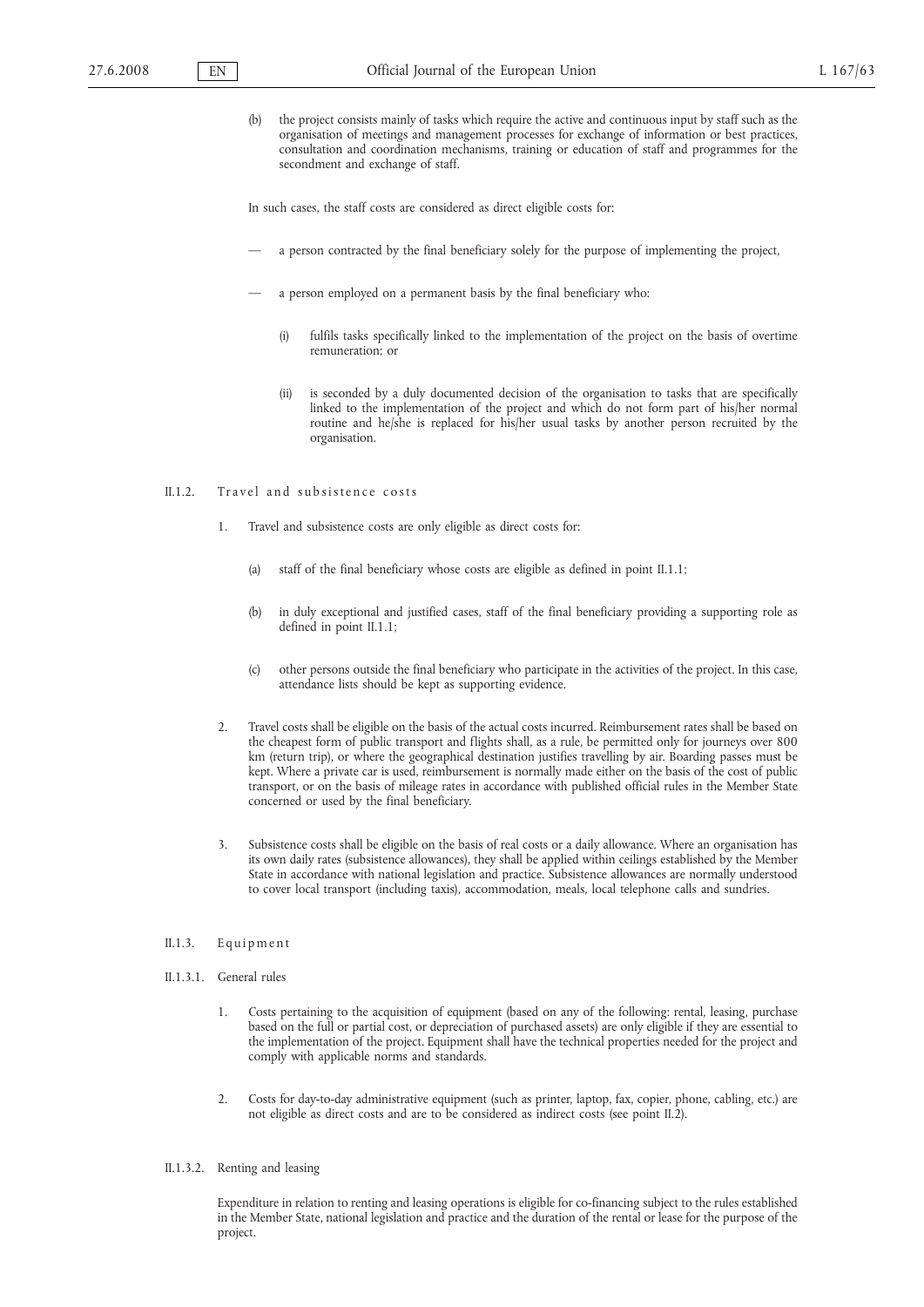(b) the project consists mainly of tasks which require the active and continuous input by staff such as the organisation of meetings and management processes for exchange of information or best practices, consultation and coordination mechanisms, training or education of staff and programmes for the secondment and exchange of staff.

In such cases, the staff costs are considered as direct eligible costs for:

— a person contracted by the final beneficiary solely for the purpose of implementing the project,

— a person employed on a permanent basis by the final beneficiary who:

(i) fulfils tasks specifically linked to the implementation of the project on the basis of overtime remuneration; or

(ii) is seconded by a duly documented decision of the organisation to tasks that are specifically linked to the implementation of the project and which do not form part of his/her normal routine and he/she is replaced for his/her usual tasks by another person recruited by the organisation.

#### II.1.2. Travel and subsistence costs

1. Travel and subsistence costs are only eligible as direct costs for:

   (a) staff of the final beneficiary whose costs are eligible as defined in point II.1.1;

   (b) in duly exceptional and justified cases, staff of the final beneficiary providing a supporting role as defined in point II.1.1;

   (c) other persons outside the final beneficiary who participate in the activities of the project. In this case, attendance lists should be kept as supporting evidence.

2. Travel costs shall be eligible on the basis of the actual costs incurred. Reimbursement rates shall be based on the cheapest form of public transport and flights shall, as a rule, be permitted only for journeys over 800 km (return trip), or where the geographical destination justifies travelling by air. Boarding passes must be kept. Where a private car is used, reimbursement is normally made either on the basis of the cost of public transport, or on the basis of mileage rates in accordance with published official rules in the Member State concerned or used by the final beneficiary.

3. Subsistence costs shall be eligible on the basis of real costs or a daily allowance. Where an organisation has its own daily rates (subsistence allowances), they shall be applied within ceilings established by the Member State in accordance with national legislation and practice. Subsistence allowances are normally understood to cover local transport (including taxis), accommodation, meals, local telephone calls and sundries.

#### II.1.3. Equipment

##### II.1.3.1. General rules

1. Costs pertaining to the acquisition of equipment (based on any of the following: rental, leasing, purchase based on the full or partial cost, or depreciation of purchased assets) are only eligible if they are essential to the implementation of the project. Equipment shall have the technical properties needed for the project and comply with applicable norms and standards.

2. Costs for day-to-day administrative equipment (such as printer, laptop, fax, copier, phone, cabling, etc.) are not eligible as direct costs and are to be considered as indirect costs (see point II.2).

##### II.1.3.2. Renting and leasing

Expenditure in relation to renting and leasing operations is eligible for co-financing subject to the rules established in the Member State, national legislation and practice and the duration of the rental or lease for the purpose of the project.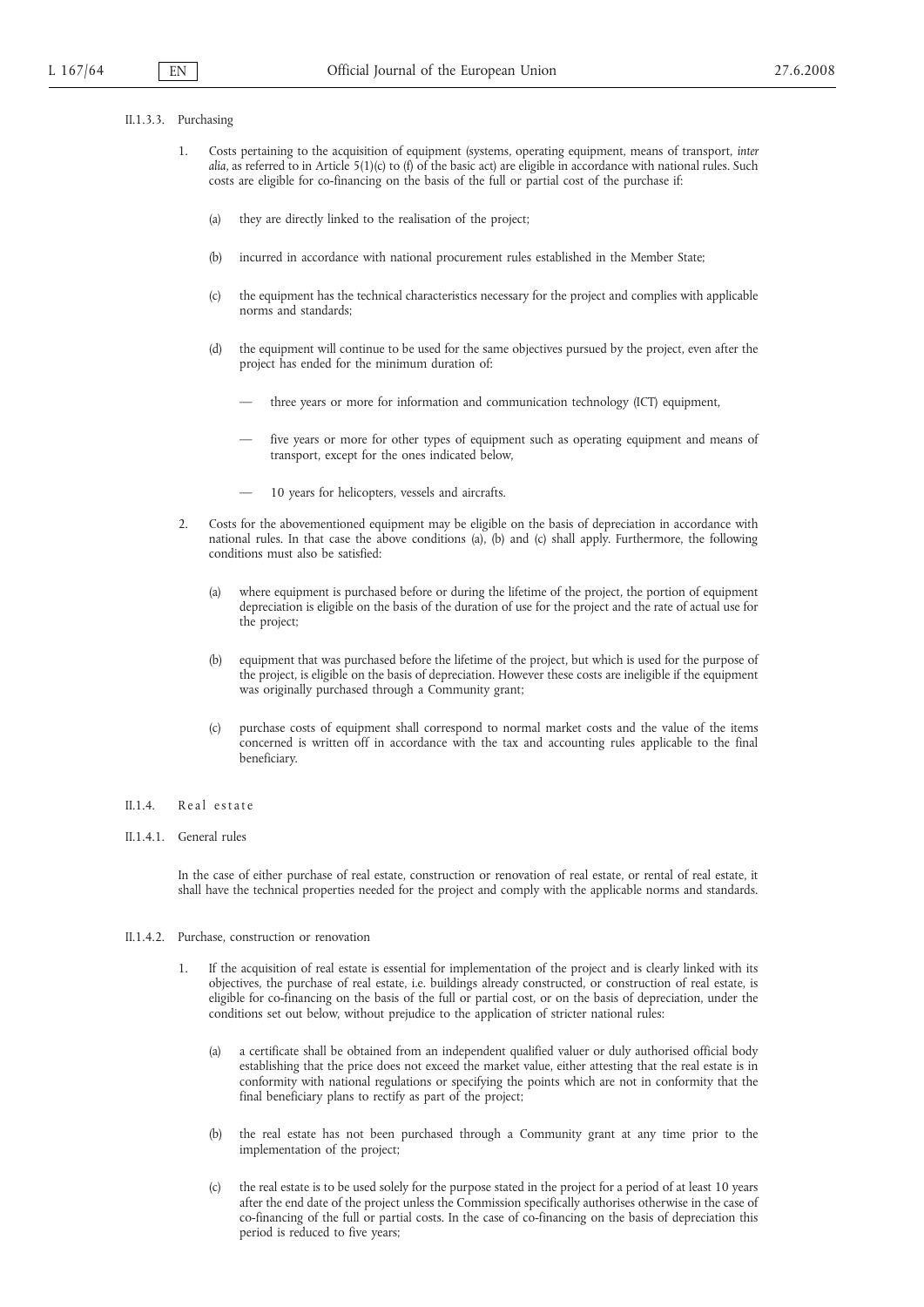II.1.3.3. Purchasing

1. Costs pertaining to the acquisition of equipment (systems, operating equipment, means of transport, *inter alia*, as referred to in Article 5(1)(c) to (f) of the basic act) are eligible in accordance with national rules. Such costs are eligible for co-financing on the basis of the full or partial cost of the purchase if:

   (a) they are directly linked to the realisation of the project;

   (b) incurred in accordance with national procurement rules established in the Member State;

   (c) the equipment has the technical characteristics necessary for the project and complies with applicable norms and standards;

   (d) the equipment will continue to be used for the same objectives pursued by the project, even after the project has ended for the minimum duration of:

   — three years or more for information and communication technology (ICT) equipment,

   — five years or more for other types of equipment such as operating equipment and means of transport, except for the ones indicated below,

   — 10 years for helicopters, vessels and aircrafts.

2. Costs for the abovementioned equipment may be eligible on the basis of depreciation in accordance with national rules. In that case the above conditions (a), (b) and (c) shall apply. Furthermore, the following conditions must also be satisfied:

   (a) where equipment is purchased before or during the lifetime of the project, the portion of equipment depreciation is eligible on the basis of the duration of use for the project and the rate of actual use for the project;

   (b) equipment that was purchased before the lifetime of the project, but which is used for the purpose of the project, is eligible on the basis of depreciation. However these costs are ineligible if the equipment was originally purchased through a Community grant;

   (c) purchase costs of equipment shall correspond to normal market costs and the value of the items concerned is written off in accordance with the tax and accounting rules applicable to the final beneficiary.

II.1.4. Real estate

II.1.4.1. General rules

In the case of either purchase of real estate, construction or renovation of real estate, or rental of real estate, it shall have the technical properties needed for the project and comply with the applicable norms and standards.

II.1.4.2. Purchase, construction or renovation

1. If the acquisition of real estate is essential for implementation of the project and is clearly linked with its objectives, the purchase of real estate, i.e. buildings already constructed, or construction of real estate, is eligible for co-financing on the basis of the full or partial cost, or on the basis of depreciation, under the conditions set out below, without prejudice to the application of stricter national rules:

   (a) a certificate shall be obtained from an independent qualified valuer or duly authorised official body establishing that the price does not exceed the market value, either attesting that the real estate is in conformity with national regulations or specifying the points which are not in conformity that the final beneficiary plans to rectify as part of the project;

   (b) the real estate has not been purchased through a Community grant at any time prior to the implementation of the project;

   (c) the real estate is to be used solely for the purpose stated in the project for a period of at least 10 years after the end date of the project unless the Commission specifically authorises otherwise in the case of co-financing of the full or partial costs. In the case of co-financing on the basis of depreciation this period is reduced to five years;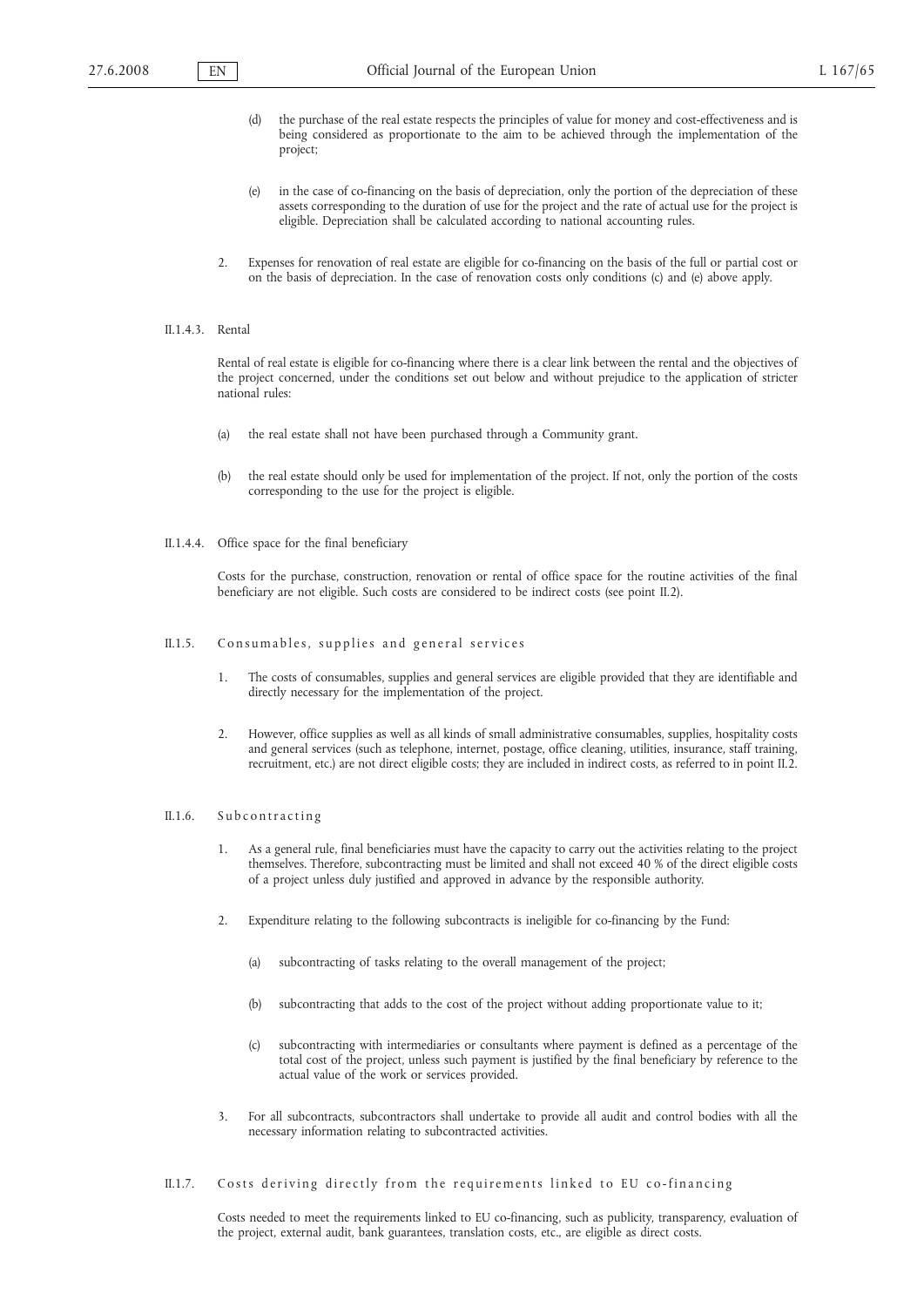(d) the purchase of the real estate respects the principles of value for money and cost-effectiveness and is being considered as proportionate to the aim to be achieved through the implementation of the project;

(e) in the case of co-financing on the basis of depreciation, only the portion of the depreciation of these assets corresponding to the duration of use for the project and the rate of actual use for the project is eligible. Depreciation shall be calculated according to national accounting rules.

2. Expenses for renovation of real estate are eligible for co-financing on the basis of the full or partial cost or on the basis of depreciation. In the case of renovation costs only conditions (c) and (e) above apply.

II.1.4.3. Rental

Rental of real estate is eligible for co-financing where there is a clear link between the rental and the objectives of the project concerned, under the conditions set out below and without prejudice to the application of stricter national rules:

(a) the real estate shall not have been purchased through a Community grant.

(b) the real estate should only be used for implementation of the project. If not, only the portion of the costs corresponding to the use for the project is eligible.

II.1.4.4. Office space for the final beneficiary

Costs for the purchase, construction, renovation or rental of office space for the routine activities of the final beneficiary are not eligible. Such costs are considered to be indirect costs (see point II.2).

### II.1.5. Consumables, supplies and general services

1. The costs of consumables, supplies and general services are eligible provided that they are identifiable and directly necessary for the implementation of the project.

2. However, office supplies as well as all kinds of small administrative consumables, supplies, hospitality costs and general services (such as telephone, internet, postage, office cleaning, utilities, insurance, staff training, recruitment, etc.) are not direct eligible costs; they are included in indirect costs, as referred to in point II.2.

### II.1.6. Subcontracting

1. As a general rule, final beneficiaries must have the capacity to carry out the activities relating to the project themselves. Therefore, subcontracting must be limited and shall not exceed 40 % of the direct eligible costs of a project unless duly justified and approved in advance by the responsible authority.

2. Expenditure relating to the following subcontracts is ineligible for co-financing by the Fund:

   (a) subcontracting of tasks relating to the overall management of the project;

   (b) subcontracting that adds to the cost of the project without adding proportionate value to it;

   (c) subcontracting with intermediaries or consultants where payment is defined as a percentage of the total cost of the project, unless such payment is justified by the final beneficiary by reference to the actual value of the work or services provided.

3. For all subcontracts, subcontractors shall undertake to provide all audit and control bodies with all the necessary information relating to subcontracted activities.

### II.1.7. Costs deriving directly from the requirements linked to EU co-financing

Costs needed to meet the requirements linked to EU co-financing, such as publicity, transparency, evaluation of the project, external audit, bank guarantees, translation costs, etc., are eligible as direct costs.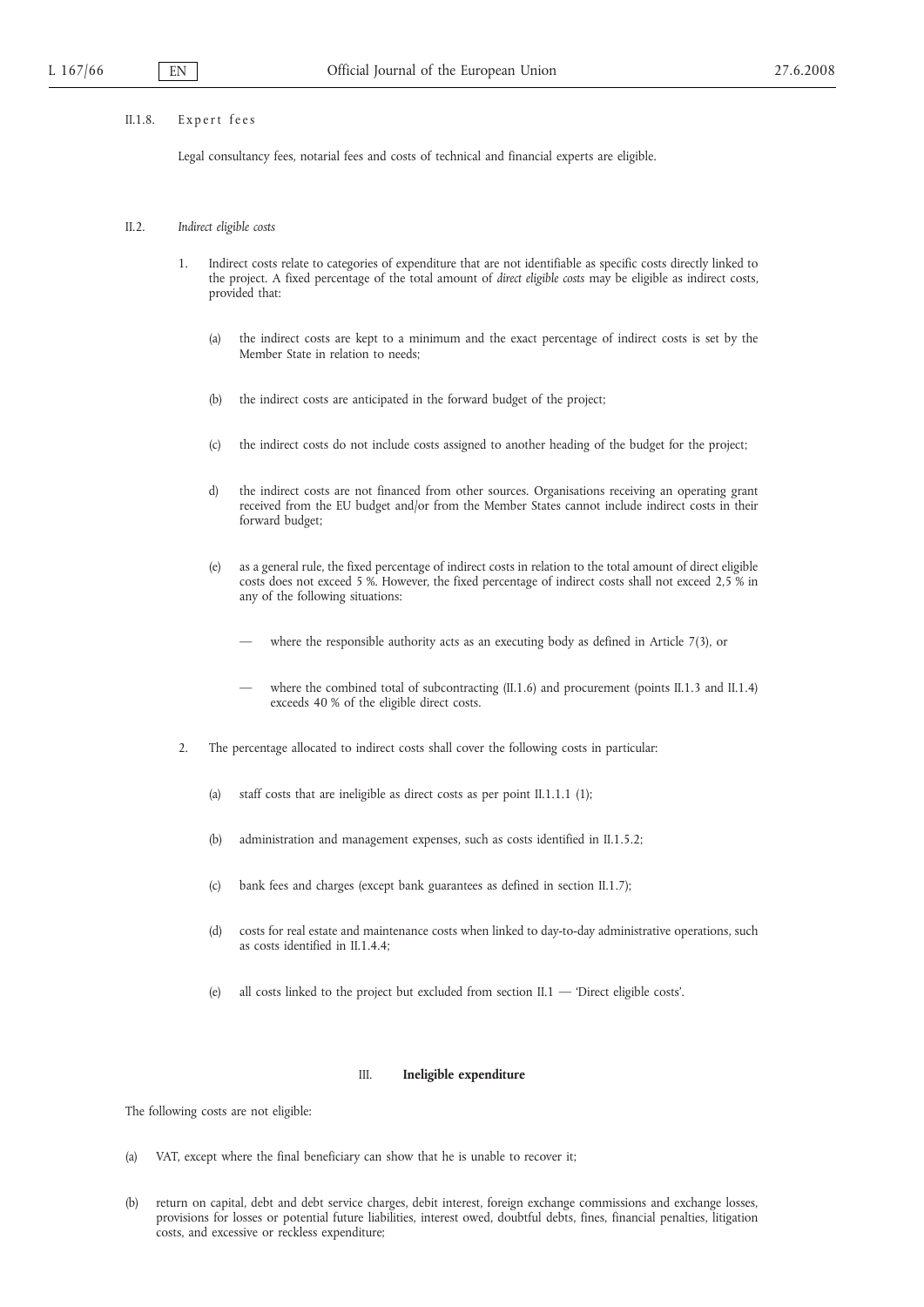II.1.8. Expert fees

Legal consultancy fees, notarial fees and costs of technical and financial experts are eligible.

II.2. *Indirect eligible costs*

1. Indirect costs relate to categories of expenditure that are not identifiable as specific costs directly linked to the project. A fixed percentage of the total amount of *direct eligible costs* may be eligible as indirect costs, provided that:

   (a) the indirect costs are kept to a minimum and the exact percentage of indirect costs is set by the Member State in relation to needs;

   (b) the indirect costs are anticipated in the forward budget of the project;

   (c) the indirect costs do not include costs assigned to another heading of the budget for the project;

   d) the indirect costs are not financed from other sources. Organisations receiving an operating grant received from the EU budget and/or from the Member States cannot include indirect costs in their forward budget;

   (e) as a general rule, the fixed percentage of indirect costs in relation to the total amount of direct eligible costs does not exceed 5 %. However, the fixed percentage of indirect costs shall not exceed 2,5 % in any of the following situations:

   — where the responsible authority acts as an executing body as defined in Article 7(3), or

   — where the combined total of subcontracting (II.1.6) and procurement (points II.1.3 and II.1.4) exceeds 40 % of the eligible direct costs.

2. The percentage allocated to indirect costs shall cover the following costs in particular:

   (a) staff costs that are ineligible as direct costs as per point II.1.1.1 (1);

   (b) administration and management expenses, such as costs identified in II.1.5.2;

   (c) bank fees and charges (except bank guarantees as defined in section II.1.7);

   (d) costs for real estate and maintenance costs when linked to day-to-day administrative operations, such as costs identified in II.1.4.4;

   (e) all costs linked to the project but excluded from section II.1 — 'Direct eligible costs'.

## III. **Ineligible expenditure**

The following costs are not eligible:

(a) VAT, except where the final beneficiary can show that he is unable to recover it;

(b) return on capital, debt and debt service charges, debit interest, foreign exchange commissions and exchange losses, provisions for losses or potential future liabilities, interest owed, doubtful debts, fines, financial penalties, litigation costs, and excessive or reckless expenditure;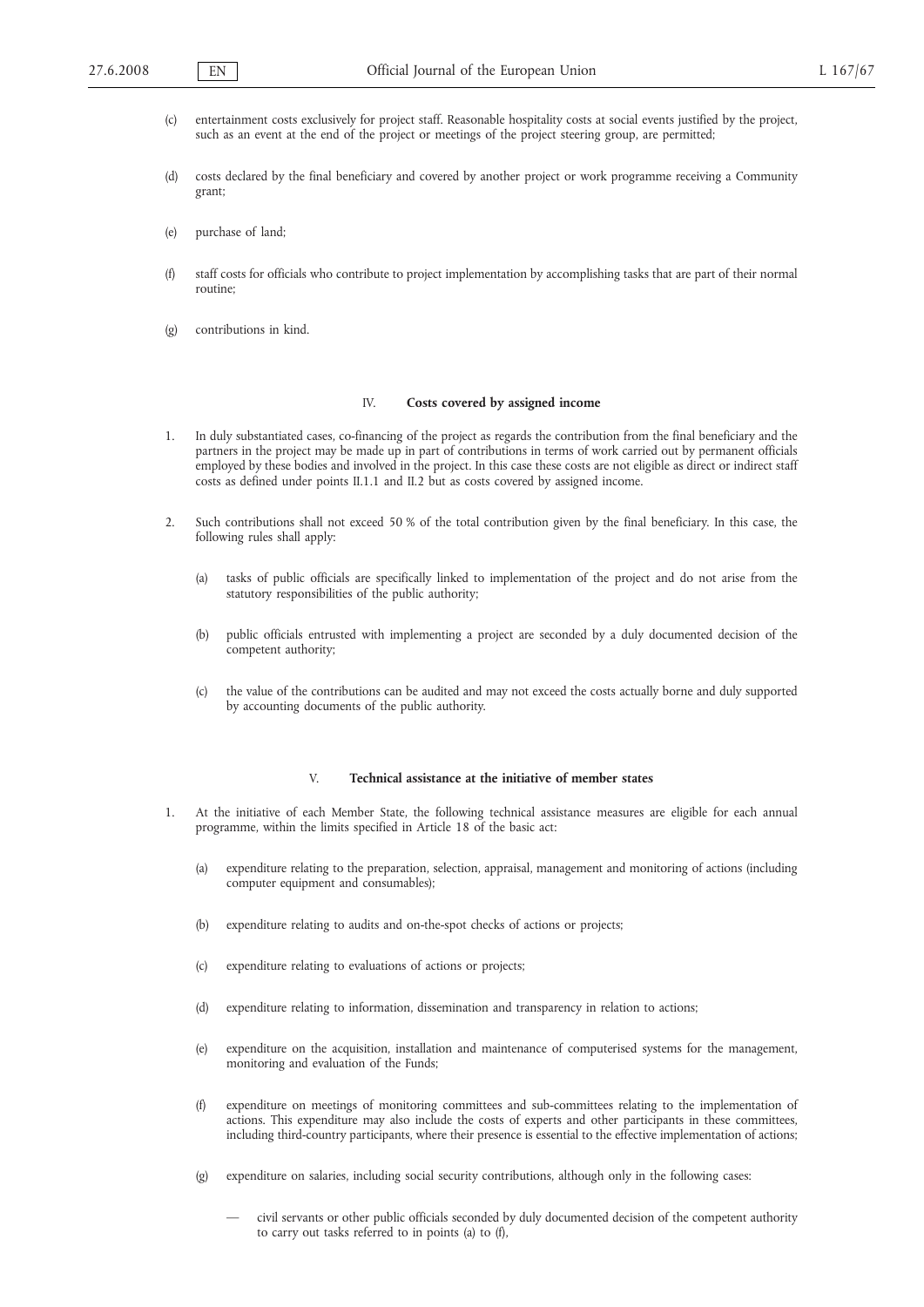(c) entertainment costs exclusively for project staff. Reasonable hospitality costs at social events justified by the project, such as an event at the end of the project or meetings of the project steering group, are permitted;

(d) costs declared by the final beneficiary and covered by another project or work programme receiving a Community grant;

(e) purchase of land;

(f) staff costs for officials who contribute to project implementation by accomplishing tasks that are part of their normal routine;

(g) contributions in kind.

## IV. **Costs covered by assigned income**

1. In duly substantiated cases, co-financing of the project as regards the contribution from the final beneficiary and the partners in the project may be made up in part of contributions in terms of work carried out by permanent officials employed by these bodies and involved in the project. In this case these costs are not eligible as direct or indirect staff costs as defined under points II.1.1 and II.2 but as costs covered by assigned income.

2. Such contributions shall not exceed 50 % of the total contribution given by the final beneficiary. In this case, the following rules shall apply:

   (a) tasks of public officials are specifically linked to implementation of the project and do not arise from the statutory responsibilities of the public authority;

   (b) public officials entrusted with implementing a project are seconded by a duly documented decision of the competent authority;

   (c) the value of the contributions can be audited and may not exceed the costs actually borne and duly supported by accounting documents of the public authority.

## V. **Technical assistance at the initiative of member states**

1. At the initiative of each Member State, the following technical assistance measures are eligible for each annual programme, within the limits specified in Article 18 of the basic act:

   (a) expenditure relating to the preparation, selection, appraisal, management and monitoring of actions (including computer equipment and consumables);

   (b) expenditure relating to audits and on-the-spot checks of actions or projects;

   (c) expenditure relating to evaluations of actions or projects;

   (d) expenditure relating to information, dissemination and transparency in relation to actions;

   (e) expenditure on the acquisition, installation and maintenance of computerised systems for the management, monitoring and evaluation of the Funds;

   (f) expenditure on meetings of monitoring committees and sub-committees relating to the implementation of actions. This expenditure may also include the costs of experts and other participants in these committees, including third-country participants, where their presence is essential to the effective implementation of actions;

   (g) expenditure on salaries, including social security contributions, although only in the following cases:

      — civil servants or other public officials seconded by duly documented decision of the competent authority to carry out tasks referred to in points (a) to (f),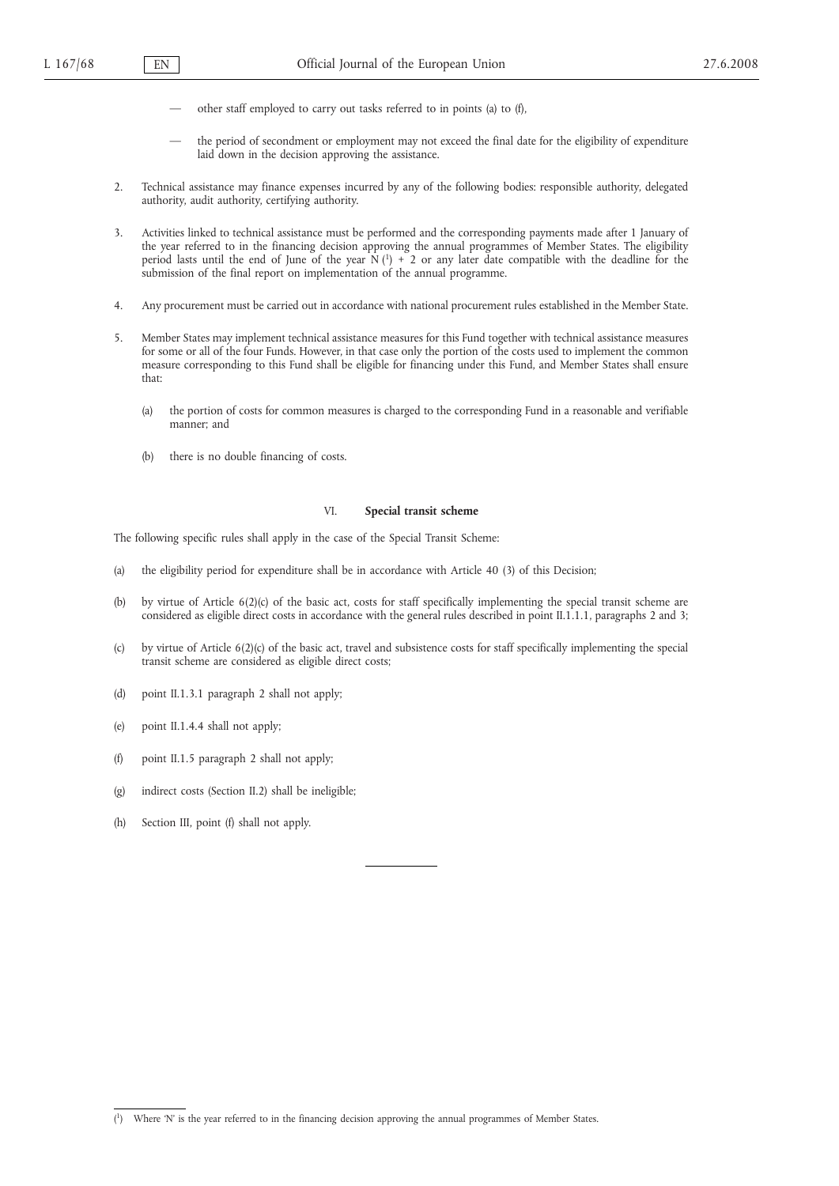— other staff employed to carry out tasks referred to in points (a) to (f),

— the period of secondment or employment may not exceed the final date for the eligibility of expenditure laid down in the decision approving the assistance.

2. Technical assistance may finance expenses incurred by any of the following bodies: responsible authority, delegated authority, audit authority, certifying authority.

3. Activities linked to technical assistance must be performed and the corresponding payments made after 1 January of the year referred to in the financing decision approving the annual programmes of Member States. The eligibility period lasts until the end of June of the year N [1] + 2 or any later date compatible with the deadline for the submission of the final report on implementation of the annual programme.

4. Any procurement must be carried out in accordance with national procurement rules established in the Member State.

5. Member States may implement technical assistance measures for this Fund together with technical assistance measures for some or all of the four Funds. However, in that case only the portion of the costs used to implement the common measure corresponding to this Fund shall be eligible for financing under this Fund, and Member States shall ensure that:

   (a) the portion of costs for common measures is charged to the corresponding Fund in a reasonable and verifiable manner; and

   (b) there is no double financing of costs.

## VI. **Special transit scheme**

The following specific rules shall apply in the case of the Special Transit Scheme:

(a) the eligibility period for expenditure shall be in accordance with Article 40 (3) of this Decision;

(b) by virtue of Article 6(2)(c) of the basic act, costs for staff specifically implementing the special transit scheme are considered as eligible direct costs in accordance with the general rules described in point II.1.1.1, paragraphs 2 and 3;

(c) by virtue of Article 6(2)(c) of the basic act, travel and subsistence costs for staff specifically implementing the special transit scheme are considered as eligible direct costs;

(d) point II.1.3.1 paragraph 2 shall not apply;

(e) point II.1.4.4 shall not apply;

(f) point II.1.5 paragraph 2 shall not apply;

(g) indirect costs (Section II.2) shall be ineligible;

(h) Section III, point (f) shall not apply.

---

[1] Where 'N' is the year referred to in the financing decision approving the annual programmes of Member States.